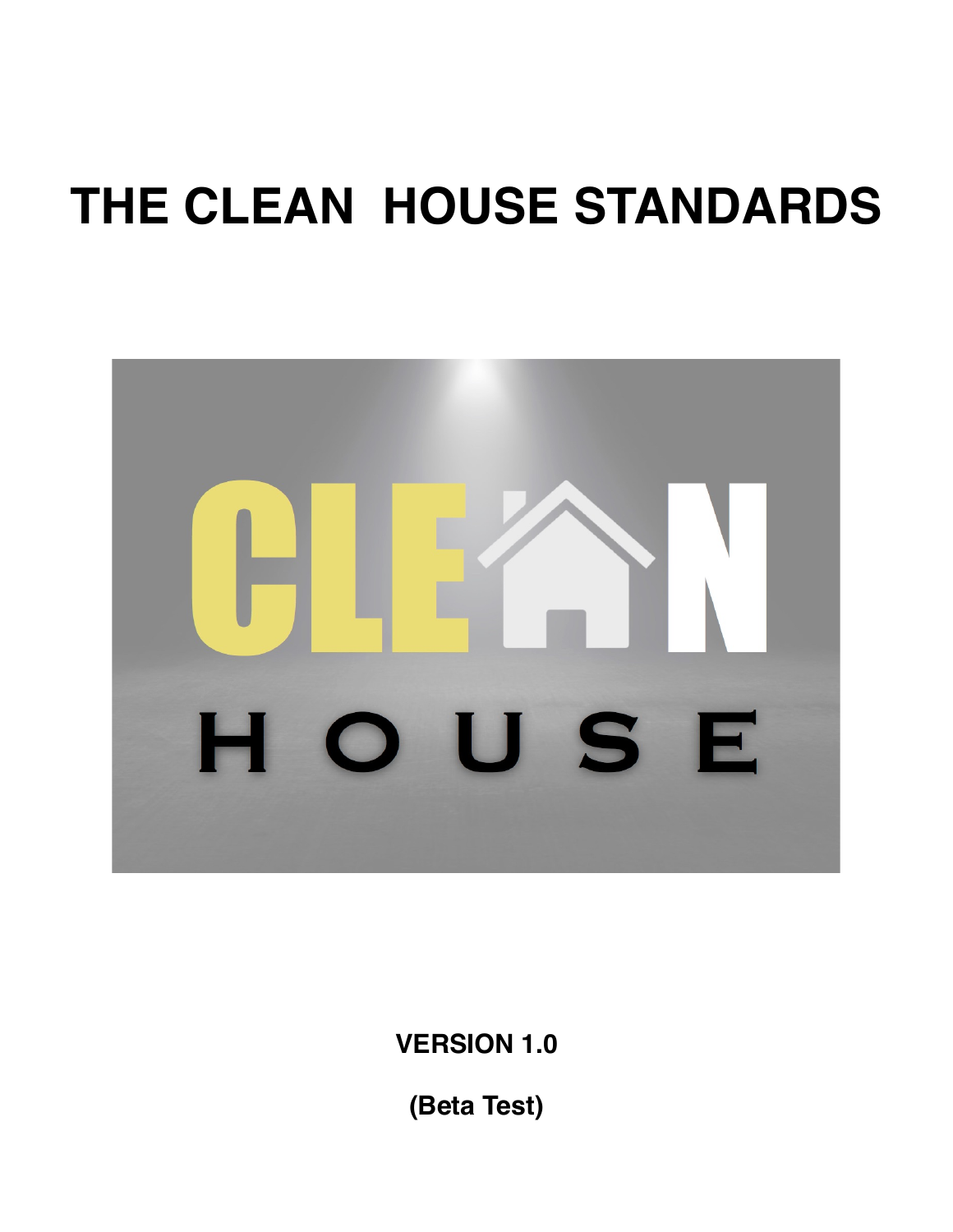# THE CLEAN HOUSE STANDARDS

**VERSION 1.0**

**(Beta Test)**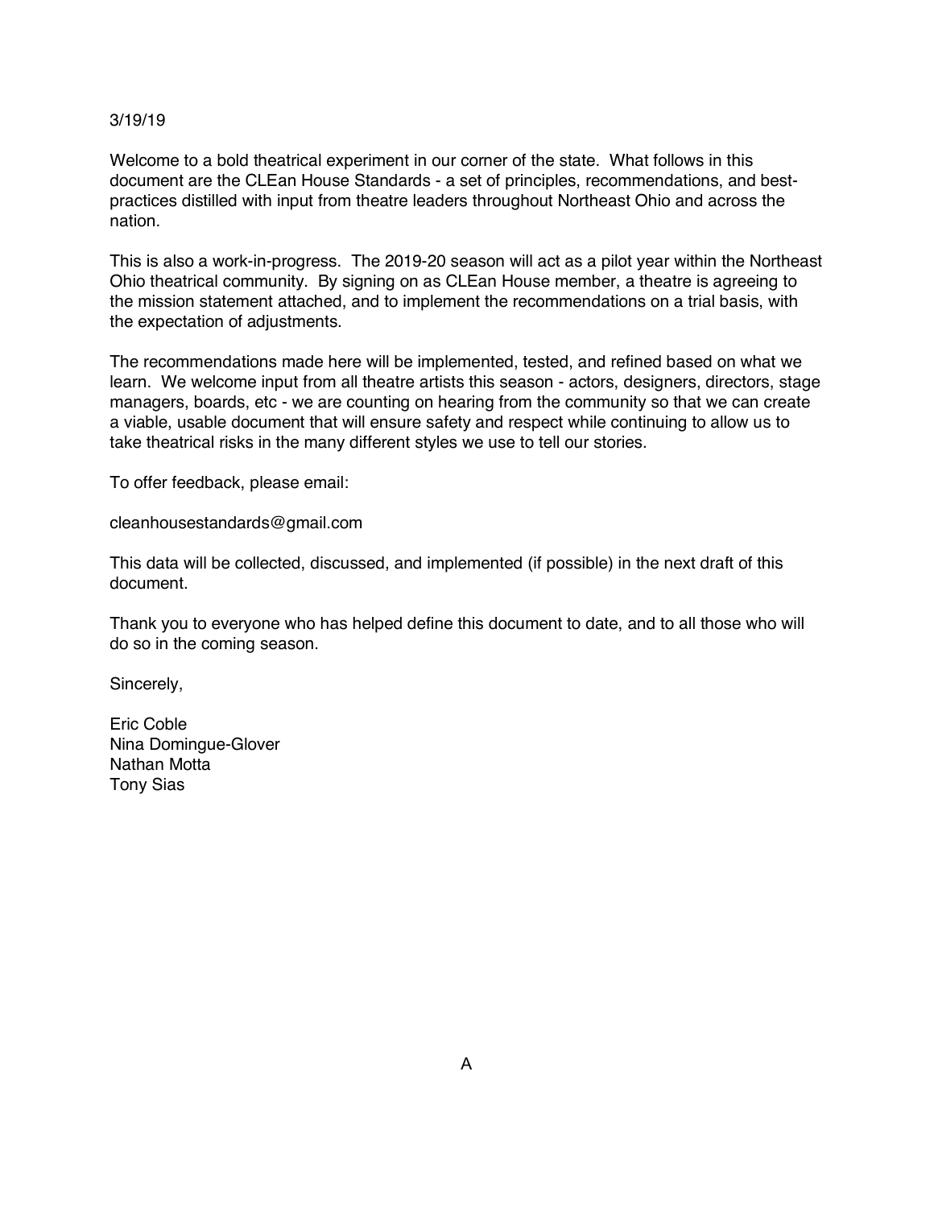3/19/19

Welcome to a bold theatrical experiment in our corner of the state. What follows in this document are the CLEan House Standards - a set of principles, recommendations, and best-practices distilled with input from theatre leaders throughout Northeast Ohio and across the nation.

This is also a work-in-progress. The 2019-20 season will act as a pilot year within the Northeast Ohio theatrical community. By signing on as CLEan House member, a theatre is agreeing to the mission statement attached, and to implement the recommendations on a trial basis, with the expectation of adjustments.

The recommendations made here will be implemented, tested, and refined based on what we learn. We welcome input from all theatre artists this season - actors, designers, directors, stage managers, boards, etc - we are counting on hearing from the community so that we can create a viable, usable document that will ensure safety and respect while continuing to allow us to take theatrical risks in the many different styles we use to tell our stories.

To offer feedback, please email:

cleanhousestandards@gmail.com

This data will be collected, discussed, and implemented (if possible) in the next draft of this document.

Thank you to everyone who has helped define this document to date, and to all those who will do so in the coming season.

Sincerely,

Eric Coble
Nina Domingue-Glover
Nathan Motta
Tony Sias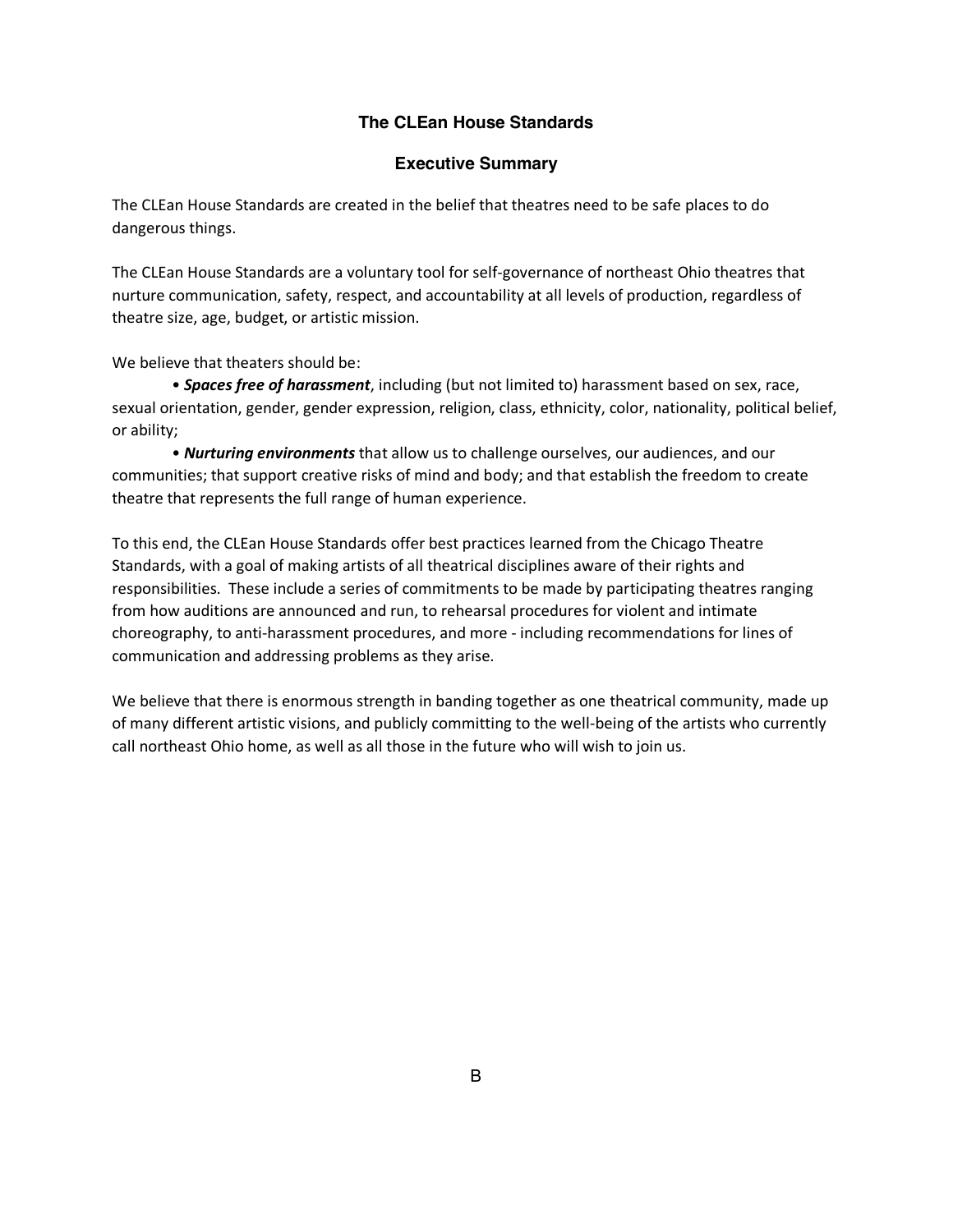# The CLEan House Standards

## Executive Summary

The CLEan House Standards are created in the belief that theatres need to be safe places to do dangerous things.

The CLEan House Standards are a voluntary tool for self-governance of northeast Ohio theatres that nurture communication, safety, respect, and accountability at all levels of production, regardless of theatre size, age, budget, or artistic mission.

We believe that theaters should be:

- ***Spaces free of harassment***, including (but not limited to) harassment based on sex, race, sexual orientation, gender, gender expression, religion, class, ethnicity, color, nationality, political belief, or ability;
- ***Nurturing environments*** that allow us to challenge ourselves, our audiences, and our communities; that support creative risks of mind and body; and that establish the freedom to create theatre that represents the full range of human experience.

To this end, the CLEan House Standards offer best practices learned from the Chicago Theatre Standards, with a goal of making artists of all theatrical disciplines aware of their rights and responsibilities. These include a series of commitments to be made by participating theatres ranging from how auditions are announced and run, to rehearsal procedures for violent and intimate choreography, to anti-harassment procedures, and more - including recommendations for lines of communication and addressing problems as they arise.

We believe that there is enormous strength in banding together as one theatrical community, made up of many different artistic visions, and publicly committing to the well-being of the artists who currently call northeast Ohio home, as well as all those in the future who will wish to join us.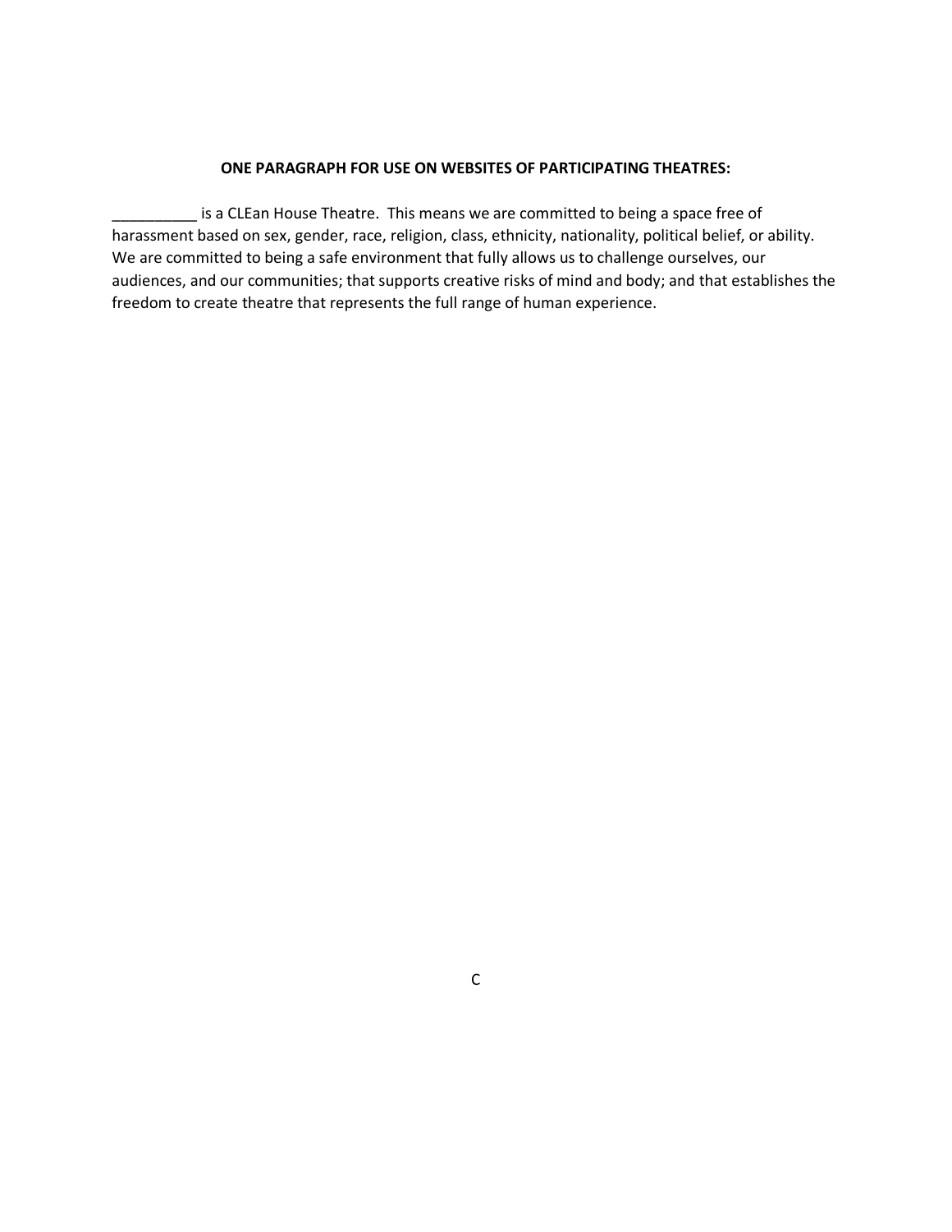**ONE PARAGRAPH FOR USE ON WEBSITES OF PARTICIPATING THEATRES:**

__________ is a CLEan House Theatre. This means we are committed to being a space free of harassment based on sex, gender, race, religion, class, ethnicity, nationality, political belief, or ability. We are committed to being a safe environment that fully allows us to challenge ourselves, our audiences, and our communities; that supports creative risks of mind and body; and that establishes the freedom to create theatre that represents the full range of human experience.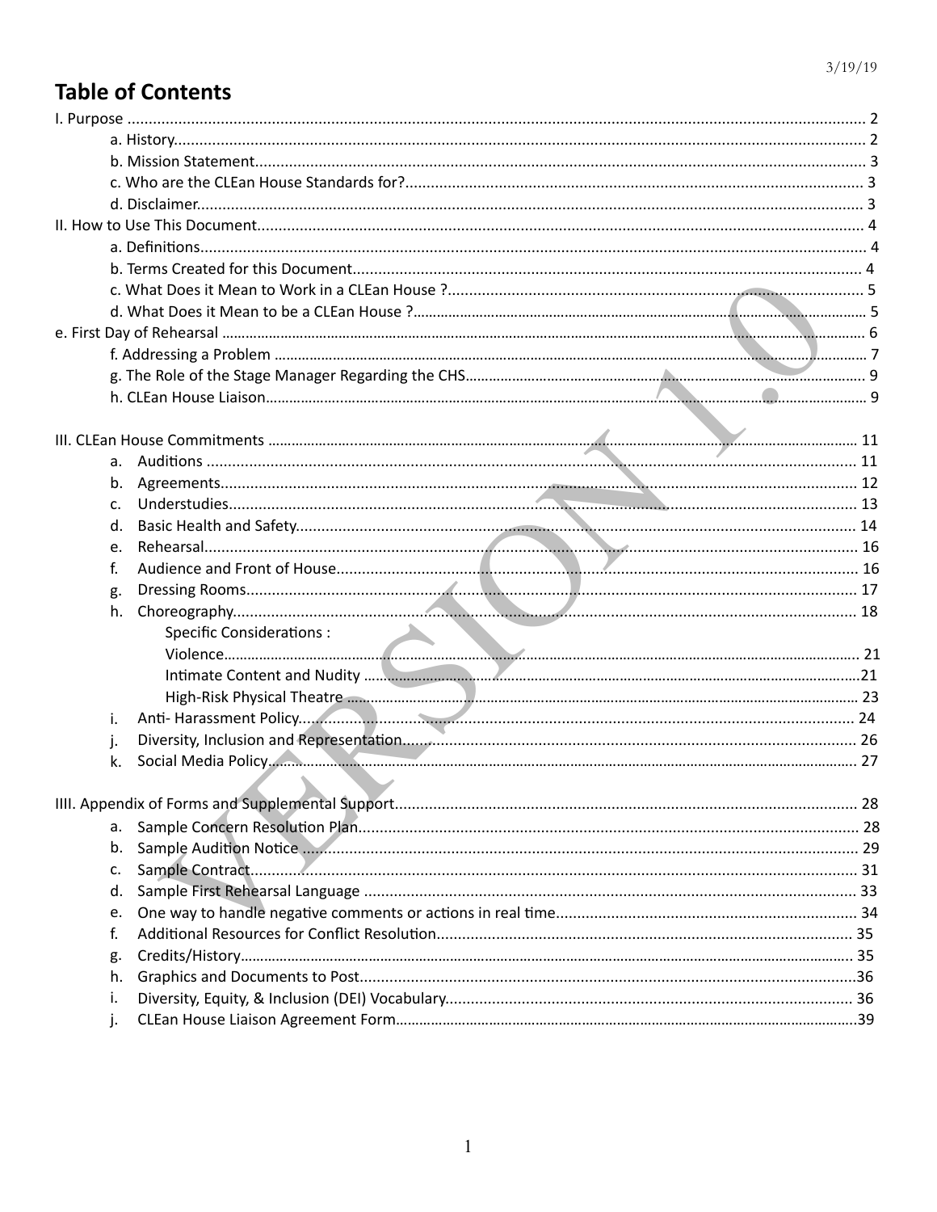3/19/19

# Table of Contents

I. Purpose ............................................................................................................................................................... 2
- a. History................................................................................................................................................ 2
- b. Mission Statement.............................................................................................................................. 3
- c. Who are the CLEan House Standards for?.......................................................................................... 3
- d. Disclaimer........................................................................................................................................... 3

II. How to Use This Document............................................................................................................................ 4
- a. Definitions........................................................................................................................................... 4
- b. Terms Created for this Document....................................................................................................... 4
- c. What Does it Mean to Work in a CLEan House ?................................................................................. 5
- d. What Does it Mean to be a CLEan House ?.......................................................................................... 5

e. First Day of Rehearsal .................................................................................................................................. 6
- f. Addressing a Problem .......................................................................................................................... 7
- g. The Role of the Stage Manager Regarding the CHS.............................................................................. 9
- h. CLEan House Liaison............................................................................................................................ 9

III. CLEan House Commitments ........................................................................................................................ 11
- a. Auditions ............................................................................................................................................ 11
- b. Agreements......................................................................................................................................... 12
- c. Understudies........................................................................................................................................ 13
- d. Basic Health and Safety....................................................................................................................... 14
- e. Rehearsal............................................................................................................................................. 16
- f. Audience and Front of House............................................................................................................... 16
- g. Dressing Rooms.................................................................................................................................... 17
- h. Choreography....................................................................................................................................... 18
  - Specific Considerations :
    - Violence.............................................................................................................................................. 21
    - Intimate Content and Nudity ..............................................................................................................21
    - High-Risk Physical Theatre ................................................................................................................. 23
- i. Anti- Harassment Policy....................................................................................................................... 24
- j. Diversity, Inclusion and Representation.............................................................................................. 26
- k. Social Media Policy.............................................................................................................................. 27

IIII. Appendix of Forms and Supplemental Support............................................................................................. 28
- a. Sample Concern Resolution Plan.......................................................................................................... 28
- b. Sample Audition Notice ....................................................................................................................... 29
- c. Sample Contract................................................................................................................................... 31
- d. Sample First Rehearsal Language ......................................................................................................... 33
- e. One way to handle negative comments or actions in real time............................................................ 34
- f. Additional Resources for Conflict Resolution......................................................................................... 35
- g. Credits/History...................................................................................................................................... 35
- h. Graphics and Documents to Post...........................................................................................................36
- i. Diversity, Equity, & Inclusion (DEI) Vocabulary...................................................................................... 36
- j. CLEan House Liaison Agreement Form.....................................................................................................39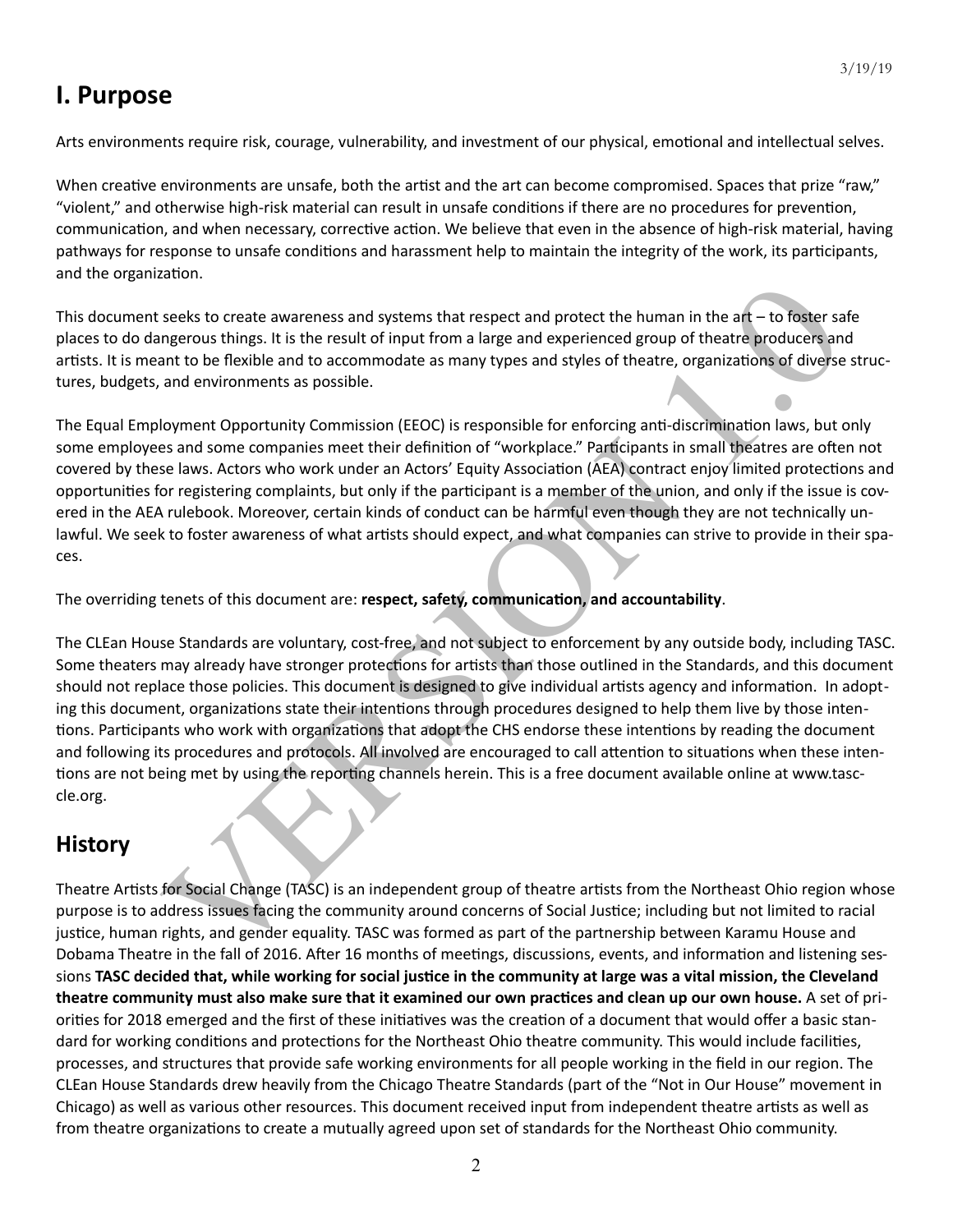# I. Purpose

Arts environments require risk, courage, vulnerability, and investment of our physical, emotional and intellectual selves.

When creative environments are unsafe, both the artist and the art can become compromised. Spaces that prize "raw," "violent," and otherwise high-risk material can result in unsafe conditions if there are no procedures for prevention, communication, and when necessary, corrective action. We believe that even in the absence of high-risk material, having pathways for response to unsafe conditions and harassment help to maintain the integrity of the work, its participants, and the organization.

This document seeks to create awareness and systems that respect and protect the human in the art – to foster safe places to do dangerous things. It is the result of input from a large and experienced group of theatre producers and artists. It is meant to be flexible and to accommodate as many types and styles of theatre, organizations of diverse structures, budgets, and environments as possible.

The Equal Employment Opportunity Commission (EEOC) is responsible for enforcing anti-discrimination laws, but only some employees and some companies meet their definition of "workplace." Participants in small theatres are often not covered by these laws. Actors who work under an Actors' Equity Association (AEA) contract enjoy limited protections and opportunities for registering complaints, but only if the participant is a member of the union, and only if the issue is covered in the AEA rulebook. Moreover, certain kinds of conduct can be harmful even though they are not technically unlawful. We seek to foster awareness of what artists should expect, and what companies can strive to provide in their spaces.

The overriding tenets of this document are: **respect, safety, communication, and accountability**.

The CLEan House Standards are voluntary, cost-free, and not subject to enforcement by any outside body, including TASC. Some theaters may already have stronger protections for artists than those outlined in the Standards, and this document should not replace those policies. This document is designed to give individual artists agency and information. In adopting this document, organizations state their intentions through procedures designed to help them live by those intentions. Participants who work with organizations that adopt the CHS endorse these intentions by reading the document and following its procedures and protocols. All involved are encouraged to call attention to situations when these intentions are not being met by using the reporting channels herein. This is a free document available online at www.tasccle.org.

## History

Theatre Artists for Social Change (TASC) is an independent group of theatre artists from the Northeast Ohio region whose purpose is to address issues facing the community around concerns of Social Justice; including but not limited to racial justice, human rights, and gender equality. TASC was formed as part of the partnership between Karamu House and Dobama Theatre in the fall of 2016. After 16 months of meetings, discussions, events, and information and listening sessions **TASC decided that, while working for social justice in the community at large was a vital mission, the Cleveland theatre community must also make sure that it examined our own practices and clean up our own house.** A set of priorities for 2018 emerged and the first of these initiatives was the creation of a document that would offer a basic standard for working conditions and protections for the Northeast Ohio theatre community. This would include facilities, processes, and structures that provide safe working environments for all people working in the field in our region. The CLEan House Standards drew heavily from the Chicago Theatre Standards (part of the "Not in Our House" movement in Chicago) as well as various other resources. This document received input from independent theatre artists as well as from theatre organizations to create a mutually agreed upon set of standards for the Northeast Ohio community.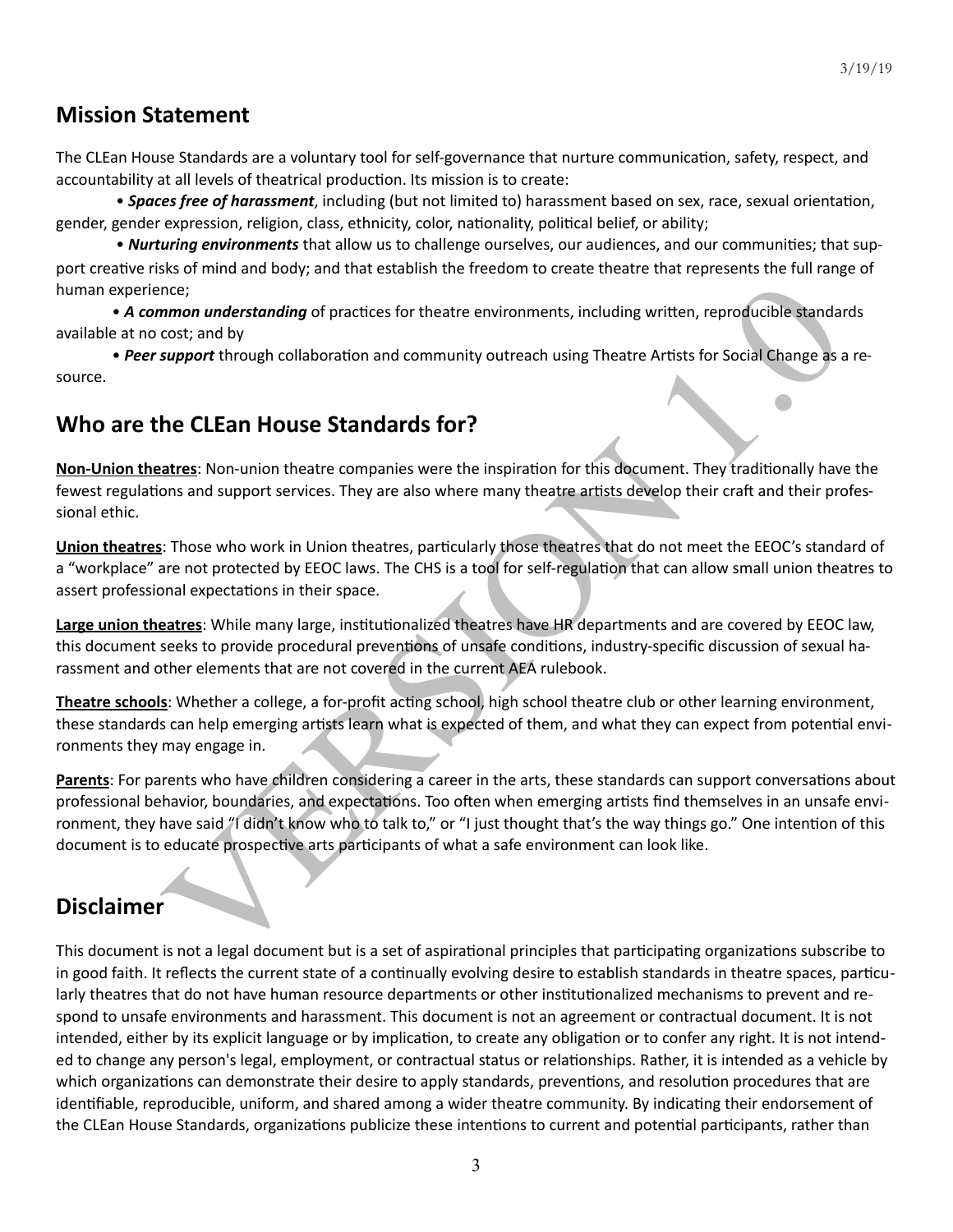## Mission Statement

The CLEan House Standards are a voluntary tool for self-governance that nurture communication, safety, respect, and accountability at all levels of theatrical production. Its mission is to create:

• ***Spaces free of harassment***, including (but not limited to) harassment based on sex, race, sexual orientation, gender, gender expression, religion, class, ethnicity, color, nationality, political belief, or ability;

• ***Nurturing environments*** that allow us to challenge ourselves, our audiences, and our communities; that support creative risks of mind and body; and that establish the freedom to create theatre that represents the full range of human experience;

• ***A common understanding*** of practices for theatre environments, including written, reproducible standards available at no cost; and by

• ***Peer support*** through collaboration and community outreach using Theatre Artists for Social Change as a resource.

## Who are the CLEan House Standards for?

**Non-Union theatres**: Non-union theatre companies were the inspiration for this document. They traditionally have the fewest regulations and support services. They are also where many theatre artists develop their craft and their professional ethic.

**Union theatres**: Those who work in Union theatres, particularly those theatres that do not meet the EEOC's standard of a "workplace" are not protected by EEOC laws. The CHS is a tool for self-regulation that can allow small union theatres to assert professional expectations in their space.

**Large union theatres**: While many large, institutionalized theatres have HR departments and are covered by EEOC law, this document seeks to provide procedural preventions of unsafe conditions, industry-specific discussion of sexual harassment and other elements that are not covered in the current AEA rulebook.

**Theatre schools**: Whether a college, a for-profit acting school, high school theatre club or other learning environment, these standards can help emerging artists learn what is expected of them, and what they can expect from potential environments they may engage in.

**Parents**: For parents who have children considering a career in the arts, these standards can support conversations about professional behavior, boundaries, and expectations. Too often when emerging artists find themselves in an unsafe environment, they have said "I didn't know who to talk to," or "I just thought that's the way things go." One intention of this document is to educate prospective arts participants of what a safe environment can look like.

## Disclaimer

This document is not a legal document but is a set of aspirational principles that participating organizations subscribe to in good faith. It reflects the current state of a continually evolving desire to establish standards in theatre spaces, particularly theatres that do not have human resource departments or other institutionalized mechanisms to prevent and respond to unsafe environments and harassment. This document is not an agreement or contractual document. It is not intended, either by its explicit language or by implication, to create any obligation or to confer any right. It is not intended to change any person's legal, employment, or contractual status or relationships. Rather, it is intended as a vehicle by which organizations can demonstrate their desire to apply standards, preventions, and resolution procedures that are identifiable, reproducible, uniform, and shared among a wider theatre community. By indicating their endorsement of the CLEan House Standards, organizations publicize these intentions to current and potential participants, rather than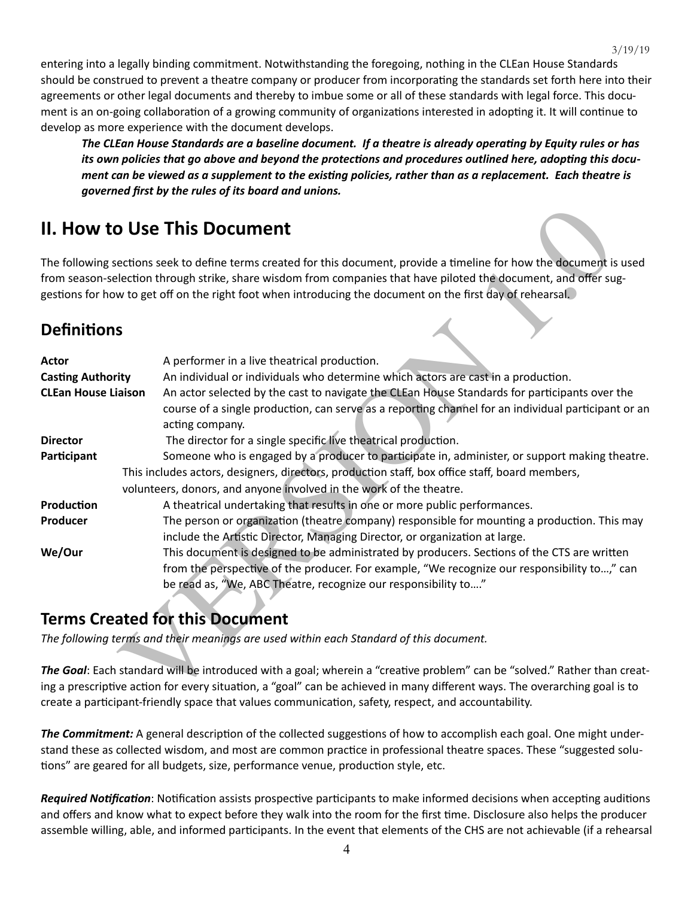entering into a legally binding commitment. Notwithstanding the foregoing, nothing in the CLEan House Standards should be construed to prevent a theatre company or producer from incorporating the standards set forth here into their agreements or other legal documents and thereby to imbue some or all of these standards with legal force. This document is an on-going collaboration of a growing community of organizations interested in adopting it. It will continue to develop as more experience with the document develops.

***The CLEan House Standards are a baseline document. If a theatre is already operating by Equity rules or has its own policies that go above and beyond the protections and procedures outlined here, adopting this document can be viewed as a supplement to the existing policies, rather than as a replacement. Each theatre is governed first by the rules of its board and unions.***

## II. How to Use This Document

The following sections seek to define terms created for this document, provide a timeline for how the document is used from season-selection through strike, share wisdom from companies that have piloted the document, and offer suggestions for how to get off on the right foot when introducing the document on the first day of rehearsal.

### Definitions

| | |
|---|---|
| **Actor** | A performer in a live theatrical production. |
| **Casting Authority** | An individual or individuals who determine which actors are cast in a production. |
| **CLEan House Liaison** | An actor selected by the cast to navigate the CLEan House Standards for participants over the course of a single production, can serve as a reporting channel for an individual participant or an acting company. |
| **Director** | The director for a single specific live theatrical production. |
| **Participant** | Someone who is engaged by a producer to participate in, administer, or support making theatre. This includes actors, designers, directors, production staff, box office staff, board members, volunteers, donors, and anyone involved in the work of the theatre. |
| **Production** | A theatrical undertaking that results in one or more public performances. |
| **Producer** | The person or organization (theatre company) responsible for mounting a production. This may include the Artistic Director, Managing Director, or organization at large. |
| **We/Our** | This document is designed to be administrated by producers. Sections of the CTS are written from the perspective of the producer. For example, "We recognize our responsibility to…," can be read as, "We, ABC Theatre, recognize our responsibility to…." |

### Terms Created for this Document

*The following terms and their meanings are used within each Standard of this document.*

***The Goal***: Each standard will be introduced with a goal; wherein a "creative problem" can be "solved." Rather than creating a prescriptive action for every situation, a "goal" can be achieved in many different ways. The overarching goal is to create a participant-friendly space that values communication, safety, respect, and accountability.

***The Commitment:*** A general description of the collected suggestions of how to accomplish each goal. One might understand these as collected wisdom, and most are common practice in professional theatre spaces. These "suggested solutions" are geared for all budgets, size, performance venue, production style, etc.

***Required Notification***: Notification assists prospective participants to make informed decisions when accepting auditions and offers and know what to expect before they walk into the room for the first time. Disclosure also helps the producer assemble willing, able, and informed participants. In the event that elements of the CHS are not achievable (if a rehearsal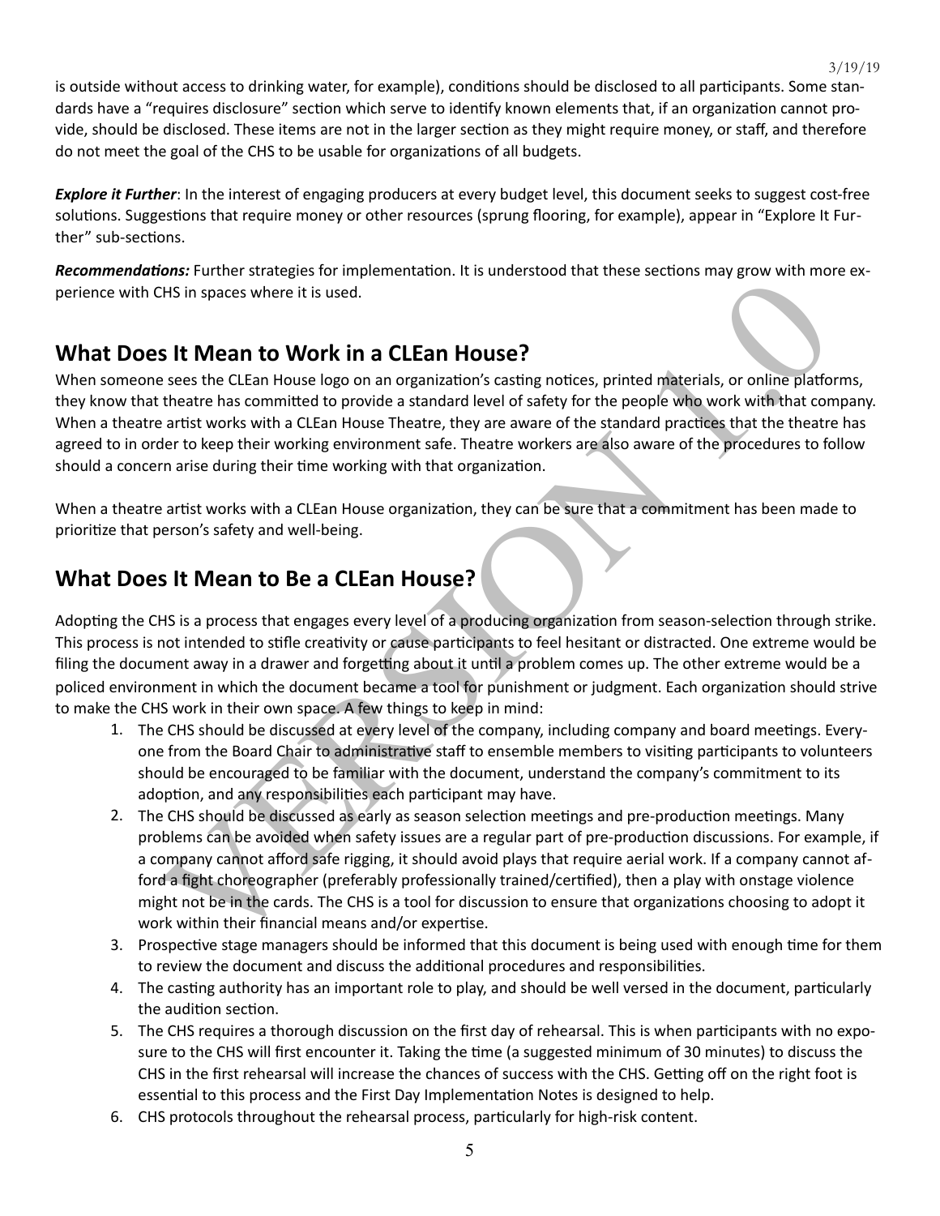is outside without access to drinking water, for example), conditions should be disclosed to all participants. Some standards have a "requires disclosure" section which serve to identify known elements that, if an organization cannot provide, should be disclosed. These items are not in the larger section as they might require money, or staff, and therefore do not meet the goal of the CHS to be usable for organizations of all budgets.

***Explore it Further***: In the interest of engaging producers at every budget level, this document seeks to suggest cost-free solutions. Suggestions that require money or other resources (sprung flooring, for example), appear in "Explore It Further" sub-sections.

***Recommendations:*** Further strategies for implementation. It is understood that these sections may grow with more experience with CHS in spaces where it is used.

## What Does It Mean to Work in a CLEan House?

When someone sees the CLEan House logo on an organization's casting notices, printed materials, or online platforms, they know that theatre has committed to provide a standard level of safety for the people who work with that company. When a theatre artist works with a CLEan House Theatre, they are aware of the standard practices that the theatre has agreed to in order to keep their working environment safe. Theatre workers are also aware of the procedures to follow should a concern arise during their time working with that organization.

When a theatre artist works with a CLEan House organization, they can be sure that a commitment has been made to prioritize that person's safety and well-being.

## What Does It Mean to Be a CLEan House?

Adopting the CHS is a process that engages every level of a producing organization from season-selection through strike. This process is not intended to stifle creativity or cause participants to feel hesitant or distracted. One extreme would be filing the document away in a drawer and forgetting about it until a problem comes up. The other extreme would be a policed environment in which the document became a tool for punishment or judgment. Each organization should strive to make the CHS work in their own space. A few things to keep in mind:

1. The CHS should be discussed at every level of the company, including company and board meetings. Everyone from the Board Chair to administrative staff to ensemble members to visiting participants to volunteers should be encouraged to be familiar with the document, understand the company's commitment to its adoption, and any responsibilities each participant may have.
2. The CHS should be discussed as early as season selection meetings and pre-production meetings. Many problems can be avoided when safety issues are a regular part of pre-production discussions. For example, if a company cannot afford safe rigging, it should avoid plays that require aerial work. If a company cannot afford a fight choreographer (preferably professionally trained/certified), then a play with onstage violence might not be in the cards. The CHS is a tool for discussion to ensure that organizations choosing to adopt it work within their financial means and/or expertise.
3. Prospective stage managers should be informed that this document is being used with enough time for them to review the document and discuss the additional procedures and responsibilities.
4. The casting authority has an important role to play, and should be well versed in the document, particularly the audition section.
5. The CHS requires a thorough discussion on the first day of rehearsal. This is when participants with no exposure to the CHS will first encounter it. Taking the time (a suggested minimum of 30 minutes) to discuss the CHS in the first rehearsal will increase the chances of success with the CHS. Getting off on the right foot is essential to this process and the First Day Implementation Notes is designed to help.
6. CHS protocols throughout the rehearsal process, particularly for high-risk content.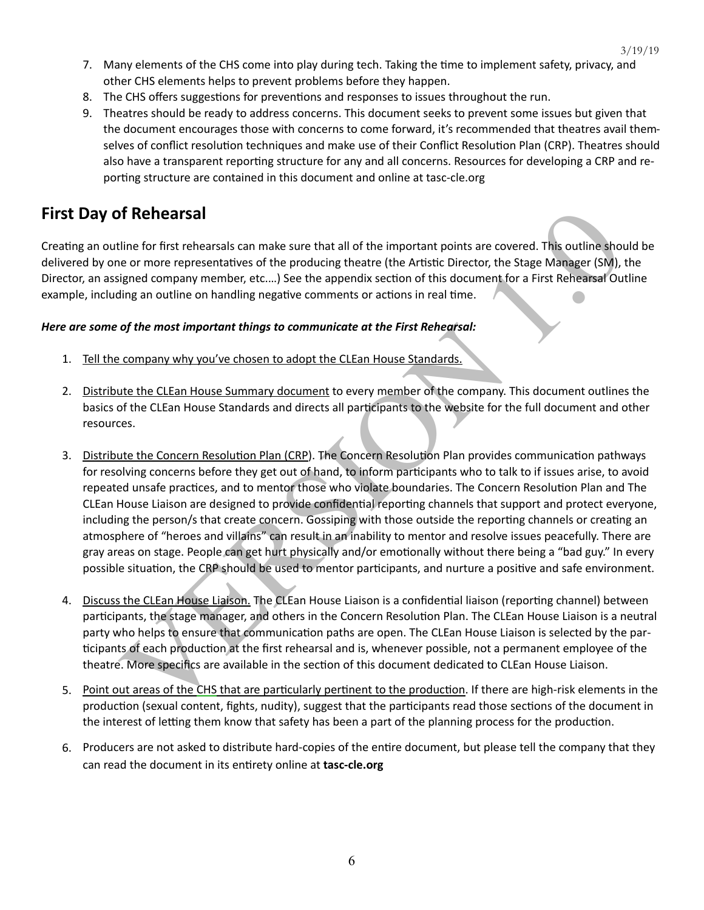7. Many elements of the CHS come into play during tech. Taking the time to implement safety, privacy, and other CHS elements helps to prevent problems before they happen.
8. The CHS offers suggestions for preventions and responses to issues throughout the run.
9. Theatres should be ready to address concerns. This document seeks to prevent some issues but given that the document encourages those with concerns to come forward, it's recommended that theatres avail themselves of conflict resolution techniques and make use of their Conflict Resolution Plan (CRP). Theatres should also have a transparent reporting structure for any and all concerns. Resources for developing a CRP and reporting structure are contained in this document and online at tasc-cle.org

## First Day of Rehearsal

Creating an outline for first rehearsals can make sure that all of the important points are covered. This outline should be delivered by one or more representatives of the producing theatre (the Artistic Director, the Stage Manager (SM), the Director, an assigned company member, etc....) See the appendix section of this document for a First Rehearsal Outline example, including an outline on handling negative comments or actions in real time.

***Here are some of the most important things to communicate at the First Rehearsal:***

1. Tell the company why you've chosen to adopt the CLEan House Standards.

2. Distribute the CLEan House Summary document to every member of the company. This document outlines the basics of the CLEan House Standards and directs all participants to the website for the full document and other resources.

3. Distribute the Concern Resolution Plan (CRP). The Concern Resolution Plan provides communication pathways for resolving concerns before they get out of hand, to inform participants who to talk to if issues arise, to avoid repeated unsafe practices, and to mentor those who violate boundaries. The Concern Resolution Plan and The CLEan House Liaison are designed to provide confidential reporting channels that support and protect everyone, including the person/s that create concern. Gossiping with those outside the reporting channels or creating an atmosphere of "heroes and villains" can result in an inability to mentor and resolve issues peacefully. There are gray areas on stage. People can get hurt physically and/or emotionally without there being a "bad guy." In every possible situation, the CRP should be used to mentor participants, and nurture a positive and safe environment.

4. Discuss the CLEan House Liaison. The CLEan House Liaison is a confidential liaison (reporting channel) between participants, the stage manager, and others in the Concern Resolution Plan. The CLEan House Liaison is a neutral party who helps to ensure that communication paths are open. The CLEan House Liaison is selected by the participants of each production at the first rehearsal and is, whenever possible, not a permanent employee of the theatre. More specifics are available in the section of this document dedicated to CLEan House Liaison.

5. Point out areas of the CHS that are particularly pertinent to the production. If there are high-risk elements in the production (sexual content, fights, nudity), suggest that the participants read those sections of the document in the interest of letting them know that safety has been a part of the planning process for the production.

6. Producers are not asked to distribute hard-copies of the entire document, but please tell the company that they can read the document in its entirety online at **tasc-cle.org**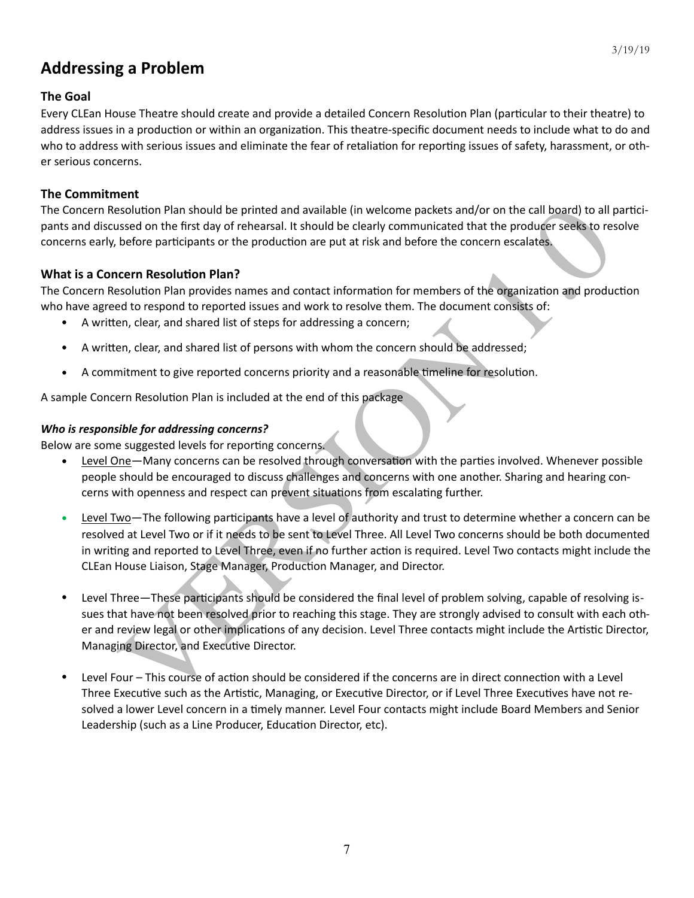## Addressing a Problem

### The Goal

Every CLEan House Theatre should create and provide a detailed Concern Resolution Plan (particular to their theatre) to address issues in a production or within an organization. This theatre-specific document needs to include what to do and who to address with serious issues and eliminate the fear of retaliation for reporting issues of safety, harassment, or other serious concerns.

### The Commitment

The Concern Resolution Plan should be printed and available (in welcome packets and/or on the call board) to all participants and discussed on the first day of rehearsal. It should be clearly communicated that the producer seeks to resolve concerns early, before participants or the production are put at risk and before the concern escalates.

### What is a Concern Resolution Plan?

The Concern Resolution Plan provides names and contact information for members of the organization and production who have agreed to respond to reported issues and work to resolve them. The document consists of:

- A written, clear, and shared list of steps for addressing a concern;
- A written, clear, and shared list of persons with whom the concern should be addressed;
- A commitment to give reported concerns priority and a reasonable timeline for resolution.

A sample Concern Resolution Plan is included at the end of this package

#### *Who is responsible for addressing concerns?*

Below are some suggested levels for reporting concerns.

- Level One—Many concerns can be resolved through conversation with the parties involved. Whenever possible people should be encouraged to discuss challenges and concerns with one another. Sharing and hearing concerns with openness and respect can prevent situations from escalating further.
- Level Two—The following participants have a level of authority and trust to determine whether a concern can be resolved at Level Two or if it needs to be sent to Level Three. All Level Two concerns should be both documented in writing and reported to Level Three, even if no further action is required. Level Two contacts might include the CLEan House Liaison, Stage Manager, Production Manager, and Director.
- Level Three—These participants should be considered the final level of problem solving, capable of resolving issues that have not been resolved prior to reaching this stage. They are strongly advised to consult with each other and review legal or other implications of any decision. Level Three contacts might include the Artistic Director, Managing Director, and Executive Director.
- Level Four – This course of action should be considered if the concerns are in direct connection with a Level Three Executive such as the Artistic, Managing, or Executive Director, or if Level Three Executives have not resolved a lower Level concern in a timely manner. Level Four contacts might include Board Members and Senior Leadership (such as a Line Producer, Education Director, etc).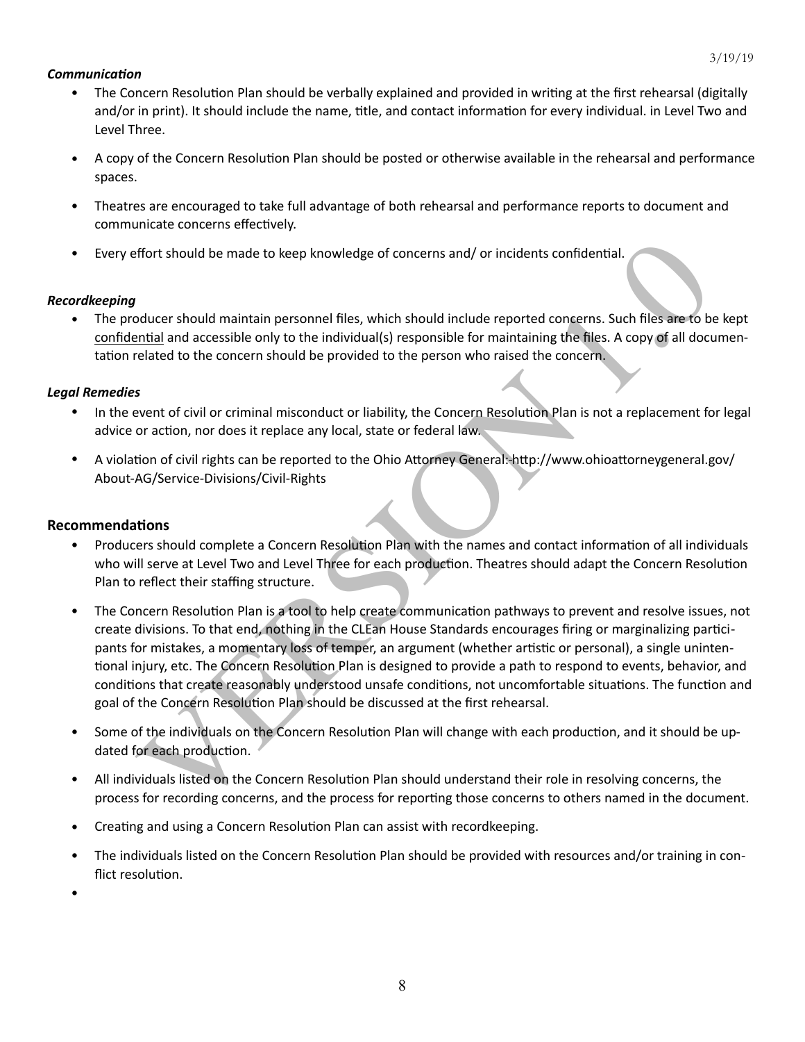***Communication***

- The Concern Resolution Plan should be verbally explained and provided in writing at the first rehearsal (digitally and/or in print). It should include the name, title, and contact information for every individual. in Level Two and Level Three.
- A copy of the Concern Resolution Plan should be posted or otherwise available in the rehearsal and performance spaces.
- Theatres are encouraged to take full advantage of both rehearsal and performance reports to document and communicate concerns effectively.
- Every effort should be made to keep knowledge of concerns and/ or incidents confidential.

***Recordkeeping***

- The producer should maintain personnel files, which should include reported concerns. Such files are to be kept confidential and accessible only to the individual(s) responsible for maintaining the files. A copy of all documentation related to the concern should be provided to the person who raised the concern.

***Legal Remedies***

- In the event of civil or criminal misconduct or liability, the Concern Resolution Plan is not a replacement for legal advice or action, nor does it replace any local, state or federal law.
- A violation of civil rights can be reported to the Ohio Attorney General:-http://www.ohioattorneygeneral.gov/About-AG/Service-Divisions/Civil-Rights

## Recommendations

- Producers should complete a Concern Resolution Plan with the names and contact information of all individuals who will serve at Level Two and Level Three for each production. Theatres should adapt the Concern Resolution Plan to reflect their staffing structure.
- The Concern Resolution Plan is a tool to help create communication pathways to prevent and resolve issues, not create divisions. To that end, nothing in the CLEan House Standards encourages firing or marginalizing participants for mistakes, a momentary loss of temper, an argument (whether artistic or personal), a single unintentional injury, etc. The Concern Resolution Plan is designed to provide a path to respond to events, behavior, and conditions that create reasonably understood unsafe conditions, not uncomfortable situations. The function and goal of the Concern Resolution Plan should be discussed at the first rehearsal.
- Some of the individuals on the Concern Resolution Plan will change with each production, and it should be updated for each production.
- All individuals listed on the Concern Resolution Plan should understand their role in resolving concerns, the process for recording concerns, and the process for reporting those concerns to others named in the document.
- Creating and using a Concern Resolution Plan can assist with recordkeeping.
- The individuals listed on the Concern Resolution Plan should be provided with resources and/or training in conflict resolution.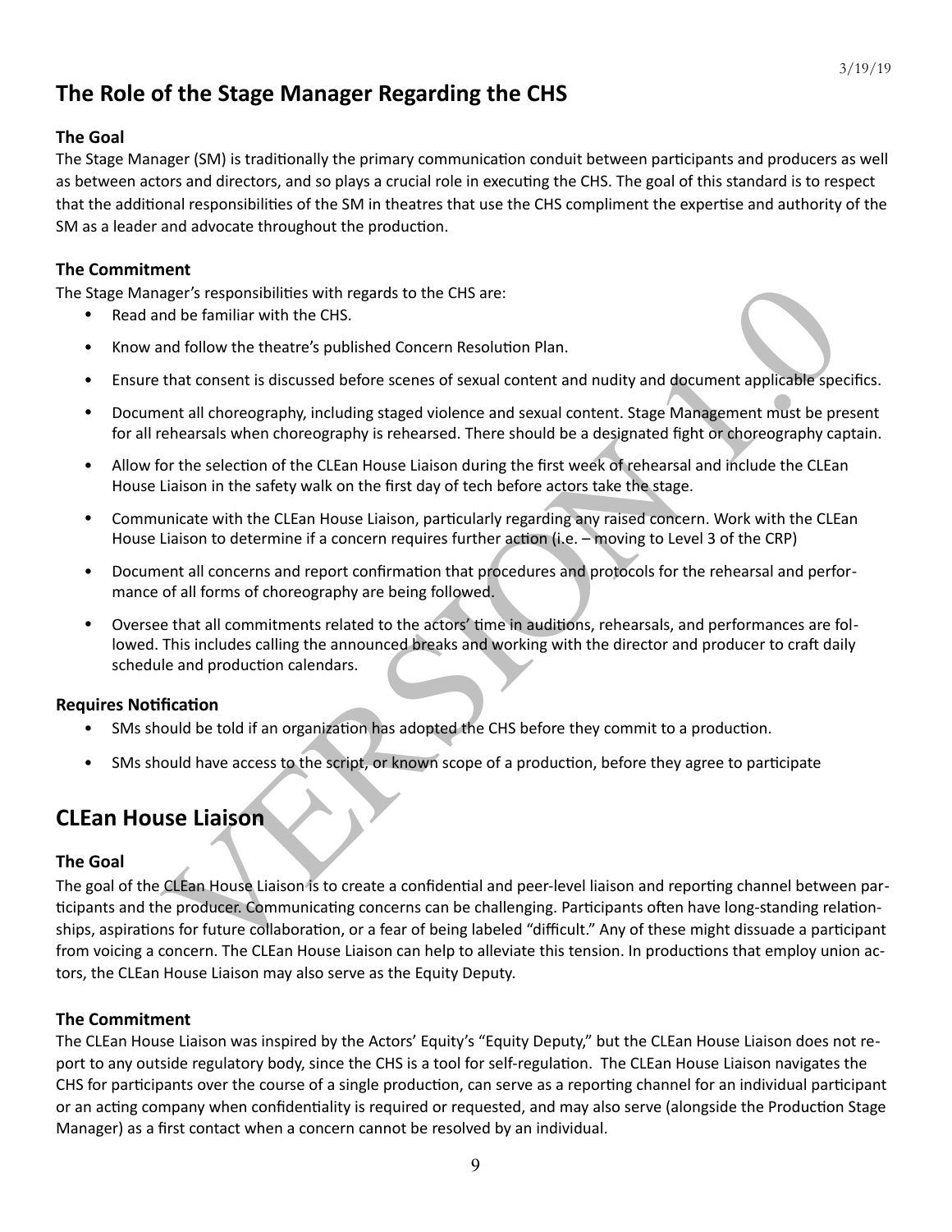## The Role of the Stage Manager Regarding the CHS

### The Goal

The Stage Manager (SM) is traditionally the primary communication conduit between participants and producers as well as between actors and directors, and so plays a crucial role in executing the CHS. The goal of this standard is to respect that the additional responsibilities of the SM in theatres that use the CHS compliment the expertise and authority of the SM as a leader and advocate throughout the production.

### The Commitment

The Stage Manager's responsibilities with regards to the CHS are:

- Read and be familiar with the CHS.
- Know and follow the theatre's published Concern Resolution Plan.
- Ensure that consent is discussed before scenes of sexual content and nudity and document applicable specifics.
- Document all choreography, including staged violence and sexual content. Stage Management must be present for all rehearsals when choreography is rehearsed. There should be a designated fight or choreography captain.
- Allow for the selection of the CLEan House Liaison during the first week of rehearsal and include the CLEan House Liaison in the safety walk on the first day of tech before actors take the stage.
- Communicate with the CLEan House Liaison, particularly regarding any raised concern. Work with the CLEan House Liaison to determine if a concern requires further action (i.e. – moving to Level 3 of the CRP)
- Document all concerns and report confirmation that procedures and protocols for the rehearsal and performance of all forms of choreography are being followed.
- Oversee that all commitments related to the actors' time in auditions, rehearsals, and performances are followed. This includes calling the announced breaks and working with the director and producer to craft daily schedule and production calendars.

### Requires Notification

- SMs should be told if an organization has adopted the CHS before they commit to a production.
- SMs should have access to the script, or known scope of a production, before they agree to participate

## CLEan House Liaison

### The Goal

The goal of the CLEan House Liaison is to create a confidential and peer-level liaison and reporting channel between participants and the producer. Communicating concerns can be challenging. Participants often have long-standing relationships, aspirations for future collaboration, or a fear of being labeled "difficult." Any of these might dissuade a participant from voicing a concern. The CLEan House Liaison can help to alleviate this tension. In productions that employ union actors, the CLEan House Liaison may also serve as the Equity Deputy.

### The Commitment

The CLEan House Liaison was inspired by the Actors' Equity's "Equity Deputy," but the CLEan House Liaison does not report to any outside regulatory body, since the CHS is a tool for self-regulation. The CLEan House Liaison navigates the CHS for participants over the course of a single production, can serve as a reporting channel for an individual participant or an acting company when confidentiality is required or requested, and may also serve (alongside the Production Stage Manager) as a first contact when a concern cannot be resolved by an individual.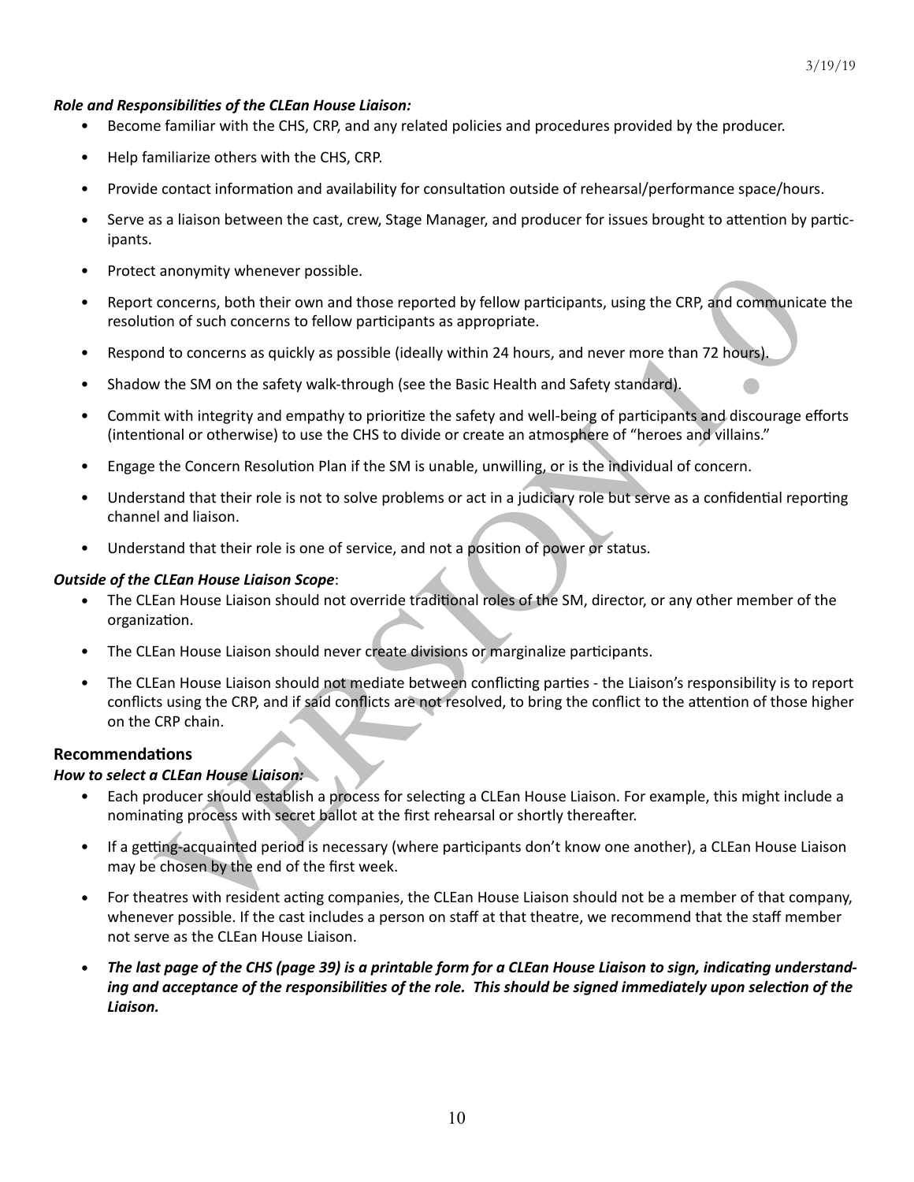***Role and Responsibilities of the CLEan House Liaison:***

- Become familiar with the CHS, CRP, and any related policies and procedures provided by the producer.
- Help familiarize others with the CHS, CRP.
- Provide contact information and availability for consultation outside of rehearsal/performance space/hours.
- Serve as a liaison between the cast, crew, Stage Manager, and producer for issues brought to attention by participants.
- Protect anonymity whenever possible.
- Report concerns, both their own and those reported by fellow participants, using the CRP, and communicate the resolution of such concerns to fellow participants as appropriate.
- Respond to concerns as quickly as possible (ideally within 24 hours, and never more than 72 hours).
- Shadow the SM on the safety walk-through (see the Basic Health and Safety standard).
- Commit with integrity and empathy to prioritize the safety and well-being of participants and discourage efforts (intentional or otherwise) to use the CHS to divide or create an atmosphere of "heroes and villains."
- Engage the Concern Resolution Plan if the SM is unable, unwilling, or is the individual of concern.
- Understand that their role is not to solve problems or act in a judiciary role but serve as a confidential reporting channel and liaison.
- Understand that their role is one of service, and not a position of power or status.

***Outside of the CLEan House Liaison Scope***:

- The CLEan House Liaison should not override traditional roles of the SM, director, or any other member of the organization.
- The CLEan House Liaison should never create divisions or marginalize participants.
- The CLEan House Liaison should not mediate between conflicting parties - the Liaison's responsibility is to report conflicts using the CRP, and if said conflicts are not resolved, to bring the conflict to the attention of those higher on the CRP chain.

## Recommendations

***How to select a CLEan House Liaison:***

- Each producer should establish a process for selecting a CLEan House Liaison. For example, this might include a nominating process with secret ballot at the first rehearsal or shortly thereafter.
- If a getting-acquainted period is necessary (where participants don't know one another), a CLEan House Liaison may be chosen by the end of the first week.
- For theatres with resident acting companies, the CLEan House Liaison should not be a member of that company, whenever possible. If the cast includes a person on staff at that theatre, we recommend that the staff member not serve as the CLEan House Liaison.
- ***The last page of the CHS (page 39) is a printable form for a CLEan House Liaison to sign, indicating understanding and acceptance of the responsibilities of the role. This should be signed immediately upon selection of the Liaison.***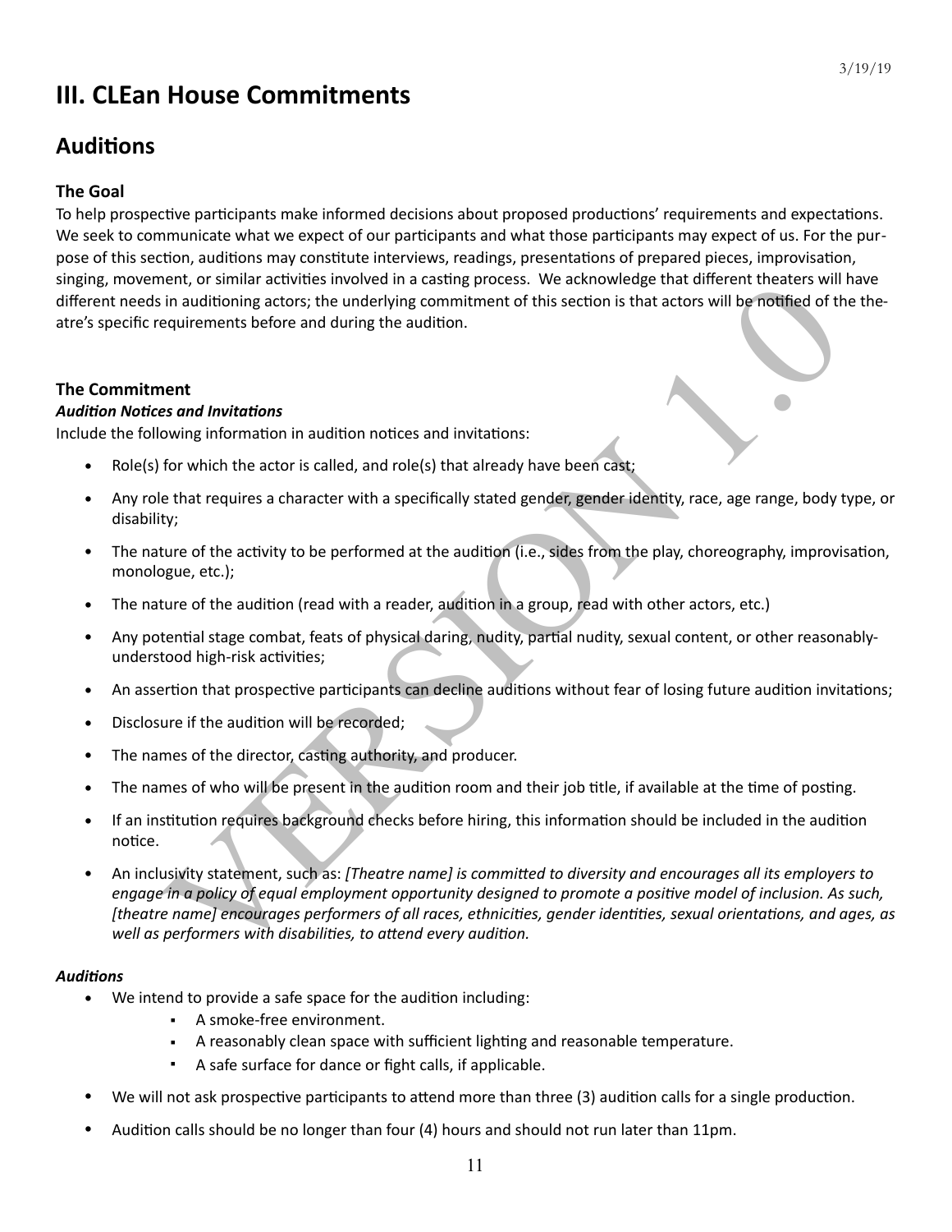# III. CLEan House Commitments

## Auditions

### The Goal

To help prospective participants make informed decisions about proposed productions' requirements and expectations. We seek to communicate what we expect of our participants and what those participants may expect of us. For the purpose of this section, auditions may constitute interviews, readings, presentations of prepared pieces, improvisation, singing, movement, or similar activities involved in a casting process. We acknowledge that different theaters will have different needs in auditioning actors; the underlying commitment of this section is that actors will be notified of the theatre's specific requirements before and during the audition.

### The Commitment

***Audition Notices and Invitations***

Include the following information in audition notices and invitations:

- Role(s) for which the actor is called, and role(s) that already have been cast;
- Any role that requires a character with a specifically stated gender, gender identity, race, age range, body type, or disability;
- The nature of the activity to be performed at the audition (i.e., sides from the play, choreography, improvisation, monologue, etc.);
- The nature of the audition (read with a reader, audition in a group, read with other actors, etc.)
- Any potential stage combat, feats of physical daring, nudity, partial nudity, sexual content, or other reasonably-understood high-risk activities;
- An assertion that prospective participants can decline auditions without fear of losing future audition invitations;
- Disclosure if the audition will be recorded;
- The names of the director, casting authority, and producer.
- The names of who will be present in the audition room and their job title, if available at the time of posting.
- If an institution requires background checks before hiring, this information should be included in the audition notice.
- An inclusivity statement, such as: *[Theatre name] is committed to diversity and encourages all its employers to engage in a policy of equal employment opportunity designed to promote a positive model of inclusion. As such, [theatre name] encourages performers of all races, ethnicities, gender identities, sexual orientations, and ages, as well as performers with disabilities, to attend every audition.*

***Auditions***

- We intend to provide a safe space for the audition including:
  - A smoke-free environment.
  - A reasonably clean space with sufficient lighting and reasonable temperature.
  - A safe surface for dance or fight calls, if applicable.
- We will not ask prospective participants to attend more than three (3) audition calls for a single production.
- Audition calls should be no longer than four (4) hours and should not run later than 11pm.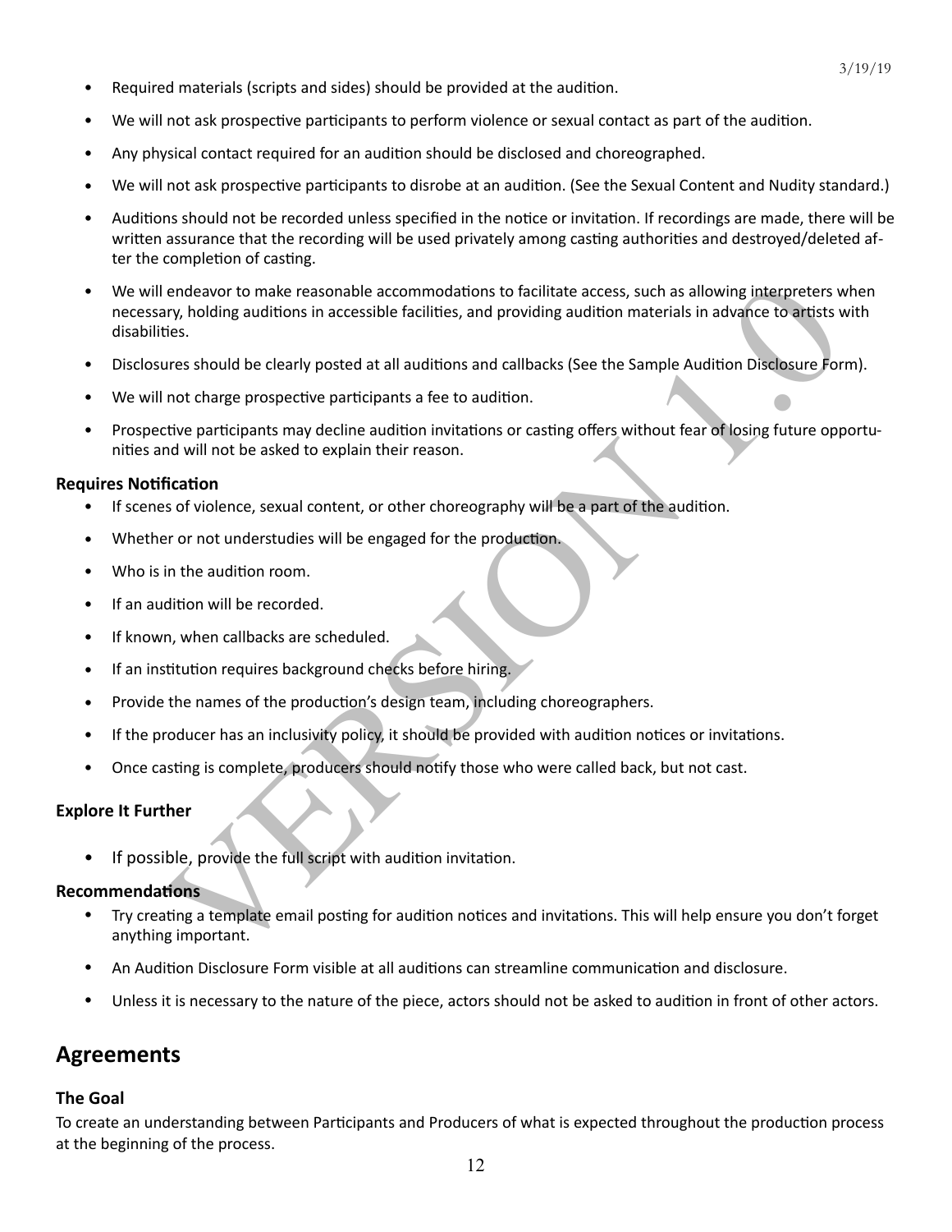- Required materials (scripts and sides) should be provided at the audition.
- We will not ask prospective participants to perform violence or sexual contact as part of the audition.
- Any physical contact required for an audition should be disclosed and choreographed.
- We will not ask prospective participants to disrobe at an audition. (See the Sexual Content and Nudity standard.)
- Auditions should not be recorded unless specified in the notice or invitation. If recordings are made, there will be written assurance that the recording will be used privately among casting authorities and destroyed/deleted after the completion of casting.
- We will endeavor to make reasonable accommodations to facilitate access, such as allowing interpreters when necessary, holding auditions in accessible facilities, and providing audition materials in advance to artists with disabilities.
- Disclosures should be clearly posted at all auditions and callbacks (See the Sample Audition Disclosure Form).
- We will not charge prospective participants a fee to audition.
- Prospective participants may decline audition invitations or casting offers without fear of losing future opportunities and will not be asked to explain their reason.

**Requires Notification**

- If scenes of violence, sexual content, or other choreography will be a part of the audition.
- Whether or not understudies will be engaged for the production.
- Who is in the audition room.
- If an audition will be recorded.
- If known, when callbacks are scheduled.
- If an institution requires background checks before hiring.
- Provide the names of the production's design team, including choreographers.
- If the producer has an inclusivity policy, it should be provided with audition notices or invitations.
- Once casting is complete, producers should notify those who were called back, but not cast.

**Explore It Further**

- If possible, provide the full script with audition invitation.

**Recommendations**

- Try creating a template email posting for audition notices and invitations. This will help ensure you don't forget anything important.
- An Audition Disclosure Form visible at all auditions can streamline communication and disclosure.
- Unless it is necessary to the nature of the piece, actors should not be asked to audition in front of other actors.

## Agreements

### The Goal

To create an understanding between Participants and Producers of what is expected throughout the production process at the beginning of the process.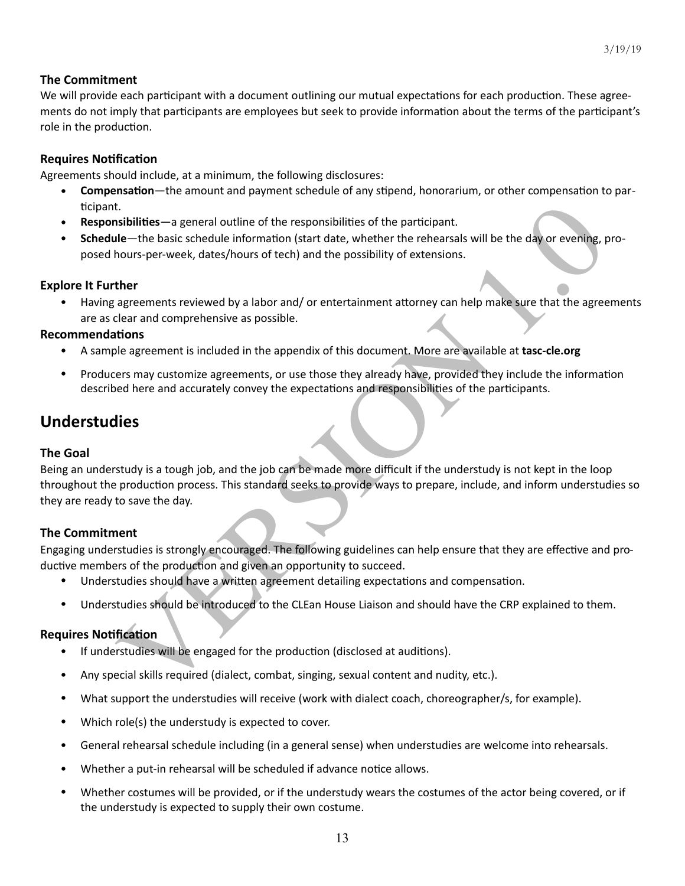### The Commitment

We will provide each participant with a document outlining our mutual expectations for each production. These agreements do not imply that participants are employees but seek to provide information about the terms of the participant's role in the production.

### Requires Notification

Agreements should include, at a minimum, the following disclosures:

- **Compensation**—the amount and payment schedule of any stipend, honorarium, or other compensation to participant.
- **Responsibilities**—a general outline of the responsibilities of the participant.
- **Schedule**—the basic schedule information (start date, whether the rehearsals will be the day or evening, proposed hours-per-week, dates/hours of tech) and the possibility of extensions.

### Explore It Further

- Having agreements reviewed by a labor and/ or entertainment attorney can help make sure that the agreements are as clear and comprehensive as possible.

### Recommendations

- A sample agreement is included in the appendix of this document. More are available at **tasc-cle.org**
- Producers may customize agreements, or use those they already have, provided they include the information described here and accurately convey the expectations and responsibilities of the participants.

## Understudies

### The Goal

Being an understudy is a tough job, and the job can be made more difficult if the understudy is not kept in the loop throughout the production process. This standard seeks to provide ways to prepare, include, and inform understudies so they are ready to save the day.

### The Commitment

Engaging understudies is strongly encouraged. The following guidelines can help ensure that they are effective and productive members of the production and given an opportunity to succeed.

- Understudies should have a written agreement detailing expectations and compensation.
- Understudies should be introduced to the CLEan House Liaison and should have the CRP explained to them.

### Requires Notification

- If understudies will be engaged for the production (disclosed at auditions).
- Any special skills required (dialect, combat, singing, sexual content and nudity, etc.).
- What support the understudies will receive (work with dialect coach, choreographer/s, for example).
- Which role(s) the understudy is expected to cover.
- General rehearsal schedule including (in a general sense) when understudies are welcome into rehearsals.
- Whether a put-in rehearsal will be scheduled if advance notice allows.
- Whether costumes will be provided, or if the understudy wears the costumes of the actor being covered, or if the understudy is expected to supply their own costume.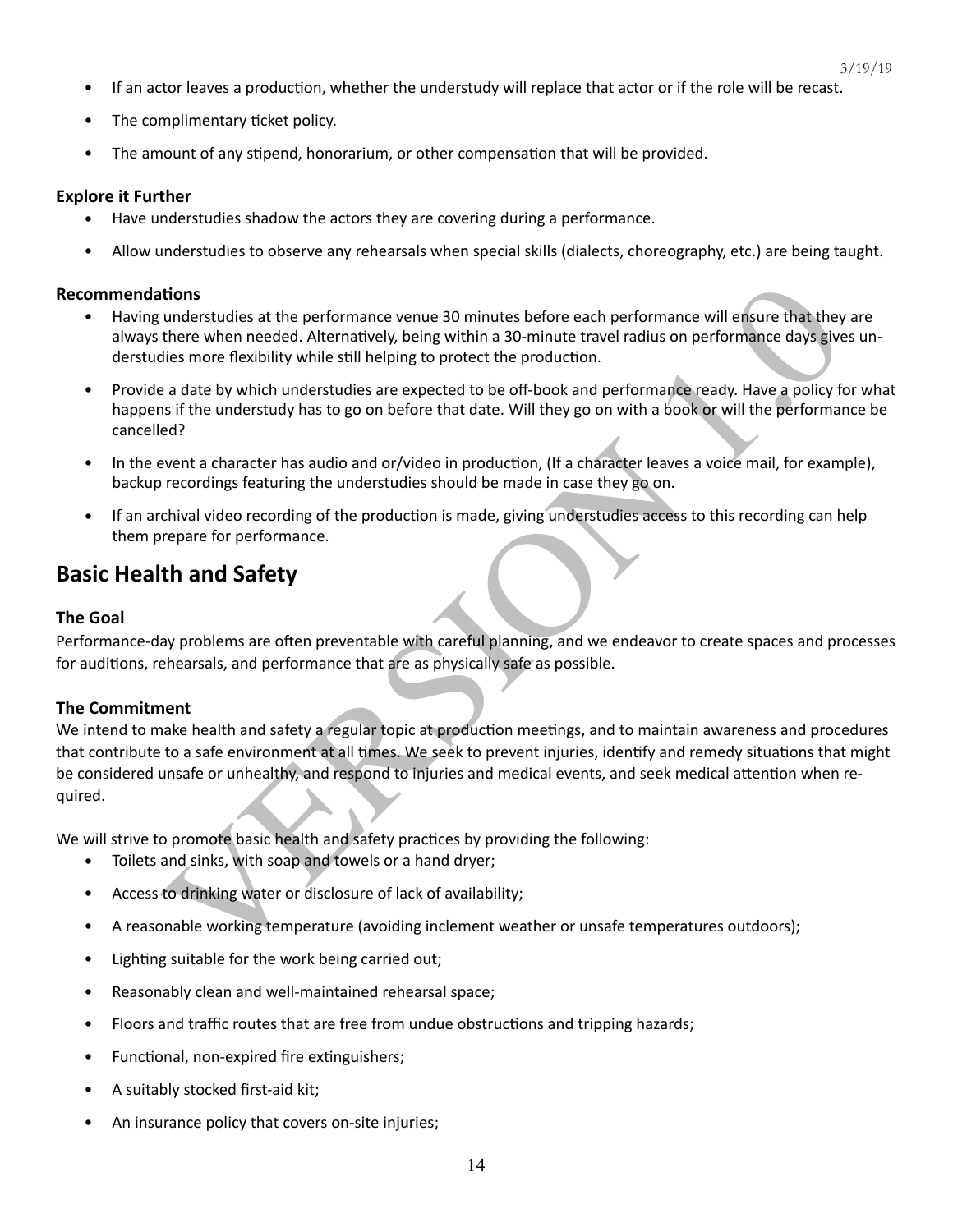- If an actor leaves a production, whether the understudy will replace that actor or if the role will be recast.
- The complimentary ticket policy.
- The amount of any stipend, honorarium, or other compensation that will be provided.

### Explore it Further

- Have understudies shadow the actors they are covering during a performance.
- Allow understudies to observe any rehearsals when special skills (dialects, choreography, etc.) are being taught.

### Recommendations

- Having understudies at the performance venue 30 minutes before each performance will ensure that they are always there when needed. Alternatively, being within a 30-minute travel radius on performance days gives understudies more flexibility while still helping to protect the production.
- Provide a date by which understudies are expected to be off-book and performance ready. Have a policy for what happens if the understudy has to go on before that date. Will they go on with a book or will the performance be cancelled?
- In the event a character has audio and or/video in production, (If a character leaves a voice mail, for example), backup recordings featuring the understudies should be made in case they go on.
- If an archival video recording of the production is made, giving understudies access to this recording can help them prepare for performance.

## Basic Health and Safety

### The Goal

Performance-day problems are often preventable with careful planning, and we endeavor to create spaces and processes for auditions, rehearsals, and performance that are as physically safe as possible.

### The Commitment

We intend to make health and safety a regular topic at production meetings, and to maintain awareness and procedures that contribute to a safe environment at all times. We seek to prevent injuries, identify and remedy situations that might be considered unsafe or unhealthy, and respond to injuries and medical events, and seek medical attention when required.

We will strive to promote basic health and safety practices by providing the following:

- Toilets and sinks, with soap and towels or a hand dryer;
- Access to drinking water or disclosure of lack of availability;
- A reasonable working temperature (avoiding inclement weather or unsafe temperatures outdoors);
- Lighting suitable for the work being carried out;
- Reasonably clean and well-maintained rehearsal space;
- Floors and traffic routes that are free from undue obstructions and tripping hazards;
- Functional, non-expired fire extinguishers;
- A suitably stocked first-aid kit;
- An insurance policy that covers on-site injuries;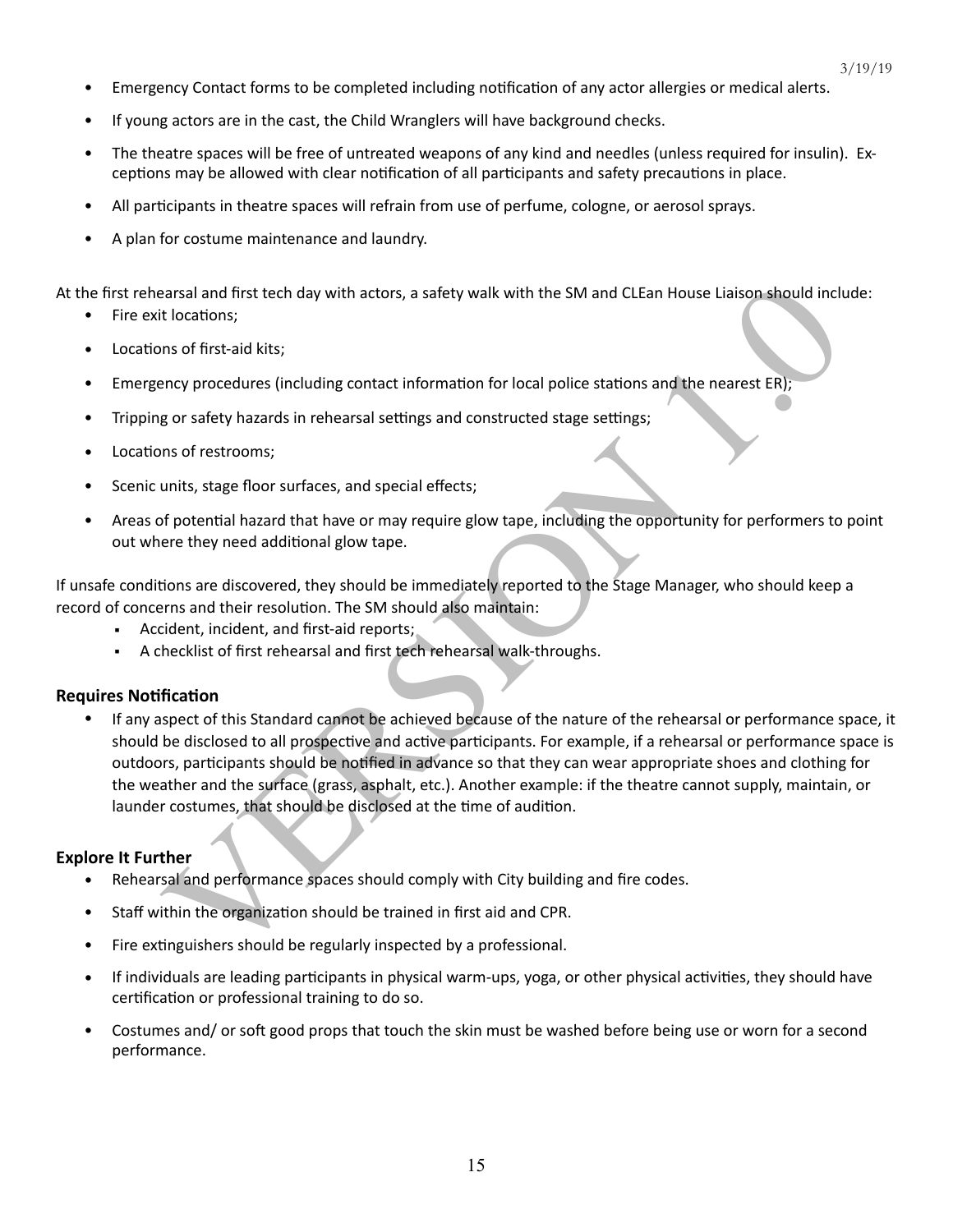- Emergency Contact forms to be completed including notification of any actor allergies or medical alerts.
- If young actors are in the cast, the Child Wranglers will have background checks.
- The theatre spaces will be free of untreated weapons of any kind and needles (unless required for insulin). Exceptions may be allowed with clear notification of all participants and safety precautions in place.
- All participants in theatre spaces will refrain from use of perfume, cologne, or aerosol sprays.
- A plan for costume maintenance and laundry.

At the first rehearsal and first tech day with actors, a safety walk with the SM and CLEan House Liaison should include:

- Fire exit locations;
- Locations of first-aid kits;
- Emergency procedures (including contact information for local police stations and the nearest ER);
- Tripping or safety hazards in rehearsal settings and constructed stage settings;
- Locations of restrooms;
- Scenic units, stage floor surfaces, and special effects;
- Areas of potential hazard that have or may require glow tape, including the opportunity for performers to point out where they need additional glow tape.

If unsafe conditions are discovered, they should be immediately reported to the Stage Manager, who should keep a record of concerns and their resolution. The SM should also maintain:

- Accident, incident, and first-aid reports;
- A checklist of first rehearsal and first tech rehearsal walk-throughs.

### Requires Notification

- If any aspect of this Standard cannot be achieved because of the nature of the rehearsal or performance space, it should be disclosed to all prospective and active participants. For example, if a rehearsal or performance space is outdoors, participants should be notified in advance so that they can wear appropriate shoes and clothing for the weather and the surface (grass, asphalt, etc.). Another example: if the theatre cannot supply, maintain, or launder costumes, that should be disclosed at the time of audition.

### Explore It Further

- Rehearsal and performance spaces should comply with City building and fire codes.
- Staff within the organization should be trained in first aid and CPR.
- Fire extinguishers should be regularly inspected by a professional.
- If individuals are leading participants in physical warm-ups, yoga, or other physical activities, they should have certification or professional training to do so.
- Costumes and/ or soft good props that touch the skin must be washed before being use or worn for a second performance.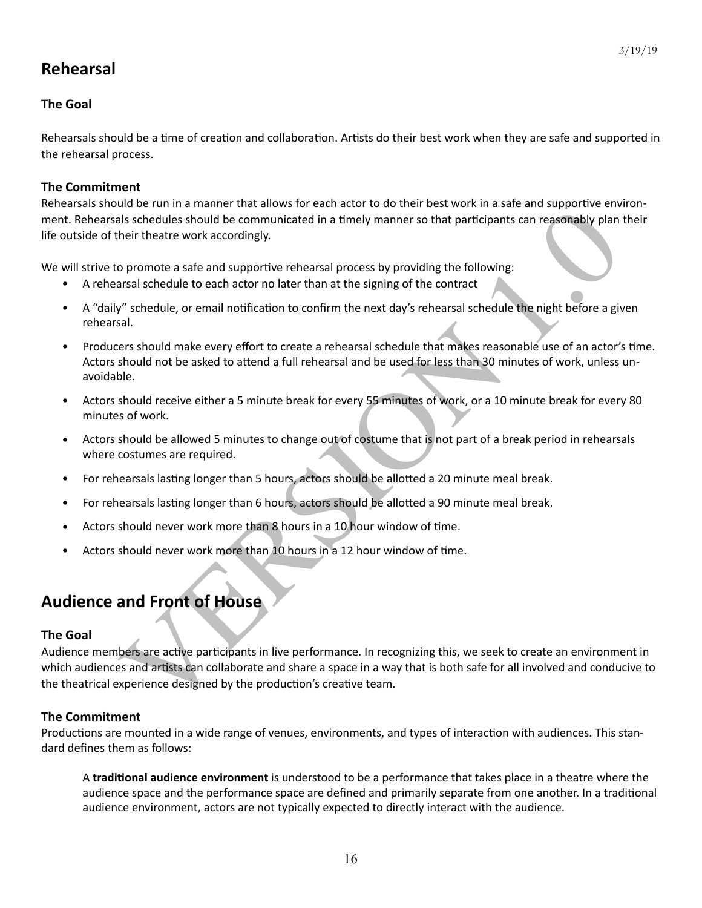## Rehearsal

### The Goal

Rehearsals should be a time of creation and collaboration. Artists do their best work when they are safe and supported in the rehearsal process.

### The Commitment

Rehearsals should be run in a manner that allows for each actor to do their best work in a safe and supportive environment. Rehearsals schedules should be communicated in a timely manner so that participants can reasonably plan their life outside of their theatre work accordingly.

We will strive to promote a safe and supportive rehearsal process by providing the following:

- A rehearsal schedule to each actor no later than at the signing of the contract
- A "daily" schedule, or email notification to confirm the next day's rehearsal schedule the night before a given rehearsal.
- Producers should make every effort to create a rehearsal schedule that makes reasonable use of an actor's time. Actors should not be asked to attend a full rehearsal and be used for less than 30 minutes of work, unless unavoidable.
- Actors should receive either a 5 minute break for every 55 minutes of work, or a 10 minute break for every 80 minutes of work.
- Actors should be allowed 5 minutes to change out of costume that is not part of a break period in rehearsals where costumes are required.
- For rehearsals lasting longer than 5 hours, actors should be allotted a 20 minute meal break.
- For rehearsals lasting longer than 6 hours, actors should be allotted a 90 minute meal break.
- Actors should never work more than 8 hours in a 10 hour window of time.
- Actors should never work more than 10 hours in a 12 hour window of time.

## Audience and Front of House

### The Goal

Audience members are active participants in live performance. In recognizing this, we seek to create an environment in which audiences and artists can collaborate and share a space in a way that is both safe for all involved and conducive to the theatrical experience designed by the production's creative team.

### The Commitment

Productions are mounted in a wide range of venues, environments, and types of interaction with audiences. This standard defines them as follows:

A **traditional audience environment** is understood to be a performance that takes place in a theatre where the audience space and the performance space are defined and primarily separate from one another. In a traditional audience environment, actors are not typically expected to directly interact with the audience.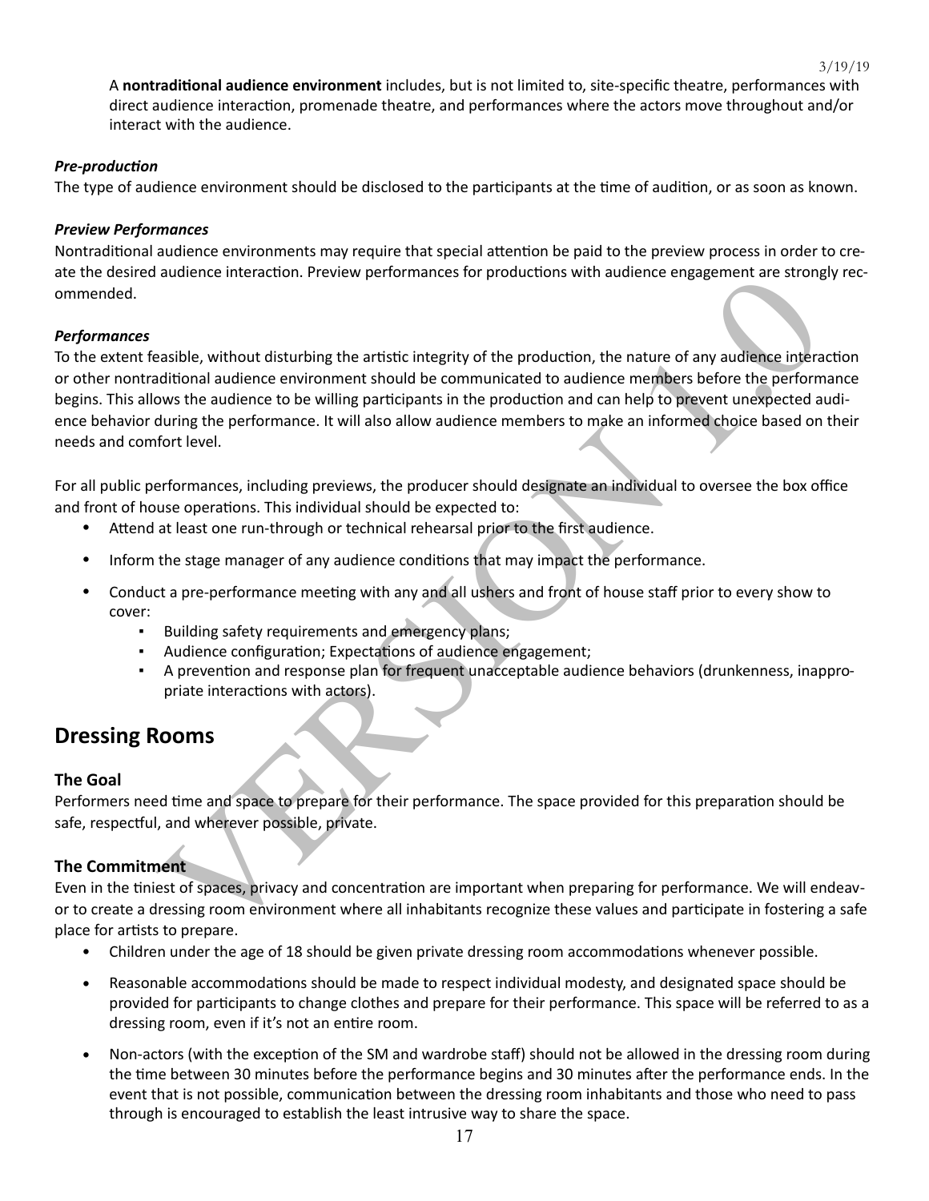A **nontraditional audience environment** includes, but is not limited to, site-specific theatre, performances with direct audience interaction, promenade theatre, and performances where the actors move throughout and/or interact with the audience.

***Pre-production***

The type of audience environment should be disclosed to the participants at the time of audition, or as soon as known.

***Preview Performances***

Nontraditional audience environments may require that special attention be paid to the preview process in order to create the desired audience interaction. Preview performances for productions with audience engagement are strongly recommended.

***Performances***

To the extent feasible, without disturbing the artistic integrity of the production, the nature of any audience interaction or other nontraditional audience environment should be communicated to audience members before the performance begins. This allows the audience to be willing participants in the production and can help to prevent unexpected audience behavior during the performance. It will also allow audience members to make an informed choice based on their needs and comfort level.

For all public performances, including previews, the producer should designate an individual to oversee the box office and front of house operations. This individual should be expected to:

- Attend at least one run-through or technical rehearsal prior to the first audience.
- Inform the stage manager of any audience conditions that may impact the performance.
- Conduct a pre-performance meeting with any and all ushers and front of house staff prior to every show to cover:
    - Building safety requirements and emergency plans;
    - Audience configuration; Expectations of audience engagement;
    - A prevention and response plan for frequent unacceptable audience behaviors (drunkenness, inappropriate interactions with actors).

## Dressing Rooms

### The Goal

Performers need time and space to prepare for their performance. The space provided for this preparation should be safe, respectful, and wherever possible, private.

### The Commitment

Even in the tiniest of spaces, privacy and concentration are important when preparing for performance. We will endeavor to create a dressing room environment where all inhabitants recognize these values and participate in fostering a safe place for artists to prepare.

- Children under the age of 18 should be given private dressing room accommodations whenever possible.
- Reasonable accommodations should be made to respect individual modesty, and designated space should be provided for participants to change clothes and prepare for their performance. This space will be referred to as a dressing room, even if it's not an entire room.
- Non-actors (with the exception of the SM and wardrobe staff) should not be allowed in the dressing room during the time between 30 minutes before the performance begins and 30 minutes after the performance ends. In the event that is not possible, communication between the dressing room inhabitants and those who need to pass through is encouraged to establish the least intrusive way to share the space.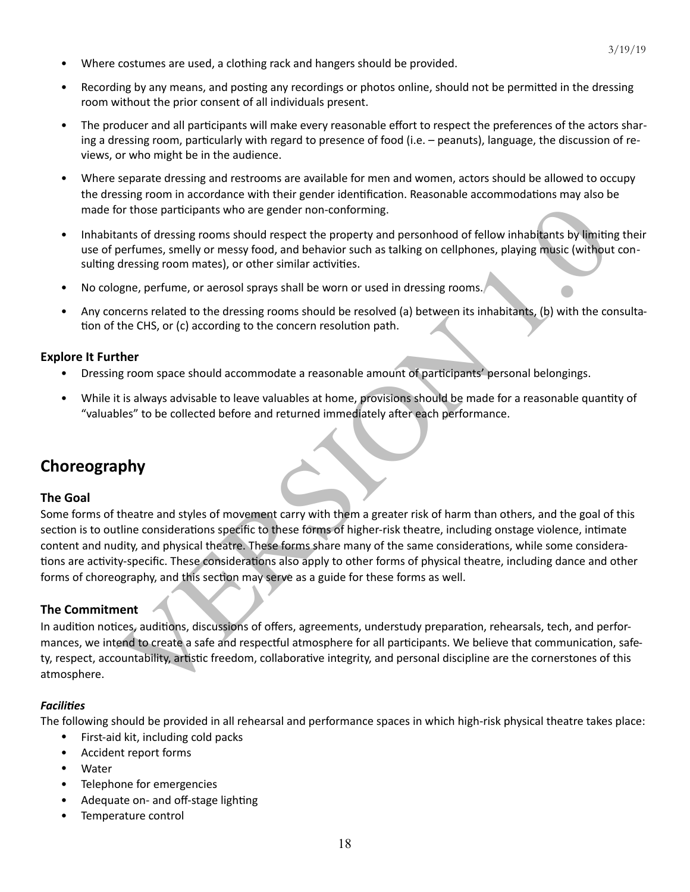- Where costumes are used, a clothing rack and hangers should be provided.
- Recording by any means, and posting any recordings or photos online, should not be permitted in the dressing room without the prior consent of all individuals present.
- The producer and all participants will make every reasonable effort to respect the preferences of the actors sharing a dressing room, particularly with regard to presence of food (i.e. – peanuts), language, the discussion of reviews, or who might be in the audience.
- Where separate dressing and restrooms are available for men and women, actors should be allowed to occupy the dressing room in accordance with their gender identification. Reasonable accommodations may also be made for those participants who are gender non-conforming.
- Inhabitants of dressing rooms should respect the property and personhood of fellow inhabitants by limiting their use of perfumes, smelly or messy food, and behavior such as talking on cellphones, playing music (without consulting dressing room mates), or other similar activities.
- No cologne, perfume, or aerosol sprays shall be worn or used in dressing rooms.
- Any concerns related to the dressing rooms should be resolved (a) between its inhabitants, (b) with the consultation of the CHS, or (c) according to the concern resolution path.

### Explore It Further

- Dressing room space should accommodate a reasonable amount of participants' personal belongings.
- While it is always advisable to leave valuables at home, provisions should be made for a reasonable quantity of "valuables" to be collected before and returned immediately after each performance.

## Choreography

### The Goal

Some forms of theatre and styles of movement carry with them a greater risk of harm than others, and the goal of this section is to outline considerations specific to these forms of higher-risk theatre, including onstage violence, intimate content and nudity, and physical theatre. These forms share many of the same considerations, while some considerations are activity-specific. These considerations also apply to other forms of physical theatre, including dance and other forms of choreography, and this section may serve as a guide for these forms as well.

### The Commitment

In audition notices, auditions, discussions of offers, agreements, understudy preparation, rehearsals, tech, and performances, we intend to create a safe and respectful atmosphere for all participants. We believe that communication, safety, respect, accountability, artistic freedom, collaborative integrity, and personal discipline are the cornerstones of this atmosphere.

#### *Facilities*

The following should be provided in all rehearsal and performance spaces in which high-risk physical theatre takes place:

- First-aid kit, including cold packs
- Accident report forms
- Water
- Telephone for emergencies
- Adequate on- and off-stage lighting
- Temperature control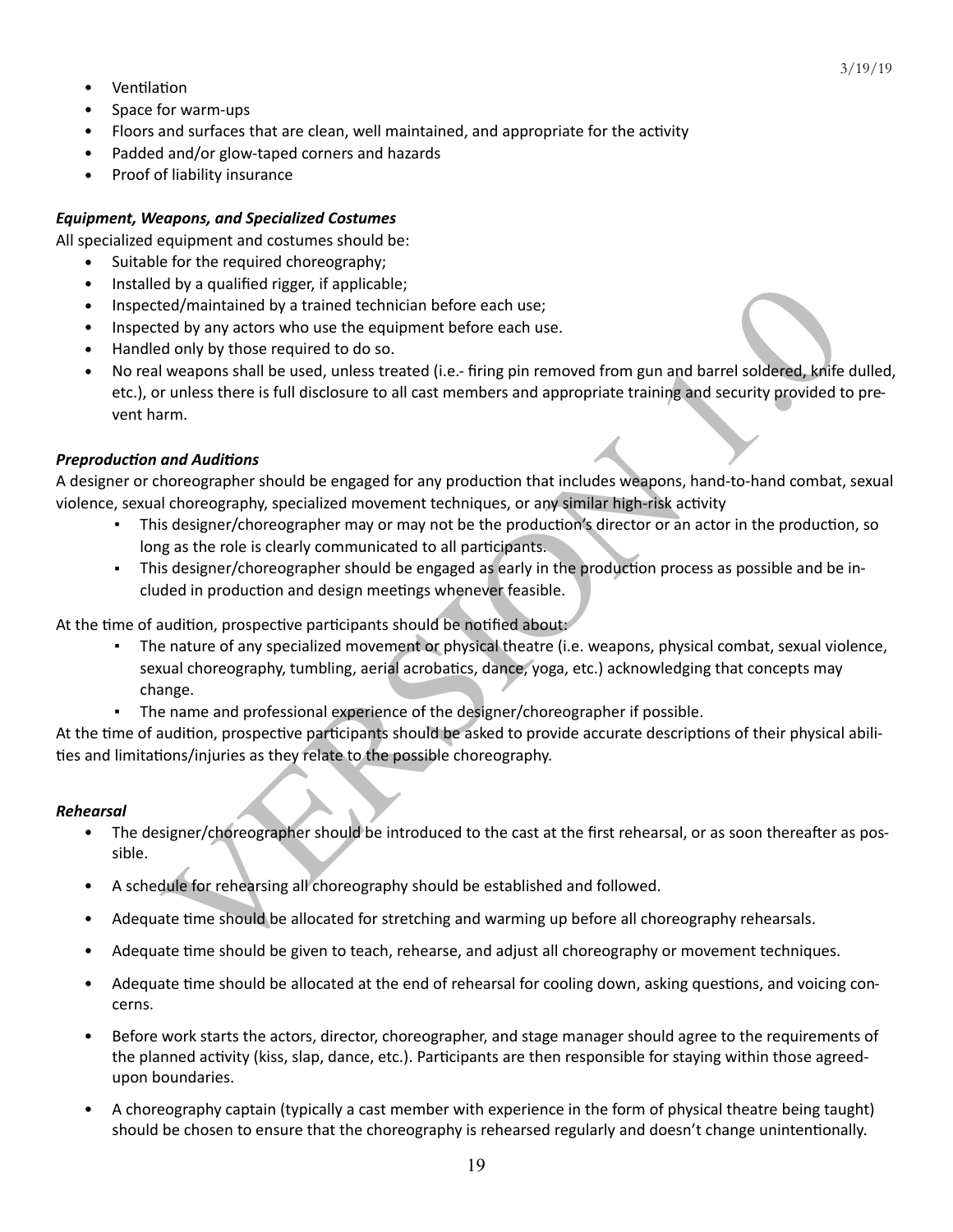- Ventilation
- Space for warm-ups
- Floors and surfaces that are clean, well maintained, and appropriate for the activity
- Padded and/or glow-taped corners and hazards
- Proof of liability insurance

***Equipment, Weapons, and Specialized Costumes***

All specialized equipment and costumes should be:

- Suitable for the required choreography;
- Installed by a qualified rigger, if applicable;
- Inspected/maintained by a trained technician before each use;
- Inspected by any actors who use the equipment before each use.
- Handled only by those required to do so.
- No real weapons shall be used, unless treated (i.e.- firing pin removed from gun and barrel soldered, knife dulled, etc.), or unless there is full disclosure to all cast members and appropriate training and security provided to prevent harm.

***Preproduction and Auditions***

A designer or choreographer should be engaged for any production that includes weapons, hand-to-hand combat, sexual violence, sexual choreography, specialized movement techniques, or any similar high-risk activity

- This designer/choreographer may or may not be the production's director or an actor in the production, so long as the role is clearly communicated to all participants.
- This designer/choreographer should be engaged as early in the production process as possible and be included in production and design meetings whenever feasible.

At the time of audition, prospective participants should be notified about:

- The nature of any specialized movement or physical theatre (i.e. weapons, physical combat, sexual violence, sexual choreography, tumbling, aerial acrobatics, dance, yoga, etc.) acknowledging that concepts may change.
- The name and professional experience of the designer/choreographer if possible.

At the time of audition, prospective participants should be asked to provide accurate descriptions of their physical abilities and limitations/injuries as they relate to the possible choreography.

***Rehearsal***

- The designer/choreographer should be introduced to the cast at the first rehearsal, or as soon thereafter as possible.
- A schedule for rehearsing all choreography should be established and followed.
- Adequate time should be allocated for stretching and warming up before all choreography rehearsals.
- Adequate time should be given to teach, rehearse, and adjust all choreography or movement techniques.
- Adequate time should be allocated at the end of rehearsal for cooling down, asking questions, and voicing concerns.
- Before work starts the actors, director, choreographer, and stage manager should agree to the requirements of the planned activity (kiss, slap, dance, etc.). Participants are then responsible for staying within those agreed-upon boundaries.
- A choreography captain (typically a cast member with experience in the form of physical theatre being taught) should be chosen to ensure that the choreography is rehearsed regularly and doesn't change unintentionally.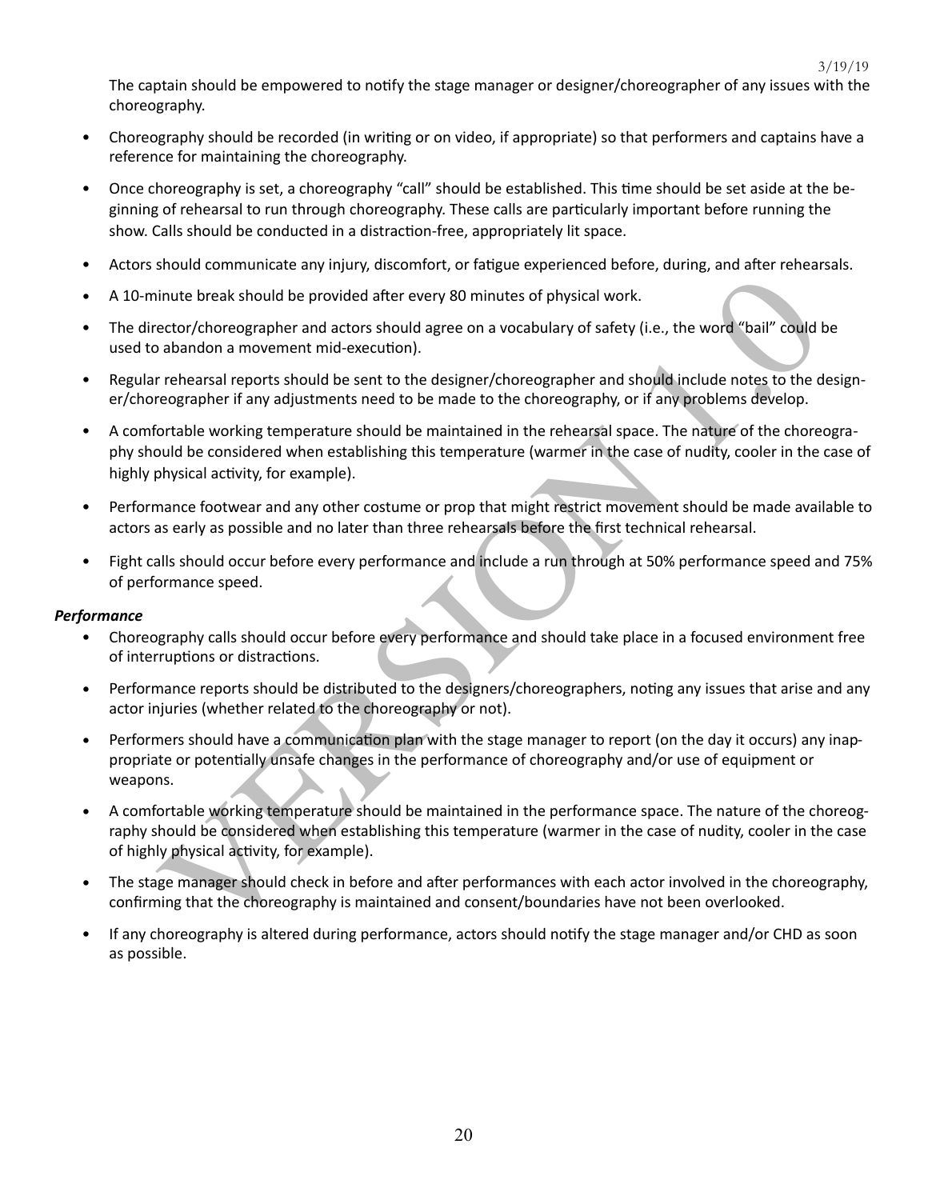The captain should be empowered to notify the stage manager or designer/choreographer of any issues with the choreography.

- Choreography should be recorded (in writing or on video, if appropriate) so that performers and captains have a reference for maintaining the choreography.
- Once choreography is set, a choreography "call" should be established. This time should be set aside at the beginning of rehearsal to run through choreography. These calls are particularly important before running the show. Calls should be conducted in a distraction-free, appropriately lit space.
- Actors should communicate any injury, discomfort, or fatigue experienced before, during, and after rehearsals.
- A 10-minute break should be provided after every 80 minutes of physical work.
- The director/choreographer and actors should agree on a vocabulary of safety (i.e., the word "bail" could be used to abandon a movement mid-execution).
- Regular rehearsal reports should be sent to the designer/choreographer and should include notes to the designer/choreographer if any adjustments need to be made to the choreography, or if any problems develop.
- A comfortable working temperature should be maintained in the rehearsal space. The nature of the choreography should be considered when establishing this temperature (warmer in the case of nudity, cooler in the case of highly physical activity, for example).
- Performance footwear and any other costume or prop that might restrict movement should be made available to actors as early as possible and no later than three rehearsals before the first technical rehearsal.
- Fight calls should occur before every performance and include a run through at 50% performance speed and 75% of performance speed.

***Performance***

- Choreography calls should occur before every performance and should take place in a focused environment free of interruptions or distractions.
- Performance reports should be distributed to the designers/choreographers, noting any issues that arise and any actor injuries (whether related to the choreography or not).
- Performers should have a communication plan with the stage manager to report (on the day it occurs) any inappropriate or potentially unsafe changes in the performance of choreography and/or use of equipment or weapons.
- A comfortable working temperature should be maintained in the performance space. The nature of the choreography should be considered when establishing this temperature (warmer in the case of nudity, cooler in the case of highly physical activity, for example).
- The stage manager should check in before and after performances with each actor involved in the choreography, confirming that the choreography is maintained and consent/boundaries have not been overlooked.
- If any choreography is altered during performance, actors should notify the stage manager and/or CHD as soon as possible.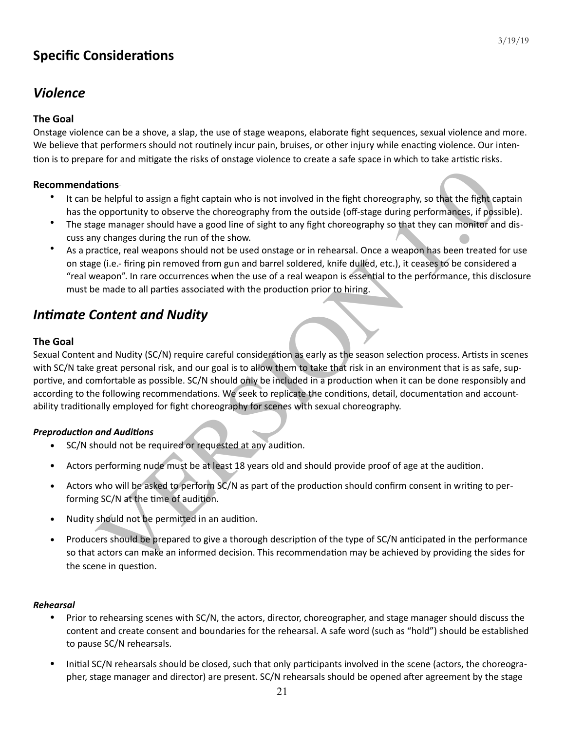## Specific Considerations

### *Violence*

#### The Goal

Onstage violence can be a shove, a slap, the use of stage weapons, elaborate fight sequences, sexual violence and more. We believe that performers should not routinely incur pain, bruises, or other injury while enacting violence. Our intention is to prepare for and mitigate the risks of onstage violence to create a safe space in which to take artistic risks.

#### Recommendations

- It can be helpful to assign a fight captain who is not involved in the fight choreography, so that the fight captain has the opportunity to observe the choreography from the outside (off-stage during performances, if possible).
- The stage manager should have a good line of sight to any fight choreography so that they can monitor and discuss any changes during the run of the show.
- As a practice, real weapons should not be used onstage or in rehearsal. Once a weapon has been treated for use on stage (i.e.- firing pin removed from gun and barrel soldered, knife dulled, etc.), it ceases to be considered a "real weapon". In rare occurrences when the use of a real weapon is essential to the performance, this disclosure must be made to all parties associated with the production prior to hiring.

### *Intimate Content and Nudity*

#### The Goal

Sexual Content and Nudity (SC/N) require careful consideration as early as the season selection process. Artists in scenes with SC/N take great personal risk, and our goal is to allow them to take that risk in an environment that is as safe, supportive, and comfortable as possible. SC/N should only be included in a production when it can be done responsibly and according to the following recommendations. We seek to replicate the conditions, detail, documentation and accountability traditionally employed for fight choreography for scenes with sexual choreography.

#### *Preproduction and Auditions*

- SC/N should not be required or requested at any audition.
- Actors performing nude must be at least 18 years old and should provide proof of age at the audition.
- Actors who will be asked to perform SC/N as part of the production should confirm consent in writing to performing SC/N at the time of audition.
- Nudity should not be permitted in an audition.
- Producers should be prepared to give a thorough description of the type of SC/N anticipated in the performance so that actors can make an informed decision. This recommendation may be achieved by providing the sides for the scene in question.

#### *Rehearsal*

- Prior to rehearsing scenes with SC/N, the actors, director, choreographer, and stage manager should discuss the content and create consent and boundaries for the rehearsal. A safe word (such as "hold") should be established to pause SC/N rehearsals.
- Initial SC/N rehearsals should be closed, such that only participants involved in the scene (actors, the choreographer, stage manager and director) are present. SC/N rehearsals should be opened after agreement by the stage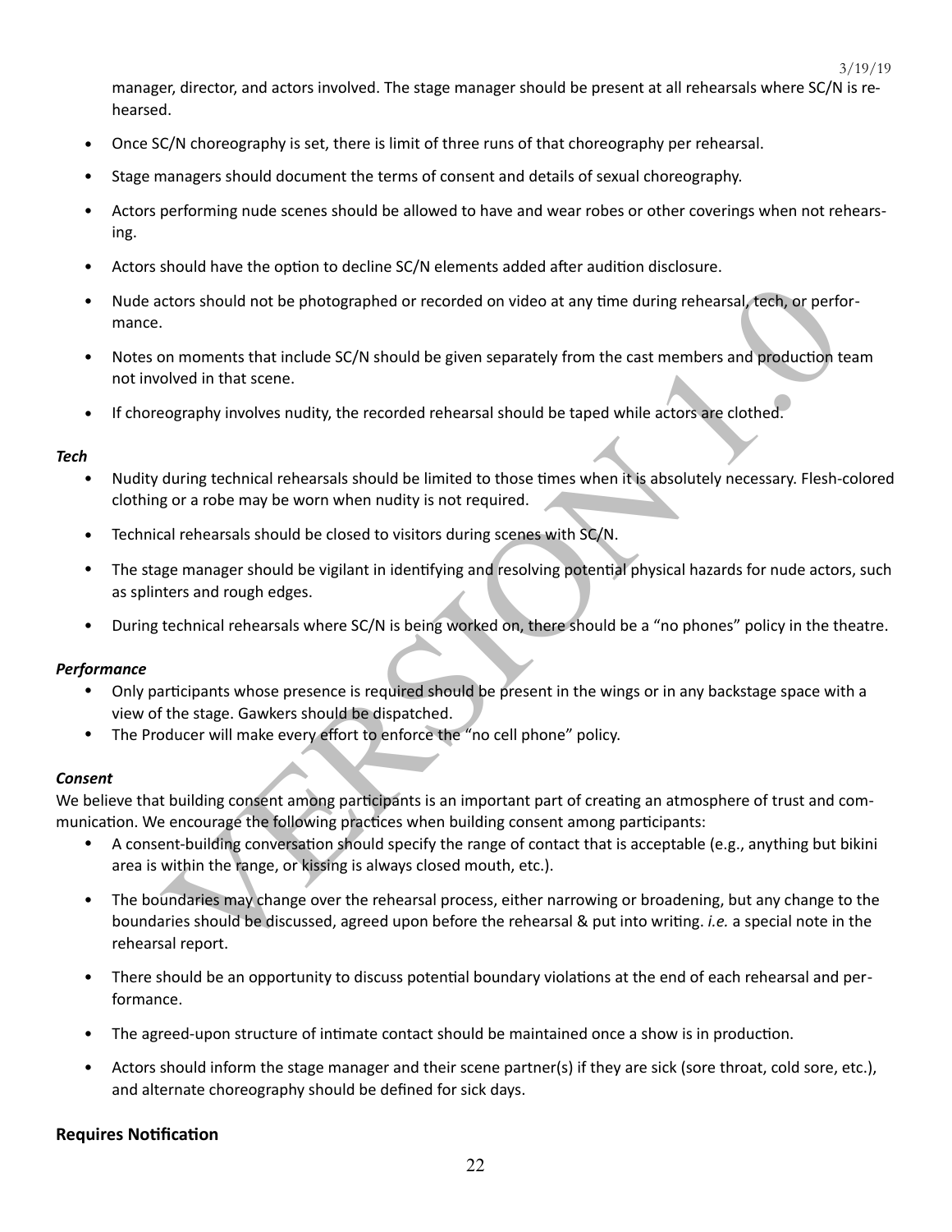manager, director, and actors involved. The stage manager should be present at all rehearsals where SC/N is rehearsed.

- Once SC/N choreography is set, there is limit of three runs of that choreography per rehearsal.
- Stage managers should document the terms of consent and details of sexual choreography.
- Actors performing nude scenes should be allowed to have and wear robes or other coverings when not rehearsing.
- Actors should have the option to decline SC/N elements added after audition disclosure.
- Nude actors should not be photographed or recorded on video at any time during rehearsal, tech, or performance.
- Notes on moments that include SC/N should be given separately from the cast members and production team not involved in that scene.
- If choreography involves nudity, the recorded rehearsal should be taped while actors are clothed.

***Tech***

- Nudity during technical rehearsals should be limited to those times when it is absolutely necessary. Flesh-colored clothing or a robe may be worn when nudity is not required.
- Technical rehearsals should be closed to visitors during scenes with SC/N.
- The stage manager should be vigilant in identifying and resolving potential physical hazards for nude actors, such as splinters and rough edges.
- During technical rehearsals where SC/N is being worked on, there should be a "no phones" policy in the theatre.

***Performance***

- Only participants whose presence is required should be present in the wings or in any backstage space with a view of the stage. Gawkers should be dispatched.
- The Producer will make every effort to enforce the "no cell phone" policy.

***Consent***

We believe that building consent among participants is an important part of creating an atmosphere of trust and communication. We encourage the following practices when building consent among participants:

- A consent-building conversation should specify the range of contact that is acceptable (e.g., anything but bikini area is within the range, or kissing is always closed mouth, etc.).
- The boundaries may change over the rehearsal process, either narrowing or broadening, but any change to the boundaries should be discussed, agreed upon before the rehearsal & put into writing. *i.e.* a special note in the rehearsal report.
- There should be an opportunity to discuss potential boundary violations at the end of each rehearsal and performance.
- The agreed-upon structure of intimate contact should be maintained once a show is in production.
- Actors should inform the stage manager and their scene partner(s) if they are sick (sore throat, cold sore, etc.), and alternate choreography should be defined for sick days.

**Requires Notification**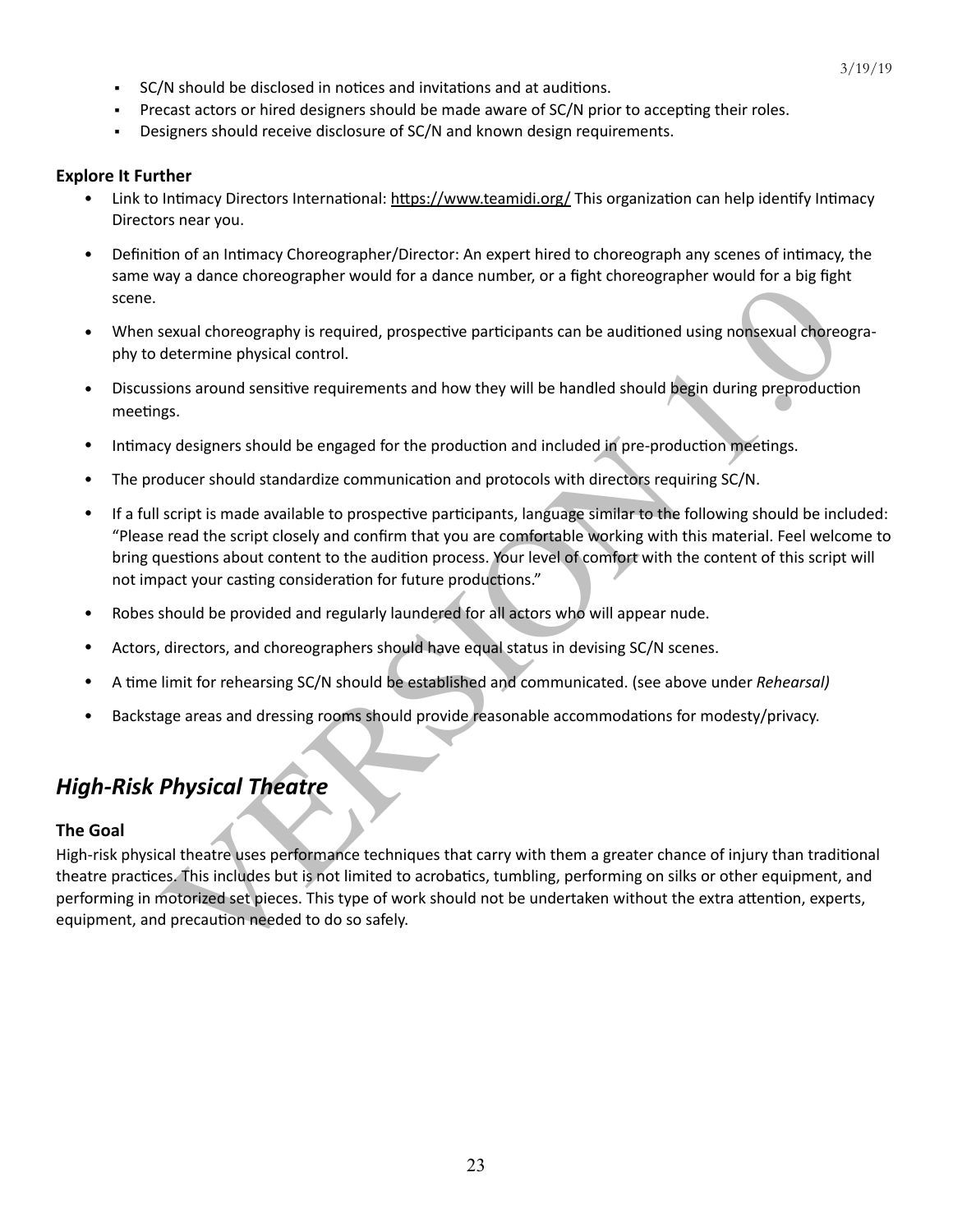- SC/N should be disclosed in notices and invitations and at auditions.
- Precast actors or hired designers should be made aware of SC/N prior to accepting their roles.
- Designers should receive disclosure of SC/N and known design requirements.

**Explore It Further**

- Link to Intimacy Directors International: https://www.teamidi.org/ This organization can help identify Intimacy Directors near you.
- Definition of an Intimacy Choreographer/Director: An expert hired to choreograph any scenes of intimacy, the same way a dance choreographer would for a dance number, or a fight choreographer would for a big fight scene.
- When sexual choreography is required, prospective participants can be auditioned using nonsexual choreography to determine physical control.
- Discussions around sensitive requirements and how they will be handled should begin during preproduction meetings.
- Intimacy designers should be engaged for the production and included in pre-production meetings.
- The producer should standardize communication and protocols with directors requiring SC/N.
- If a full script is made available to prospective participants, language similar to the following should be included: "Please read the script closely and confirm that you are comfortable working with this material. Feel welcome to bring questions about content to the audition process. Your level of comfort with the content of this script will not impact your casting consideration for future productions."
- Robes should be provided and regularly laundered for all actors who will appear nude.
- Actors, directors, and choreographers should have equal status in devising SC/N scenes.
- A time limit for rehearsing SC/N should be established and communicated. (see above under *Rehearsal)*
- Backstage areas and dressing rooms should provide reasonable accommodations for modesty/privacy.

## *High-Risk Physical Theatre*

**The Goal**

High-risk physical theatre uses performance techniques that carry with them a greater chance of injury than traditional theatre practices. This includes but is not limited to acrobatics, tumbling, performing on silks or other equipment, and performing in motorized set pieces. This type of work should not be undertaken without the extra attention, experts, equipment, and precaution needed to do so safely.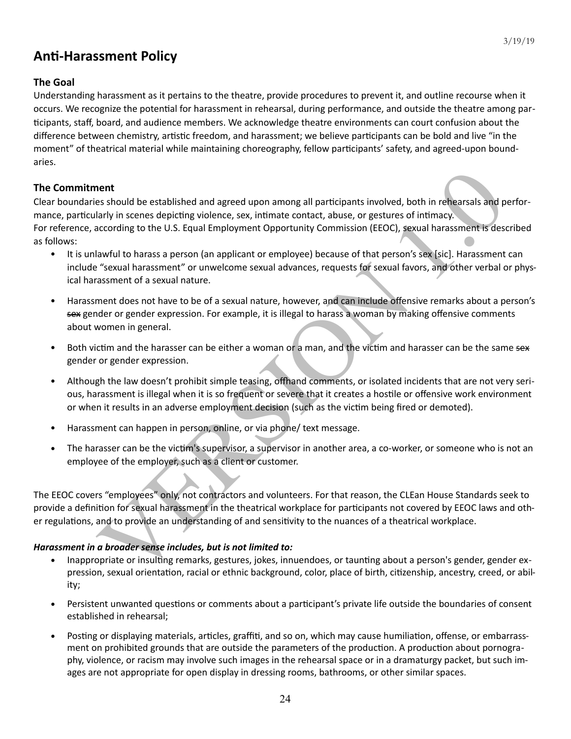3/19/19

## Anti-Harassment Policy

### The Goal

Understanding harassment as it pertains to the theatre, provide procedures to prevent it, and outline recourse when it occurs. We recognize the potential for harassment in rehearsal, during performance, and outside the theatre among participants, staff, board, and audience members. We acknowledge theatre environments can court confusion about the difference between chemistry, artistic freedom, and harassment; we believe participants can be bold and live "in the moment" of theatrical material while maintaining choreography, fellow participants' safety, and agreed-upon boundaries.

### The Commitment

Clear boundaries should be established and agreed upon among all participants involved, both in rehearsals and performance, particularly in scenes depicting violence, sex, intimate contact, abuse, or gestures of intimacy.
For reference, according to the U.S. Equal Employment Opportunity Commission (EEOC), sexual harassment is described as follows:

- It is unlawful to harass a person (an applicant or employee) because of that person's sex [sic]. Harassment can include "sexual harassment" or unwelcome sexual advances, requests for sexual favors, and other verbal or physical harassment of a sexual nature.
- Harassment does not have to be of a sexual nature, however, and can include offensive remarks about a person's ~~sex~~ gender or gender expression. For example, it is illegal to harass a woman by making offensive comments about women in general.
- Both victim and the harasser can be either a woman or a man, and the victim and harasser can be the same ~~sex~~ gender or gender expression.
- Although the law doesn't prohibit simple teasing, offhand comments, or isolated incidents that are not very serious, harassment is illegal when it is so frequent or severe that it creates a hostile or offensive work environment or when it results in an adverse employment decision (such as the victim being fired or demoted).
- Harassment can happen in person, online, or via phone/ text message.
- The harasser can be the victim's supervisor, a supervisor in another area, a co-worker, or someone who is not an employee of the employer, such as a client or customer.

The EEOC covers "employees" only, not contractors and volunteers. For that reason, the CLEan House Standards seek to provide a definition for sexual harassment in the theatrical workplace for participants not covered by EEOC laws and other regulations, and to provide an understanding of and sensitivity to the nuances of a theatrical workplace.

***Harassment in a broader sense includes, but is not limited to:***

- Inappropriate or insulting remarks, gestures, jokes, innuendoes, or taunting about a person's gender, gender expression, sexual orientation, racial or ethnic background, color, place of birth, citizenship, ancestry, creed, or ability;
- Persistent unwanted questions or comments about a participant's private life outside the boundaries of consent established in rehearsal;
- Posting or displaying materials, articles, graffiti, and so on, which may cause humiliation, offense, or embarrassment on prohibited grounds that are outside the parameters of the production. A production about pornography, violence, or racism may involve such images in the rehearsal space or in a dramaturgy packet, but such images are not appropriate for open display in dressing rooms, bathrooms, or other similar spaces.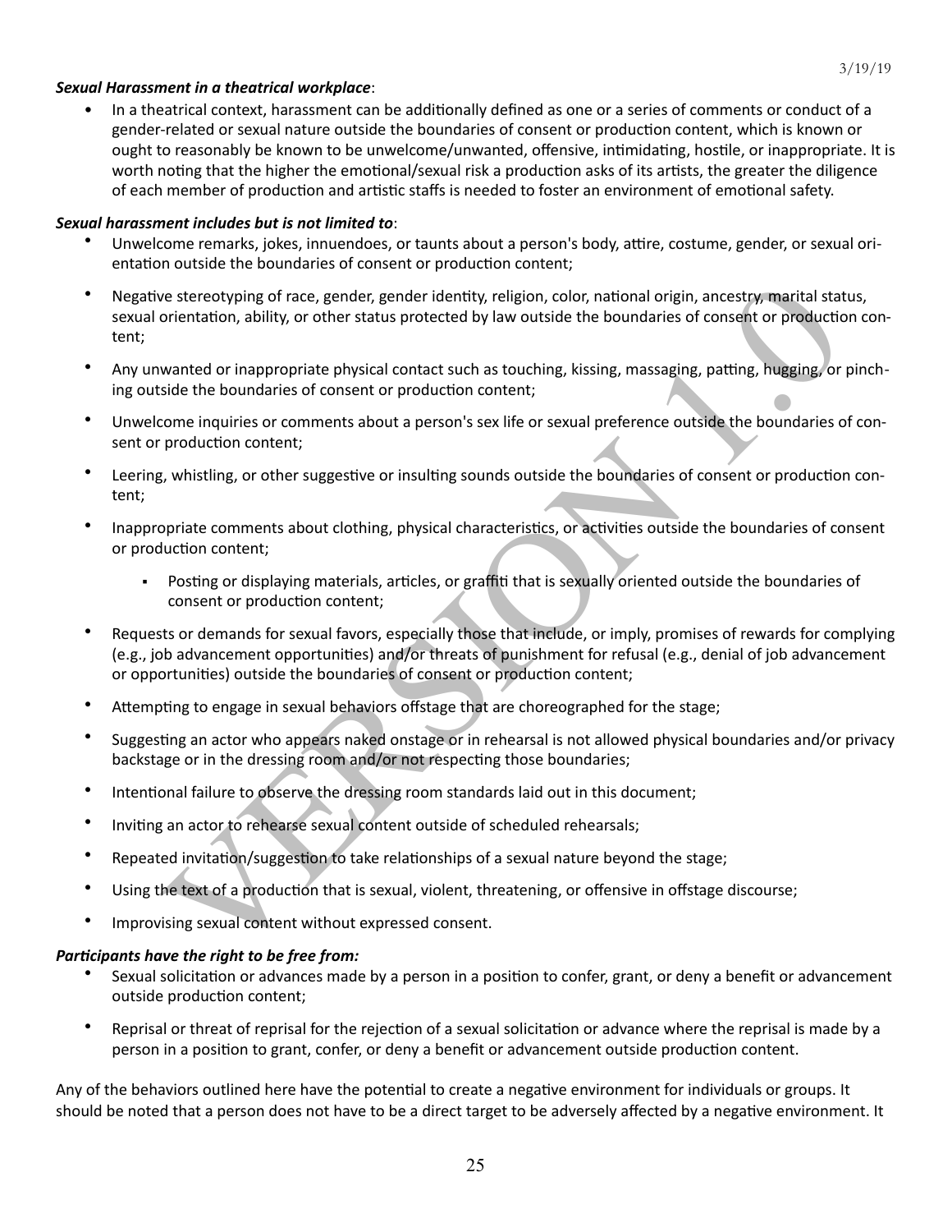***Sexual Harassment in a theatrical workplace***:

- In a theatrical context, harassment can be additionally defined as one or a series of comments or conduct of a gender-related or sexual nature outside the boundaries of consent or production content, which is known or ought to reasonably be known to be unwelcome/unwanted, offensive, intimidating, hostile, or inappropriate. It is worth noting that the higher the emotional/sexual risk a production asks of its artists, the greater the diligence of each member of production and artistic staffs is needed to foster an environment of emotional safety.

***Sexual harassment includes but is not limited to***:

- Unwelcome remarks, jokes, innuendoes, or taunts about a person's body, attire, costume, gender, or sexual orientation outside the boundaries of consent or production content;
- Negative stereotyping of race, gender, gender identity, religion, color, national origin, ancestry, marital status, sexual orientation, ability, or other status protected by law outside the boundaries of consent or production content;
- Any unwanted or inappropriate physical contact such as touching, kissing, massaging, patting, hugging, or pinching outside the boundaries of consent or production content;
- Unwelcome inquiries or comments about a person's sex life or sexual preference outside the boundaries of consent or production content;
- Leering, whistling, or other suggestive or insulting sounds outside the boundaries of consent or production content;
- Inappropriate comments about clothing, physical characteristics, or activities outside the boundaries of consent or production content;
    - Posting or displaying materials, articles, or graffiti that is sexually oriented outside the boundaries of consent or production content;
- Requests or demands for sexual favors, especially those that include, or imply, promises of rewards for complying (e.g., job advancement opportunities) and/or threats of punishment for refusal (e.g., denial of job advancement or opportunities) outside the boundaries of consent or production content;
- Attempting to engage in sexual behaviors offstage that are choreographed for the stage;
- Suggesting an actor who appears naked onstage or in rehearsal is not allowed physical boundaries and/or privacy backstage or in the dressing room and/or not respecting those boundaries;
- Intentional failure to observe the dressing room standards laid out in this document;
- Inviting an actor to rehearse sexual content outside of scheduled rehearsals;
- Repeated invitation/suggestion to take relationships of a sexual nature beyond the stage;
- Using the text of a production that is sexual, violent, threatening, or offensive in offstage discourse;
- Improvising sexual content without expressed consent.

***Participants have the right to be free from:***

- Sexual solicitation or advances made by a person in a position to confer, grant, or deny a benefit or advancement outside production content;
- Reprisal or threat of reprisal for the rejection of a sexual solicitation or advance where the reprisal is made by a person in a position to grant, confer, or deny a benefit or advancement outside production content.

Any of the behaviors outlined here have the potential to create a negative environment for individuals or groups. It should be noted that a person does not have to be a direct target to be adversely affected by a negative environment. It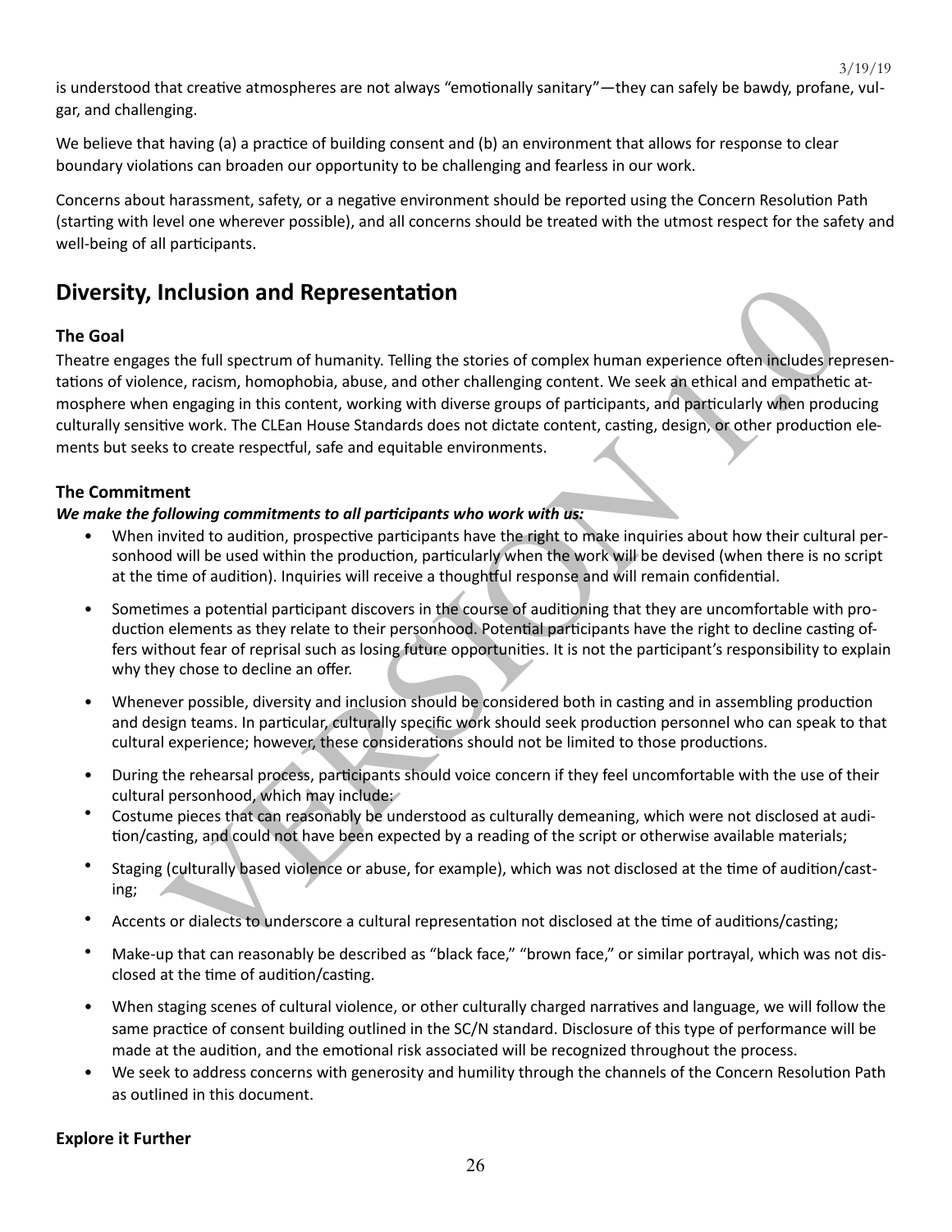is understood that creative atmospheres are not always "emotionally sanitary"—they can safely be bawdy, profane, vulgar, and challenging.

We believe that having (a) a practice of building consent and (b) an environment that allows for response to clear boundary violations can broaden our opportunity to be challenging and fearless in our work.

Concerns about harassment, safety, or a negative environment should be reported using the Concern Resolution Path (starting with level one wherever possible), and all concerns should be treated with the utmost respect for the safety and well-being of all participants.

## Diversity, Inclusion and Representation

### The Goal

Theatre engages the full spectrum of humanity. Telling the stories of complex human experience often includes representations of violence, racism, homophobia, abuse, and other challenging content. We seek an ethical and empathetic atmosphere when engaging in this content, working with diverse groups of participants, and particularly when producing culturally sensitive work. The CLEan House Standards does not dictate content, casting, design, or other production elements but seeks to create respectful, safe and equitable environments.

### The Commitment

***We make the following commitments to all participants who work with us:***

- When invited to audition, prospective participants have the right to make inquiries about how their cultural personhood will be used within the production, particularly when the work will be devised (when there is no script at the time of audition). Inquiries will receive a thoughtful response and will remain confidential.
- Sometimes a potential participant discovers in the course of auditioning that they are uncomfortable with production elements as they relate to their personhood. Potential participants have the right to decline casting offers without fear of reprisal such as losing future opportunities. It is not the participant's responsibility to explain why they chose to decline an offer.
- Whenever possible, diversity and inclusion should be considered both in casting and in assembling production and design teams. In particular, culturally specific work should seek production personnel who can speak to that cultural experience; however, these considerations should not be limited to those productions.
- During the rehearsal process, participants should voice concern if they feel uncomfortable with the use of their cultural personhood, which may include:
- Costume pieces that can reasonably be understood as culturally demeaning, which were not disclosed at audition/casting, and could not have been expected by a reading of the script or otherwise available materials;
- Staging (culturally based violence or abuse, for example), which was not disclosed at the time of audition/casting;
- Accents or dialects to underscore a cultural representation not disclosed at the time of auditions/casting;
- Make-up that can reasonably be described as "black face," "brown face," or similar portrayal, which was not disclosed at the time of audition/casting.
- When staging scenes of cultural violence, or other culturally charged narratives and language, we will follow the same practice of consent building outlined in the SC/N standard. Disclosure of this type of performance will be made at the audition, and the emotional risk associated will be recognized throughout the process.
- We seek to address concerns with generosity and humility through the channels of the Concern Resolution Path as outlined in this document.

### Explore it Further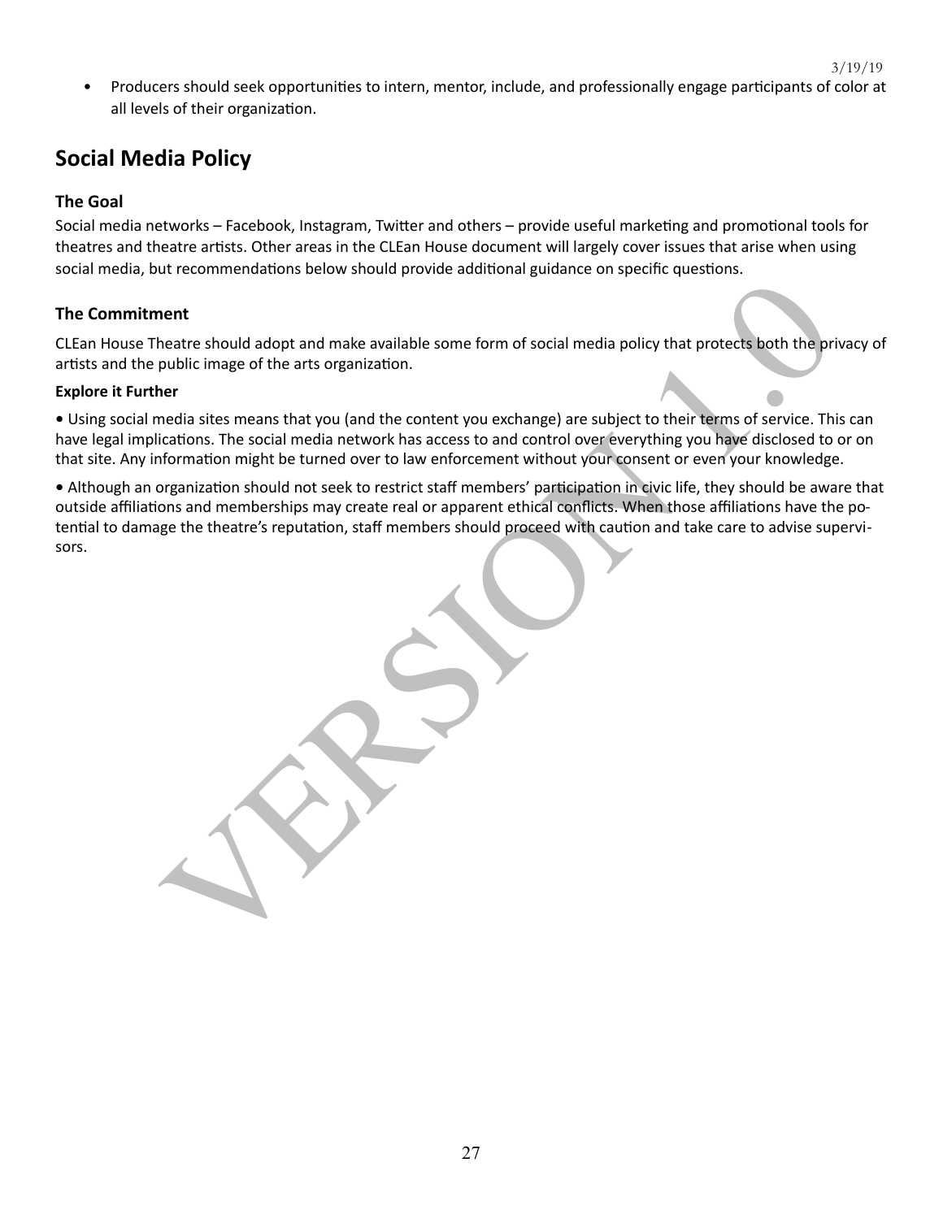- Producers should seek opportunities to intern, mentor, include, and professionally engage participants of color at all levels of their organization.

## Social Media Policy

### The Goal

Social media networks – Facebook, Instagram, Twitter and others – provide useful marketing and promotional tools for theatres and theatre artists. Other areas in the CLEan House document will largely cover issues that arise when using social media, but recommendations below should provide additional guidance on specific questions.

### The Commitment

CLEan House Theatre should adopt and make available some form of social media policy that protects both the privacy of artists and the public image of the arts organization.

**Explore it Further**

• Using social media sites means that you (and the content you exchange) are subject to their terms of service. This can have legal implications. The social media network has access to and control over everything you have disclosed to or on that site. Any information might be turned over to law enforcement without your consent or even your knowledge.

• Although an organization should not seek to restrict staff members' participation in civic life, they should be aware that outside affiliations and memberships may create real or apparent ethical conflicts. When those affiliations have the potential to damage the theatre's reputation, staff members should proceed with caution and take care to advise supervisors.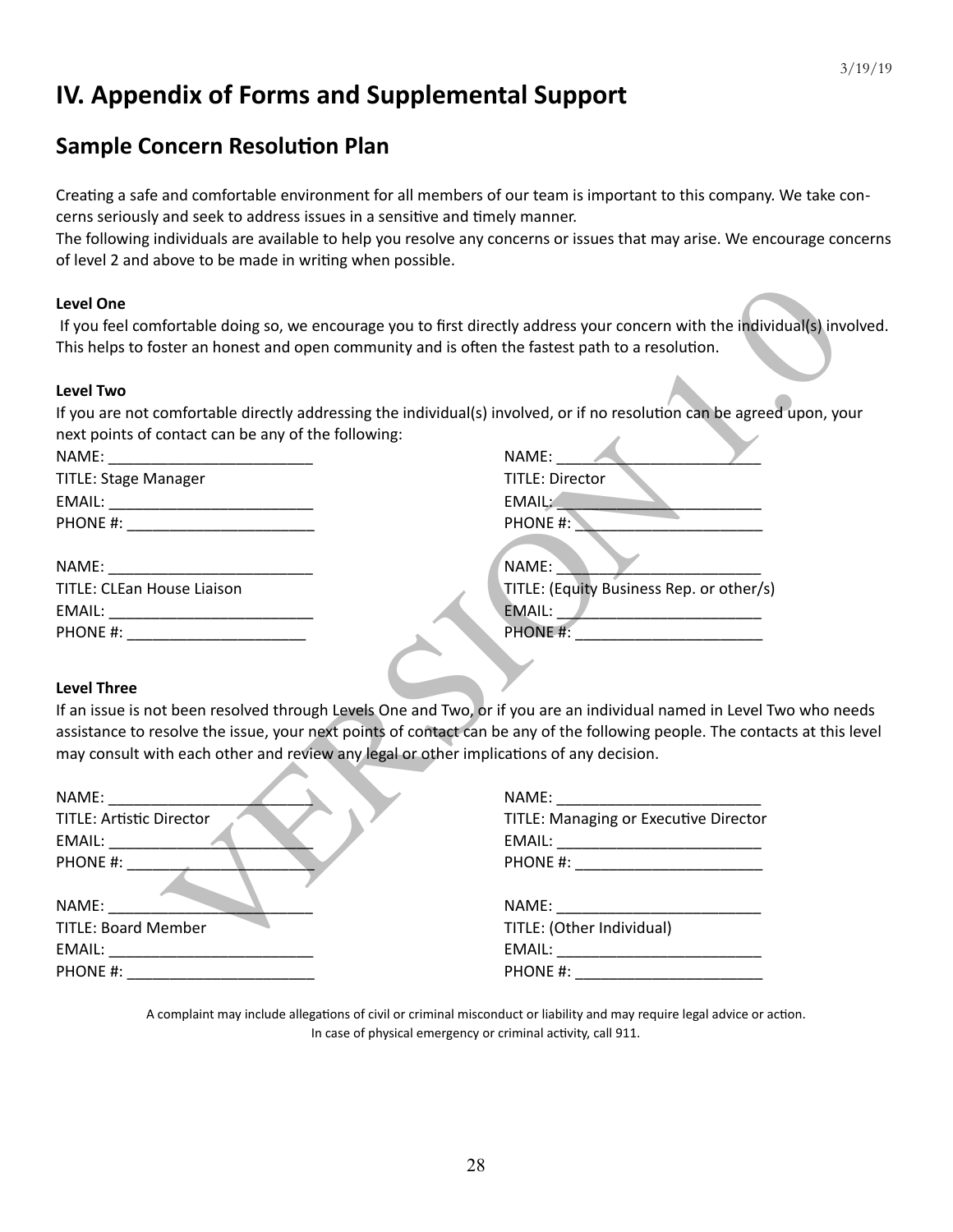# IV. Appendix of Forms and Supplemental Support

## Sample Concern Resolution Plan

Creating a safe and comfortable environment for all members of our team is important to this company. We take concerns seriously and seek to address issues in a sensitive and timely manner.

The following individuals are available to help you resolve any concerns or issues that may arise. We encourage concerns of level 2 and above to be made in writing when possible.

**Level One**

If you feel comfortable doing so, we encourage you to first directly address your concern with the individual(s) involved. This helps to foster an honest and open community and is often the fastest path to a resolution.

**Level Two**

If you are not comfortable directly addressing the individual(s) involved, or if no resolution can be agreed upon, your next points of contact can be any of the following:

NAME: ________________________
TITLE: Stage Manager
EMAIL: ________________________
PHONE #: ______________________

NAME: ________________________
TITLE: Director
EMAIL: ________________________
PHONE #: ______________________

NAME: ________________________
TITLE: CLEan House Liaison
EMAIL: ________________________
PHONE #: _____________________

NAME: ________________________
TITLE: (Equity Business Rep. or other/s)
EMAIL: ________________________
PHONE #: ______________________

**Level Three**

If an issue is not been resolved through Levels One and Two, or if you are an individual named in Level Two who needs assistance to resolve the issue, your next points of contact can be any of the following people. The contacts at this level may consult with each other and review any legal or other implications of any decision.

NAME: ________________________
TITLE: Artistic Director
EMAIL: ________________________
PHONE #: ______________________

NAME: ________________________
TITLE: Managing or Executive Director
EMAIL: ________________________
PHONE #: ______________________

NAME: ________________________
TITLE: Board Member
EMAIL: ________________________
PHONE #: ______________________

NAME: ________________________
TITLE: (Other Individual)
EMAIL: ________________________
PHONE #: ______________________

A complaint may include allegations of civil or criminal misconduct or liability and may require legal advice or action.
In case of physical emergency or criminal activity, call 911.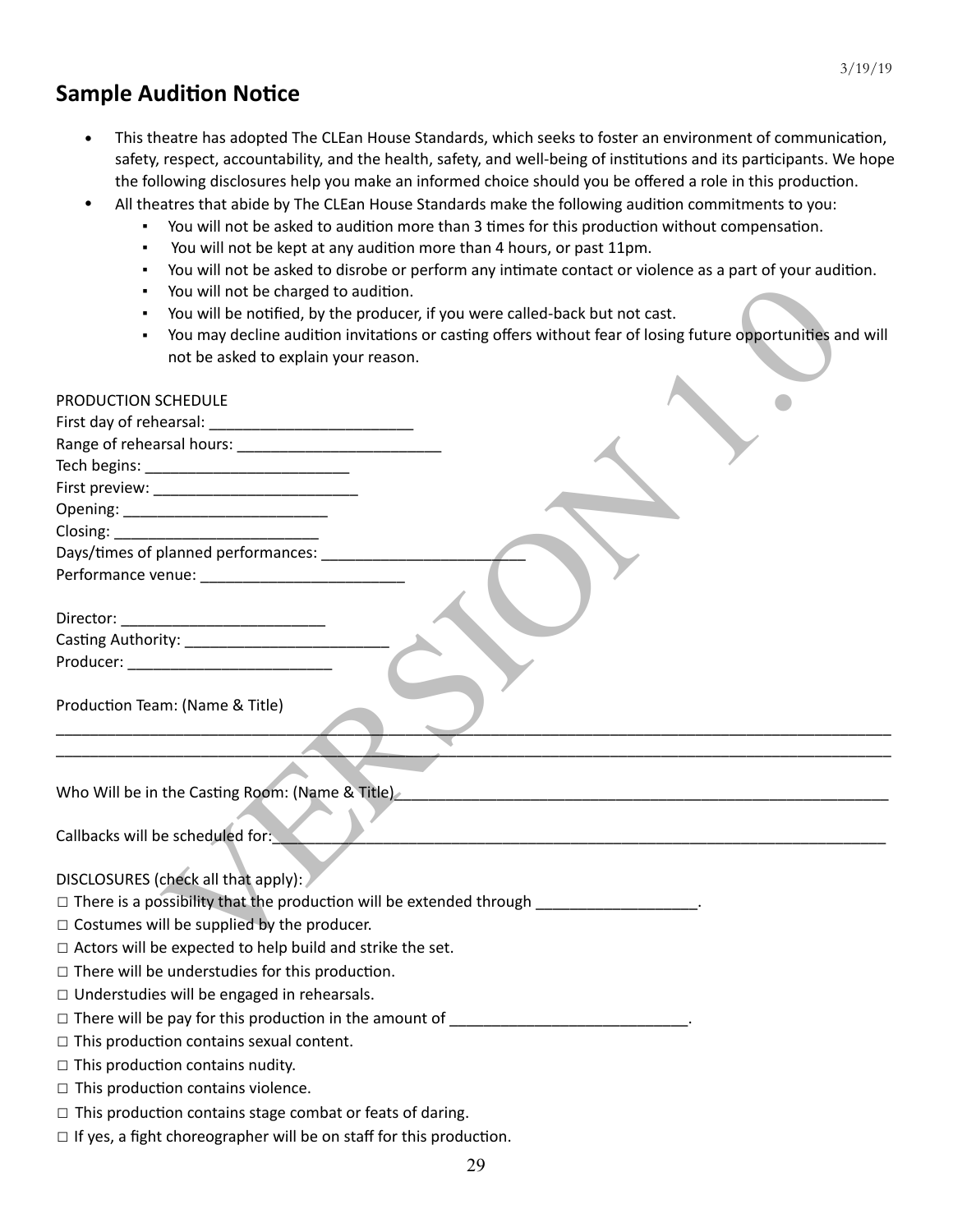## Sample Audition Notice

- This theatre has adopted The CLEan House Standards, which seeks to foster an environment of communication, safety, respect, accountability, and the health, safety, and well-being of institutions and its participants. We hope the following disclosures help you make an informed choice should you be offered a role in this production.
- All theatres that abide by The CLEan House Standards make the following audition commitments to you:
  - You will not be asked to audition more than 3 times for this production without compensation.
  - You will not be kept at any audition more than 4 hours, or past 11pm.
  - You will not be asked to disrobe or perform any intimate contact or violence as a part of your audition.
  - You will not be charged to audition.
  - You will be notified, by the producer, if you were called-back but not cast.
  - You may decline audition invitations or casting offers without fear of losing future opportunities and will not be asked to explain your reason.

PRODUCTION SCHEDULE
First day of rehearsal: ________________________
Range of rehearsal hours: ________________________
Tech begins: ________________________
First preview: ________________________
Opening: ________________________
Closing: ________________________
Days/times of planned performances: ________________________
Performance venue: ________________________

Director: ________________________
Casting Authority: ________________________
Producer: ________________________

Production Team: (Name & Title)
______________________________________________________________________________________________
______________________________________________________________________________________________

Who Will be in the Casting Room: (Name & Title)______________________________________________________

Callbacks will be scheduled for:________________________________________________________________

DISCLOSURES (check all that apply):
□ There is a possibility that the production will be extended through __________________.
□ Costumes will be supplied by the producer.
□ Actors will be expected to help build and strike the set.
□ There will be understudies for this production.
□ Understudies will be engaged in rehearsals.
□ There will be pay for this production in the amount of ___________________________.
□ This production contains sexual content.
□ This production contains nudity.
□ This production contains violence.
□ This production contains stage combat or feats of daring.
□ If yes, a fight choreographer will be on staff for this production.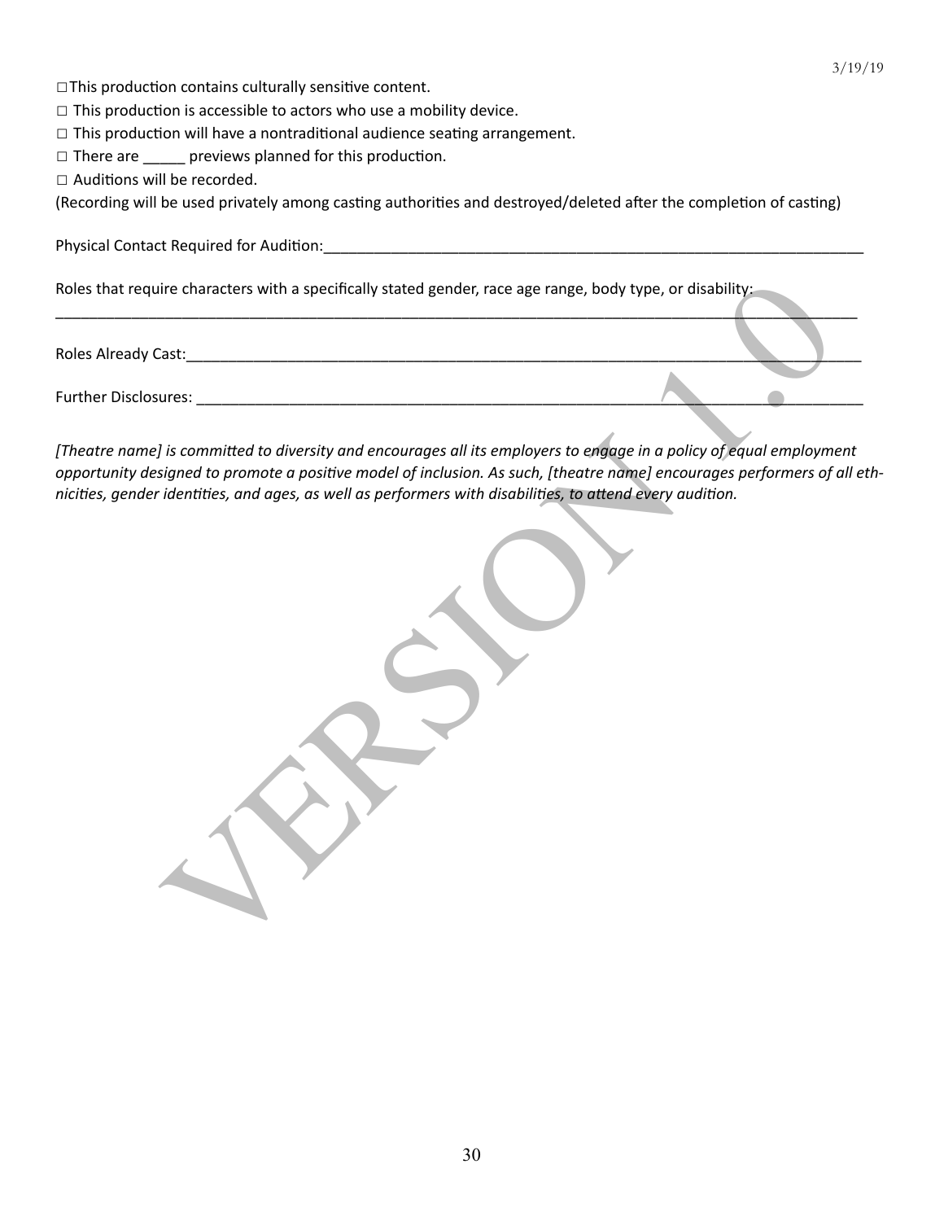□ This production contains culturally sensitive content.

□ This production is accessible to actors who use a mobility device.

□ This production will have a nontraditional audience seating arrangement.

□ There are _____ previews planned for this production.

□ Auditions will be recorded.

(Recording will be used privately among casting authorities and destroyed/deleted after the completion of casting)

Physical Contact Required for Audition:_______________________________________________________________

Roles that require characters with a specifically stated gender, race age range, body type, or disability:

_____________________________________________________________________________________________

Roles Already Cast:___________________________________________________________________________

Further Disclosures: __________________________________________________________________________

*[Theatre name] is committed to diversity and encourages all its employers to engage in a policy of equal employment opportunity designed to promote a positive model of inclusion. As such, [theatre name] encourages performers of all ethnicities, gender identities, and ages, as well as performers with disabilities, to attend every audition.*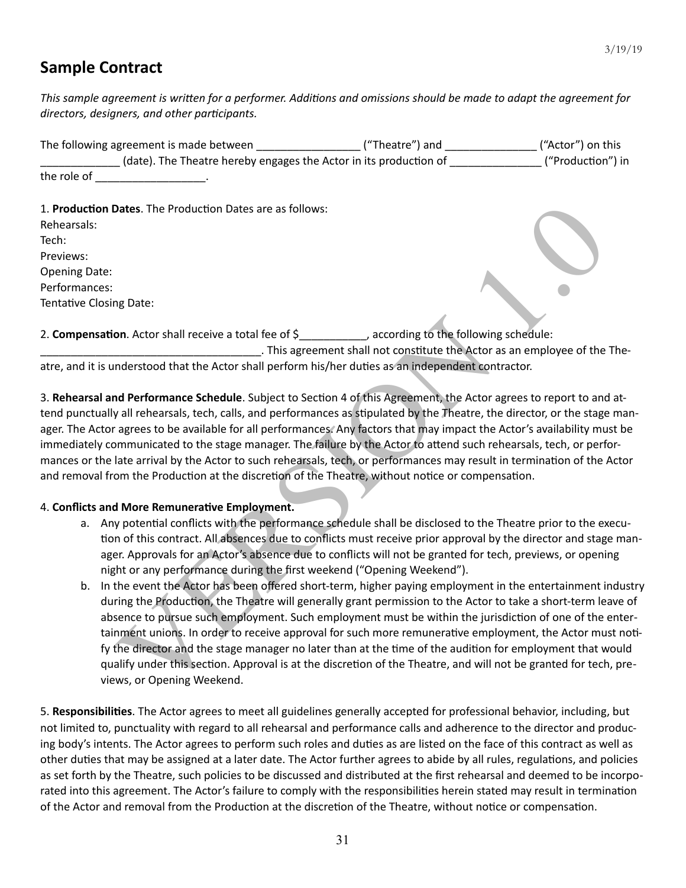## Sample Contract

*This sample agreement is written for a performer. Additions and omissions should be made to adapt the agreement for directors, designers, and other participants.*

The following agreement is made between _________________ ("Theatre") and _______________ ("Actor") on this _____________ (date). The Theatre hereby engages the Actor in its production of _______________ ("Production") in the role of ___________________.

1. **Production Dates**. The Production Dates are as follows:
Rehearsals:
Tech:
Previews:
Opening Date:
Performances:
Tentative Closing Date:

2. **Compensation**. Actor shall receive a total fee of $___________, according to the following schedule: _____________________________________. This agreement shall not constitute the Actor as an employee of the Theatre, and it is understood that the Actor shall perform his/her duties as an independent contractor.

3. **Rehearsal and Performance Schedule**. Subject to Section 4 of this Agreement, the Actor agrees to report to and attend punctually all rehearsals, tech, calls, and performances as stipulated by the Theatre, the director, or the stage manager. The Actor agrees to be available for all performances. Any factors that may impact the Actor's availability must be immediately communicated to the stage manager. The failure by the Actor to attend such rehearsals, tech, or performances or the late arrival by the Actor to such rehearsals, tech, or performances may result in termination of the Actor and removal from the Production at the discretion of the Theatre, without notice or compensation.

4. **Conflicts and More Remunerative Employment.**
   a. Any potential conflicts with the performance schedule shall be disclosed to the Theatre prior to the execution of this contract. All absences due to conflicts must receive prior approval by the director and stage manager. Approvals for an Actor's absence due to conflicts will not be granted for tech, previews, or opening night or any performance during the first weekend ("Opening Weekend").
   b. In the event the Actor has been offered short-term, higher paying employment in the entertainment industry during the Production, the Theatre will generally grant permission to the Actor to take a short-term leave of absence to pursue such employment. Such employment must be within the jurisdiction of one of the entertainment unions. In order to receive approval for such more remunerative employment, the Actor must notify the director and the stage manager no later than at the time of the audition for employment that would qualify under this section. Approval is at the discretion of the Theatre, and will not be granted for tech, previews, or Opening Weekend.

5. **Responsibilities**. The Actor agrees to meet all guidelines generally accepted for professional behavior, including, but not limited to, punctuality with regard to all rehearsal and performance calls and adherence to the director and producing body's intents. The Actor agrees to perform such roles and duties as are listed on the face of this contract as well as other duties that may be assigned at a later date. The Actor further agrees to abide by all rules, regulations, and policies as set forth by the Theatre, such policies to be discussed and distributed at the first rehearsal and deemed to be incorporated into this agreement. The Actor's failure to comply with the responsibilities herein stated may result in termination of the Actor and removal from the Production at the discretion of the Theatre, without notice or compensation.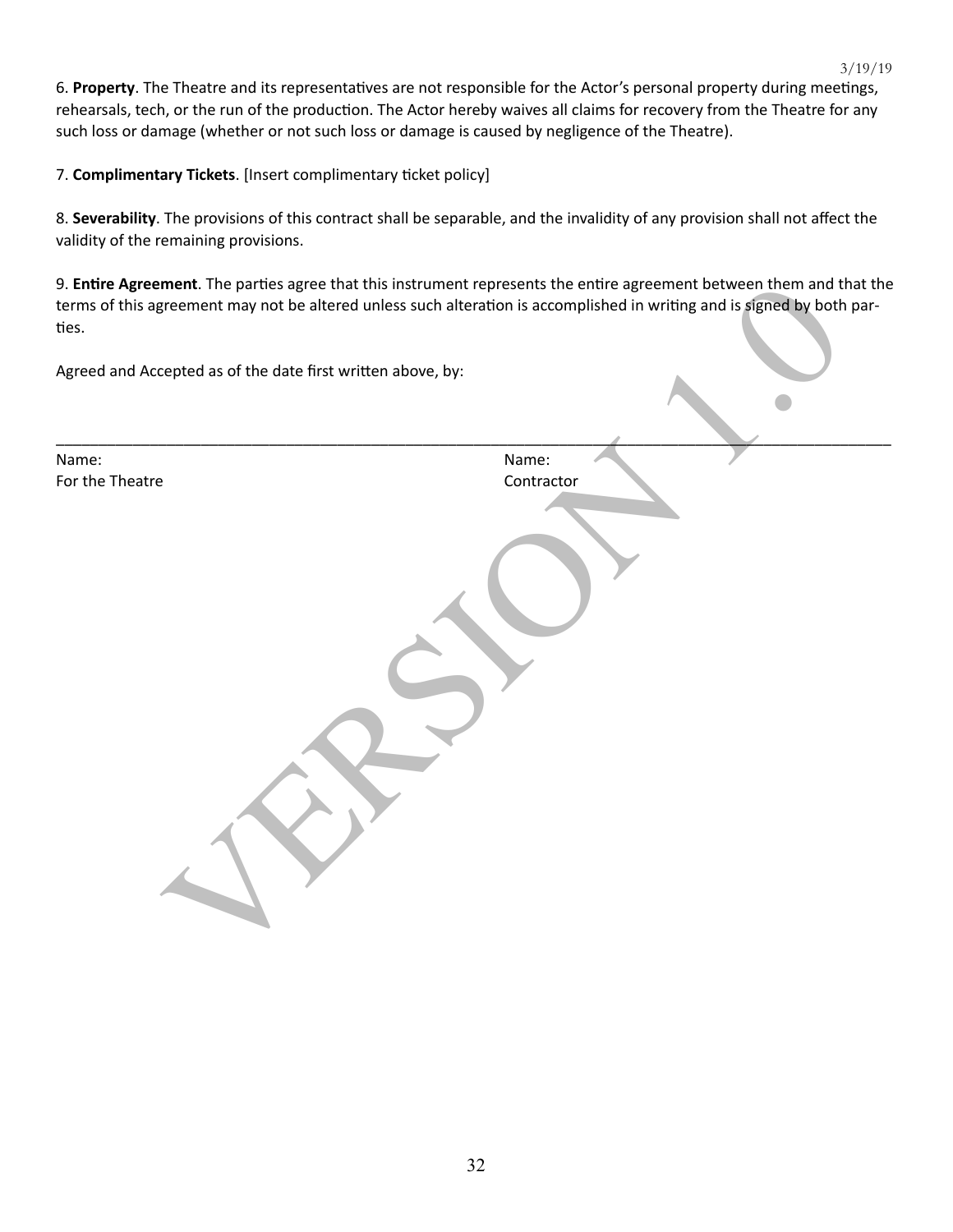6. **Property**. The Theatre and its representatives are not responsible for the Actor's personal property during meetings, rehearsals, tech, or the run of the production. The Actor hereby waives all claims for recovery from the Theatre for any such loss or damage (whether or not such loss or damage is caused by negligence of the Theatre).

7. **Complimentary Tickets**. [Insert complimentary ticket policy]

8. **Severability**. The provisions of this contract shall be separable, and the invalidity of any provision shall not affect the validity of the remaining provisions.

9. **Entire Agreement**. The parties agree that this instrument represents the entire agreement between them and that the terms of this agreement may not be altered unless such alteration is accomplished in writing and is signed by both parties.

Agreed and Accepted as of the date first written above, by:

\_\_\_\_\_\_\_\_\_\_\_\_\_\_\_\_\_\_\_\_\_\_\_\_\_\_\_\_\_\_\_\_\_\_\_\_\_\_\_\_\_\_\_\_\_\_\_\_\_\_\_\_\_\_\_\_\_\_\_\_\_\_\_\_\_\_\_\_\_\_\_\_\_\_\_\_\_\_

| | |
|---|---|
| Name: | Name: |
| For the Theatre | Contractor |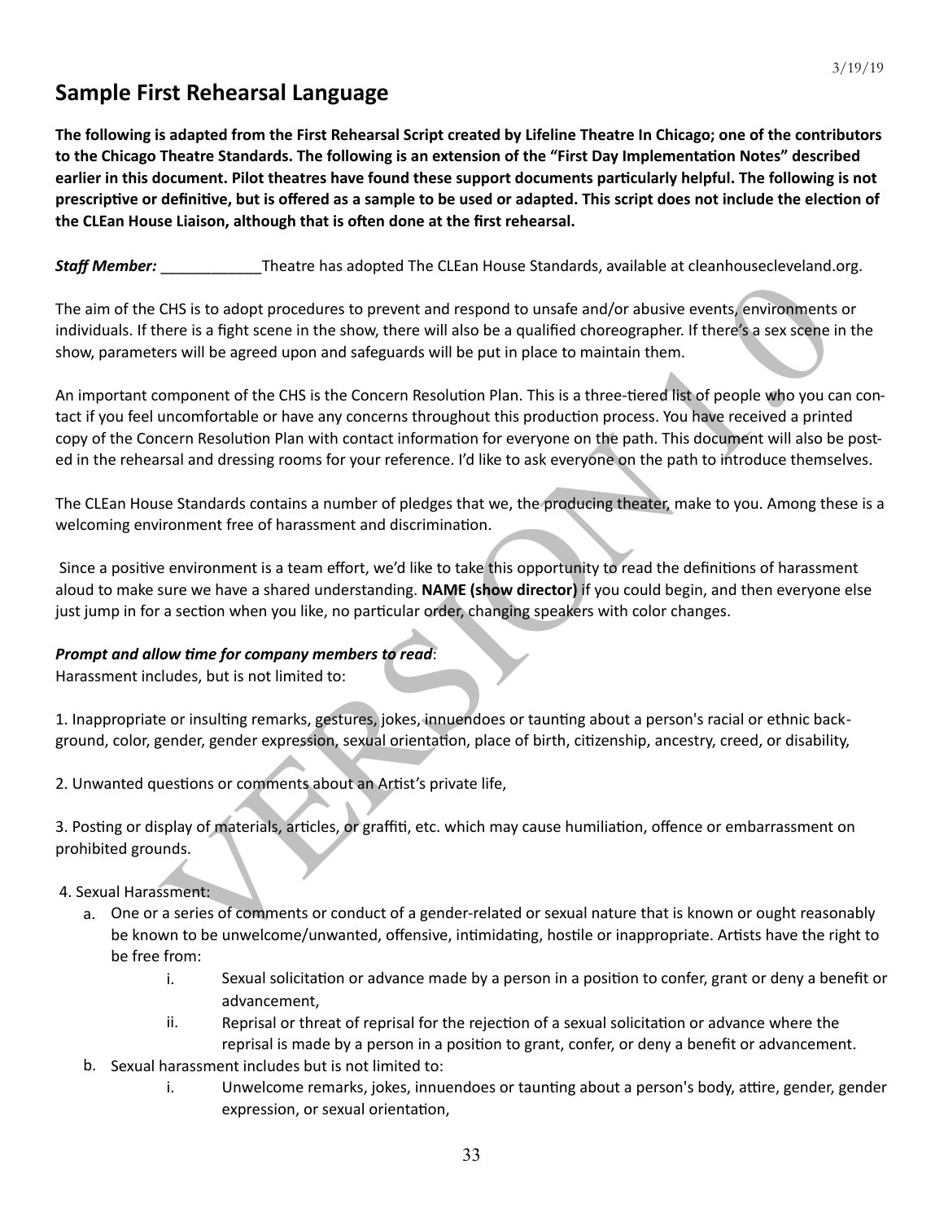## Sample First Rehearsal Language

**The following is adapted from the First Rehearsal Script created by Lifeline Theatre In Chicago; one of the contributors to the Chicago Theatre Standards. The following is an extension of the "First Day Implementation Notes" described earlier in this document. Pilot theatres have found these support documents particularly helpful. The following is not prescriptive or definitive, but is offered as a sample to be used or adapted. This script does not include the election of the CLEan House Liaison, although that is often done at the first rehearsal.**

***Staff Member:*** ____________Theatre has adopted The CLEan House Standards, available at cleanhousecleveland.org.

The aim of the CHS is to adopt procedures to prevent and respond to unsafe and/or abusive events, environments or individuals. If there is a fight scene in the show, there will also be a qualified choreographer. If there's a sex scene in the show, parameters will be agreed upon and safeguards will be put in place to maintain them.

An important component of the CHS is the Concern Resolution Plan. This is a three-tiered list of people who you can contact if you feel uncomfortable or have any concerns throughout this production process. You have received a printed copy of the Concern Resolution Plan with contact information for everyone on the path. This document will also be posted in the rehearsal and dressing rooms for your reference. I'd like to ask everyone on the path to introduce themselves.

The CLEan House Standards contains a number of pledges that we, the producing theater, make to you. Among these is a welcoming environment free of harassment and discrimination.

Since a positive environment is a team effort, we'd like to take this opportunity to read the definitions of harassment aloud to make sure we have a shared understanding. **NAME (show director)** if you could begin, and then everyone else just jump in for a section when you like, no particular order, changing speakers with color changes.

***Prompt and allow time for company members to read***:
Harassment includes, but is not limited to:

1. Inappropriate or insulting remarks, gestures, jokes, innuendoes or taunting about a person's racial or ethnic background, color, gender, gender expression, sexual orientation, place of birth, citizenship, ancestry, creed, or disability,

2. Unwanted questions or comments about an Artist's private life,

3. Posting or display of materials, articles, or graffiti, etc. which may cause humiliation, offence or embarrassment on prohibited grounds.

4. Sexual Harassment:
   a. One or a series of comments or conduct of a gender-related or sexual nature that is known or ought reasonably be known to be unwelcome/unwanted, offensive, intimidating, hostile or inappropriate. Artists have the right to be free from:
      i. Sexual solicitation or advance made by a person in a position to confer, grant or deny a benefit or advancement,
      ii. Reprisal or threat of reprisal for the rejection of a sexual solicitation or advance where the reprisal is made by a person in a position to grant, confer, or deny a benefit or advancement.
   b. Sexual harassment includes but is not limited to:
      i. Unwelcome remarks, jokes, innuendoes or taunting about a person's body, attire, gender, gender expression, or sexual orientation,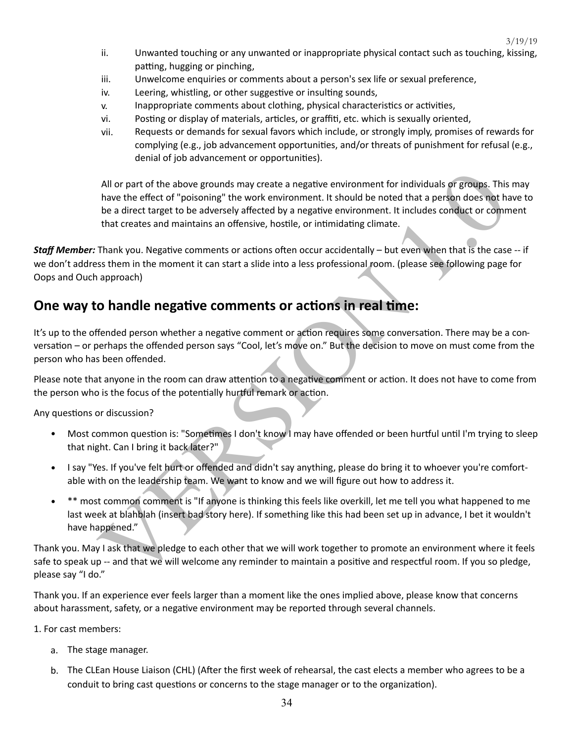ii. Unwanted touching or any unwanted or inappropriate physical contact such as touching, kissing, patting, hugging or pinching,
iii. Unwelcome enquiries or comments about a person's sex life or sexual preference,
iv. Leering, whistling, or other suggestive or insulting sounds,
v. Inappropriate comments about clothing, physical characteristics or activities,
vi. Posting or display of materials, articles, or graffiti, etc. which is sexually oriented,
vii. Requests or demands for sexual favors which include, or strongly imply, promises of rewards for complying (e.g., job advancement opportunities, and/or threats of punishment for refusal (e.g., denial of job advancement or opportunities).

All or part of the above grounds may create a negative environment for individuals or groups. This may have the effect of "poisoning" the work environment. It should be noted that a person does not have to be a direct target to be adversely affected by a negative environment. It includes conduct or comment that creates and maintains an offensive, hostile, or intimidating climate.

***Staff Member:*** Thank you. Negative comments or actions often occur accidentally – but even when that is the case -- if we don't address them in the moment it can start a slide into a less professional room. (please see following page for Oops and Ouch approach)

## One way to handle negative comments or actions in real time:

It's up to the offended person whether a negative comment or action requires some conversation. There may be a conversation – or perhaps the offended person says "Cool, let's move on." But the decision to move on must come from the person who has been offended.

Please note that anyone in the room can draw attention to a negative comment or action. It does not have to come from the person who is the focus of the potentially hurtful remark or action.

Any questions or discussion?

- Most common question is: "Sometimes I don't know I may have offended or been hurtful until I'm trying to sleep that night. Can I bring it back later?"
- I say "Yes. If you've felt hurt or offended and didn't say anything, please do bring it to whoever you're comfortable with on the leadership team. We want to know and we will figure out how to address it.
- ** most common comment is "If anyone is thinking this feels like overkill, let me tell you what happened to me last week at blahblah (insert bad story here). If something like this had been set up in advance, I bet it wouldn't have happened."

Thank you. May I ask that we pledge to each other that we will work together to promote an environment where it feels safe to speak up -- and that we will welcome any reminder to maintain a positive and respectful room. If you so pledge, please say "I do."

Thank you. If an experience ever feels larger than a moment like the ones implied above, please know that concerns about harassment, safety, or a negative environment may be reported through several channels.

1. For cast members:
   a. The stage manager.
   b. The CLEan House Liaison (CHL) (After the first week of rehearsal, the cast elects a member who agrees to be a conduit to bring cast questions or concerns to the stage manager or to the organization).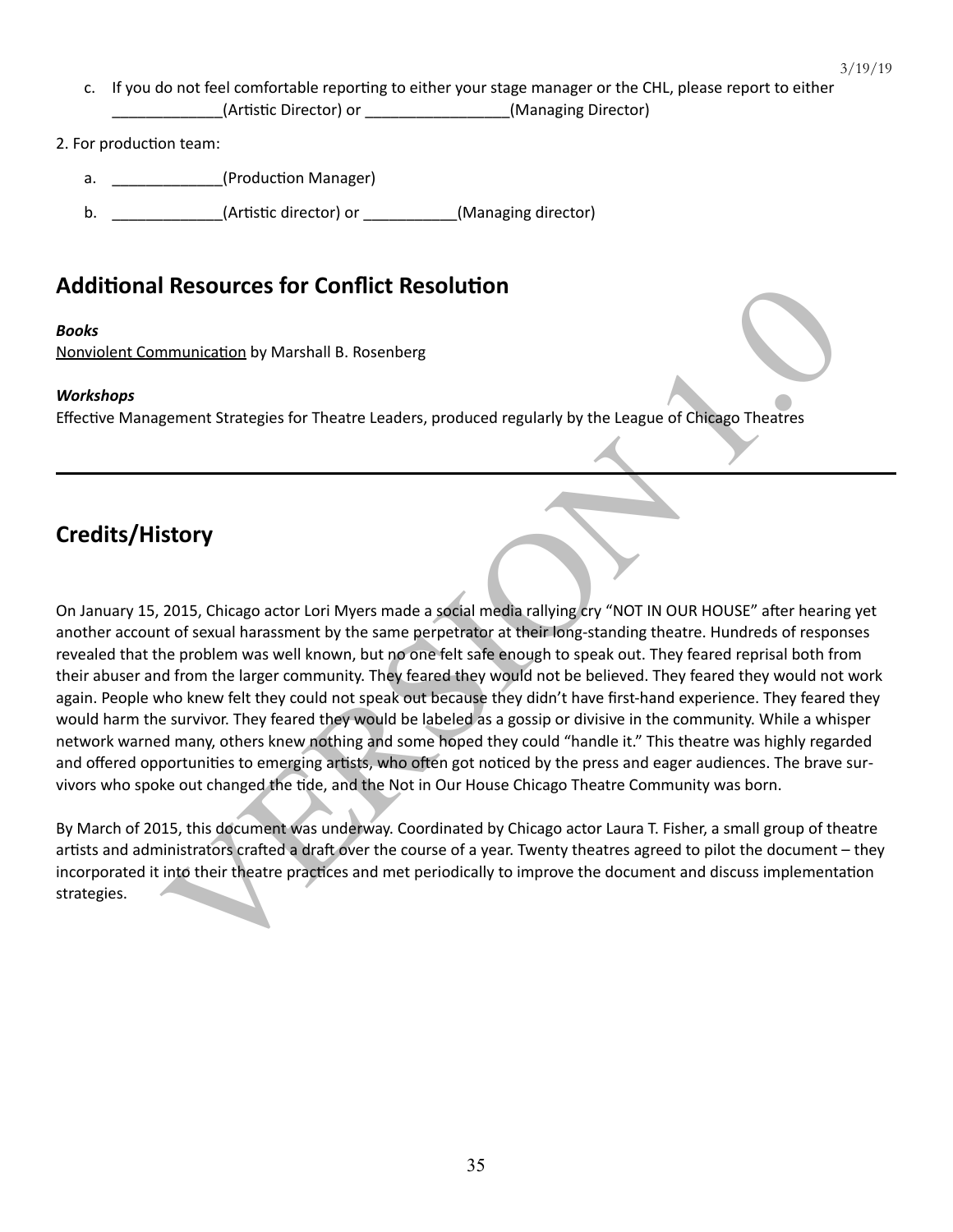c. If you do not feel comfortable reporting to either your stage manager or the CHL, please report to either _____________(Artistic Director) or _________________(Managing Director)

2. For production team:

a. _____________(Production Manager)

b. _____________(Artistic director) or ___________(Managing director)

## Additional Resources for Conflict Resolution

***Books***
Nonviolent Communication by Marshall B. Rosenberg

***Workshops***
Effective Management Strategies for Theatre Leaders, produced regularly by the League of Chicago Theatres

---

## Credits/History

On January 15, 2015, Chicago actor Lori Myers made a social media rallying cry "NOT IN OUR HOUSE" after hearing yet another account of sexual harassment by the same perpetrator at their long-standing theatre. Hundreds of responses revealed that the problem was well known, but no one felt safe enough to speak out. They feared reprisal both from their abuser and from the larger community. They feared they would not be believed. They feared they would not work again. People who knew felt they could not speak out because they didn't have first-hand experience. They feared they would harm the survivor. They feared they would be labeled as a gossip or divisive in the community. While a whisper network warned many, others knew nothing and some hoped they could "handle it." This theatre was highly regarded and offered opportunities to emerging artists, who often got noticed by the press and eager audiences. The brave survivors who spoke out changed the tide, and the Not in Our House Chicago Theatre Community was born.

By March of 2015, this document was underway. Coordinated by Chicago actor Laura T. Fisher, a small group of theatre artists and administrators crafted a draft over the course of a year. Twenty theatres agreed to pilot the document – they incorporated it into their theatre practices and met periodically to improve the document and discuss implementation strategies.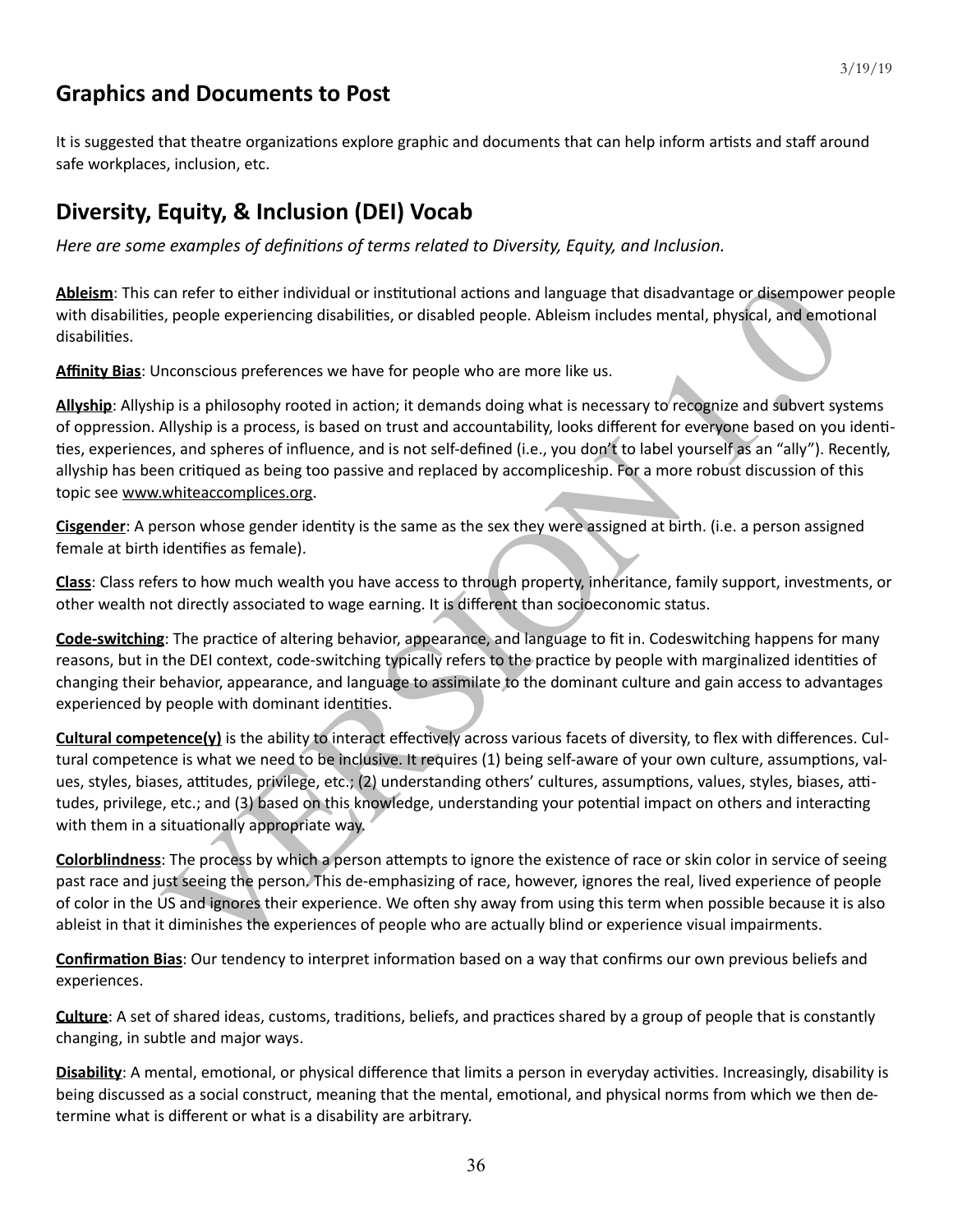## Graphics and Documents to Post

It is suggested that theatre organizations explore graphic and documents that can help inform artists and staff around safe workplaces, inclusion, etc.

## Diversity, Equity, & Inclusion (DEI) Vocab

*Here are some examples of definitions of terms related to Diversity, Equity, and Inclusion.*

**Ableism**: This can refer to either individual or institutional actions and language that disadvantage or disempower people with disabilities, people experiencing disabilities, or disabled people. Ableism includes mental, physical, and emotional disabilities.

**Affinity Bias**: Unconscious preferences we have for people who are more like us.

**Allyship**: Allyship is a philosophy rooted in action; it demands doing what is necessary to recognize and subvert systems of oppression. Allyship is a process, is based on trust and accountability, looks different for everyone based on you identities, experiences, and spheres of influence, and is not self-defined (i.e., you don't to label yourself as an "ally"). Recently, allyship has been critiqued as being too passive and replaced by accompliceship. For a more robust discussion of this topic see www.whiteaccomplices.org.

**Cisgender**: A person whose gender identity is the same as the sex they were assigned at birth. (i.e. a person assigned female at birth identifies as female).

**Class**: Class refers to how much wealth you have access to through property, inheritance, family support, investments, or other wealth not directly associated to wage earning. It is different than socioeconomic status.

**Code-switching**: The practice of altering behavior, appearance, and language to fit in. Codeswitching happens for many reasons, but in the DEI context, code-switching typically refers to the practice by people with marginalized identities of changing their behavior, appearance, and language to assimilate to the dominant culture and gain access to advantages experienced by people with dominant identities.

**Cultural competence(y)** is the ability to interact effectively across various facets of diversity, to flex with differences. Cultural competence is what we need to be inclusive. It requires (1) being self-aware of your own culture, assumptions, values, styles, biases, attitudes, privilege, etc.; (2) understanding others' cultures, assumptions, values, styles, biases, attitudes, privilege, etc.; and (3) based on this knowledge, understanding your potential impact on others and interacting with them in a situationally appropriate way.

**Colorblindness**: The process by which a person attempts to ignore the existence of race or skin color in service of seeing past race and just seeing the person. This de-emphasizing of race, however, ignores the real, lived experience of people of color in the US and ignores their experience. We often shy away from using this term when possible because it is also ableist in that it diminishes the experiences of people who are actually blind or experience visual impairments.

**Confirmation Bias**: Our tendency to interpret information based on a way that confirms our own previous beliefs and experiences.

**Culture**: A set of shared ideas, customs, traditions, beliefs, and practices shared by a group of people that is constantly changing, in subtle and major ways.

**Disability**: A mental, emotional, or physical difference that limits a person in everyday activities. Increasingly, disability is being discussed as a social construct, meaning that the mental, emotional, and physical norms from which we then determine what is different or what is a disability are arbitrary.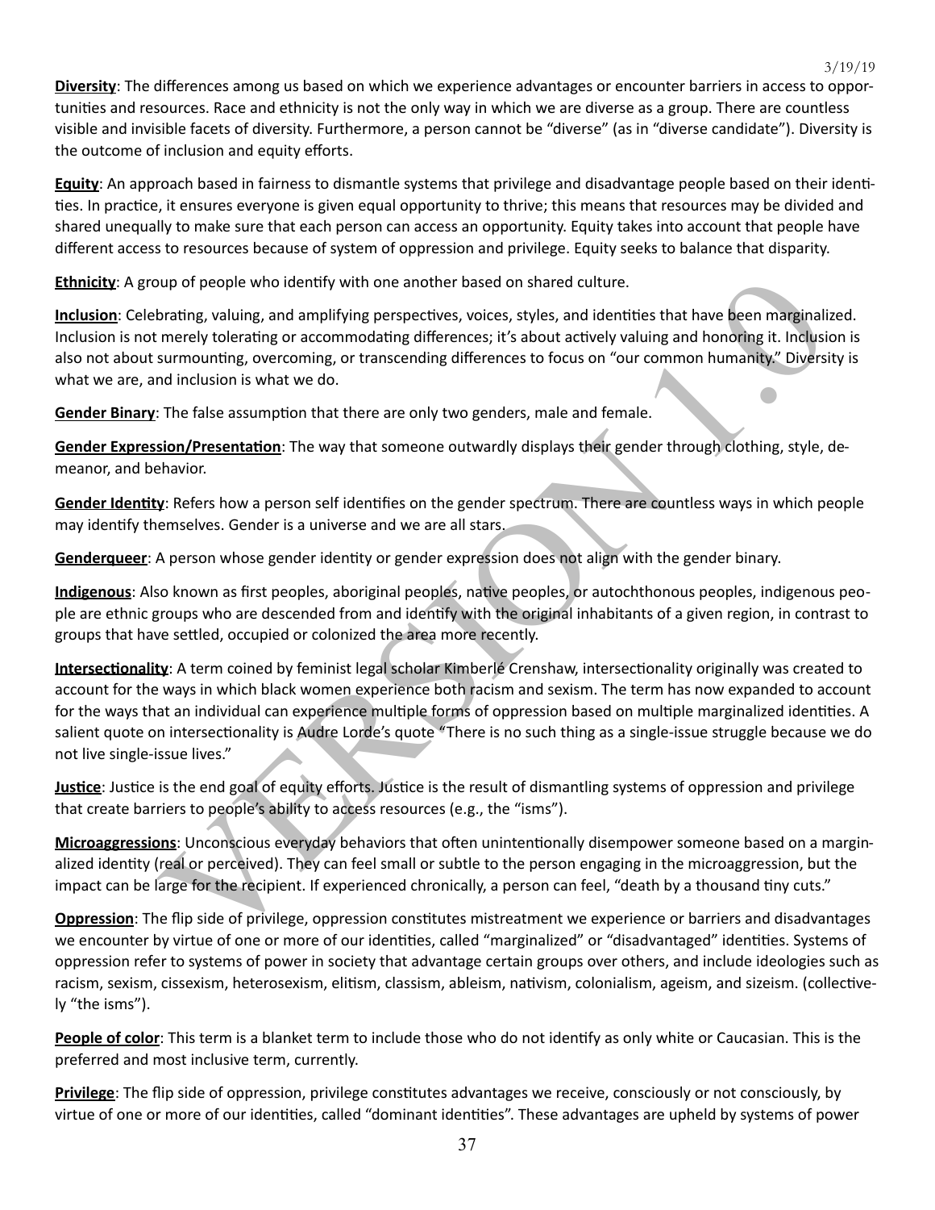**Diversity**: The differences among us based on which we experience advantages or encounter barriers in access to opportunities and resources. Race and ethnicity is not the only way in which we are diverse as a group. There are countless visible and invisible facets of diversity. Furthermore, a person cannot be "diverse" (as in "diverse candidate"). Diversity is the outcome of inclusion and equity efforts.

**Equity**: An approach based in fairness to dismantle systems that privilege and disadvantage people based on their identities. In practice, it ensures everyone is given equal opportunity to thrive; this means that resources may be divided and shared unequally to make sure that each person can access an opportunity. Equity takes into account that people have different access to resources because of system of oppression and privilege. Equity seeks to balance that disparity.

**Ethnicity**: A group of people who identify with one another based on shared culture.

**Inclusion**: Celebrating, valuing, and amplifying perspectives, voices, styles, and identities that have been marginalized. Inclusion is not merely tolerating or accommodating differences; it's about actively valuing and honoring it. Inclusion is also not about surmounting, overcoming, or transcending differences to focus on "our common humanity." Diversity is what we are, and inclusion is what we do.

**Gender Binary**: The false assumption that there are only two genders, male and female.

**Gender Expression/Presentation**: The way that someone outwardly displays their gender through clothing, style, demeanor, and behavior.

**Gender Identity**: Refers how a person self identifies on the gender spectrum. There are countless ways in which people may identify themselves. Gender is a universe and we are all stars.

**Genderqueer**: A person whose gender identity or gender expression does not align with the gender binary.

**Indigenous**: Also known as first peoples, aboriginal peoples, native peoples, or autochthonous peoples, indigenous people are ethnic groups who are descended from and identify with the original inhabitants of a given region, in contrast to groups that have settled, occupied or colonized the area more recently.

**Intersectionality**: A term coined by feminist legal scholar Kimberlé Crenshaw, intersectionality originally was created to account for the ways in which black women experience both racism and sexism. The term has now expanded to account for the ways that an individual can experience multiple forms of oppression based on multiple marginalized identities. A salient quote on intersectionality is Audre Lorde's quote "There is no such thing as a single-issue struggle because we do not live single-issue lives."

**Justice**: Justice is the end goal of equity efforts. Justice is the result of dismantling systems of oppression and privilege that create barriers to people's ability to access resources (e.g., the "isms").

**Microaggressions**: Unconscious everyday behaviors that often unintentionally disempower someone based on a marginalized identity (real or perceived). They can feel small or subtle to the person engaging in the microaggression, but the impact can be large for the recipient. If experienced chronically, a person can feel, "death by a thousand tiny cuts."

**Oppression**: The flip side of privilege, oppression constitutes mistreatment we experience or barriers and disadvantages we encounter by virtue of one or more of our identities, called "marginalized" or "disadvantaged" identities. Systems of oppression refer to systems of power in society that advantage certain groups over others, and include ideologies such as racism, sexism, cissexism, heterosexism, elitism, classism, ableism, nativism, colonialism, ageism, and sizeism. (collectively "the isms").

**People of color**: This term is a blanket term to include those who do not identify as only white or Caucasian. This is the preferred and most inclusive term, currently.

**Privilege**: The flip side of oppression, privilege constitutes advantages we receive, consciously or not consciously, by virtue of one or more of our identities, called "dominant identities". These advantages are upheld by systems of power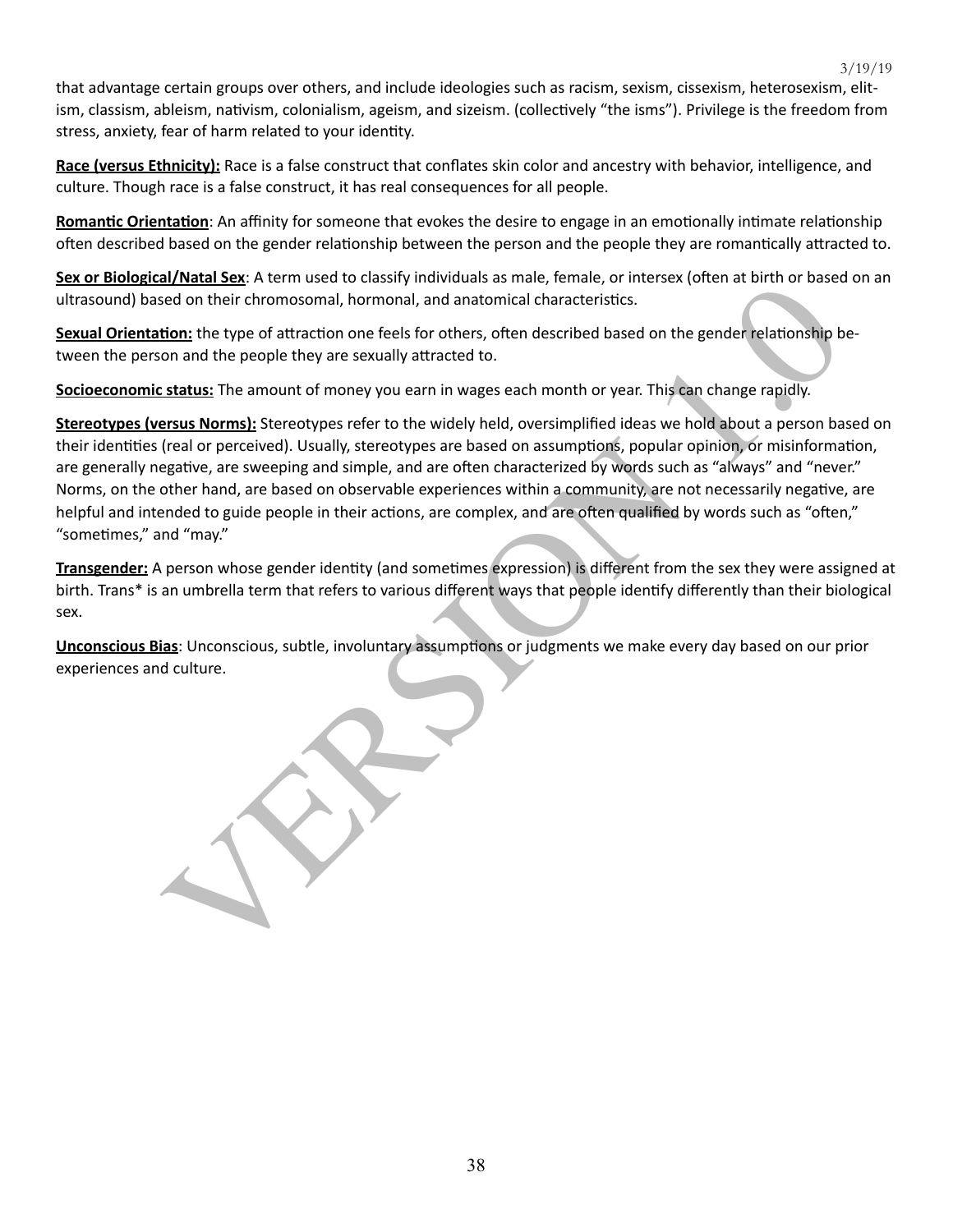that advantage certain groups over others, and include ideologies such as racism, sexism, cissexism, heterosexism, elitism, classism, ableism, nativism, colonialism, ageism, and sizeism. (collectively "the isms"). Privilege is the freedom from stress, anxiety, fear of harm related to your identity.

**Race (versus Ethnicity):** Race is a false construct that conflates skin color and ancestry with behavior, intelligence, and culture. Though race is a false construct, it has real consequences for all people.

**Romantic Orientation**: An affinity for someone that evokes the desire to engage in an emotionally intimate relationship often described based on the gender relationship between the person and the people they are romantically attracted to.

**Sex or Biological/Natal Sex**: A term used to classify individuals as male, female, or intersex (often at birth or based on an ultrasound) based on their chromosomal, hormonal, and anatomical characteristics.

**Sexual Orientation:** the type of attraction one feels for others, often described based on the gender relationship between the person and the people they are sexually attracted to.

**Socioeconomic status:** The amount of money you earn in wages each month or year. This can change rapidly.

**Stereotypes (versus Norms):** Stereotypes refer to the widely held, oversimplified ideas we hold about a person based on their identities (real or perceived). Usually, stereotypes are based on assumptions, popular opinion, or misinformation, are generally negative, are sweeping and simple, and are often characterized by words such as "always" and "never." Norms, on the other hand, are based on observable experiences within a community, are not necessarily negative, are helpful and intended to guide people in their actions, are complex, and are often qualified by words such as "often," "sometimes," and "may."

**Transgender:** A person whose gender identity (and sometimes expression) is different from the sex they were assigned at birth. Trans* is an umbrella term that refers to various different ways that people identify differently than their biological sex.

**Unconscious Bias**: Unconscious, subtle, involuntary assumptions or judgments we make every day based on our prior experiences and culture.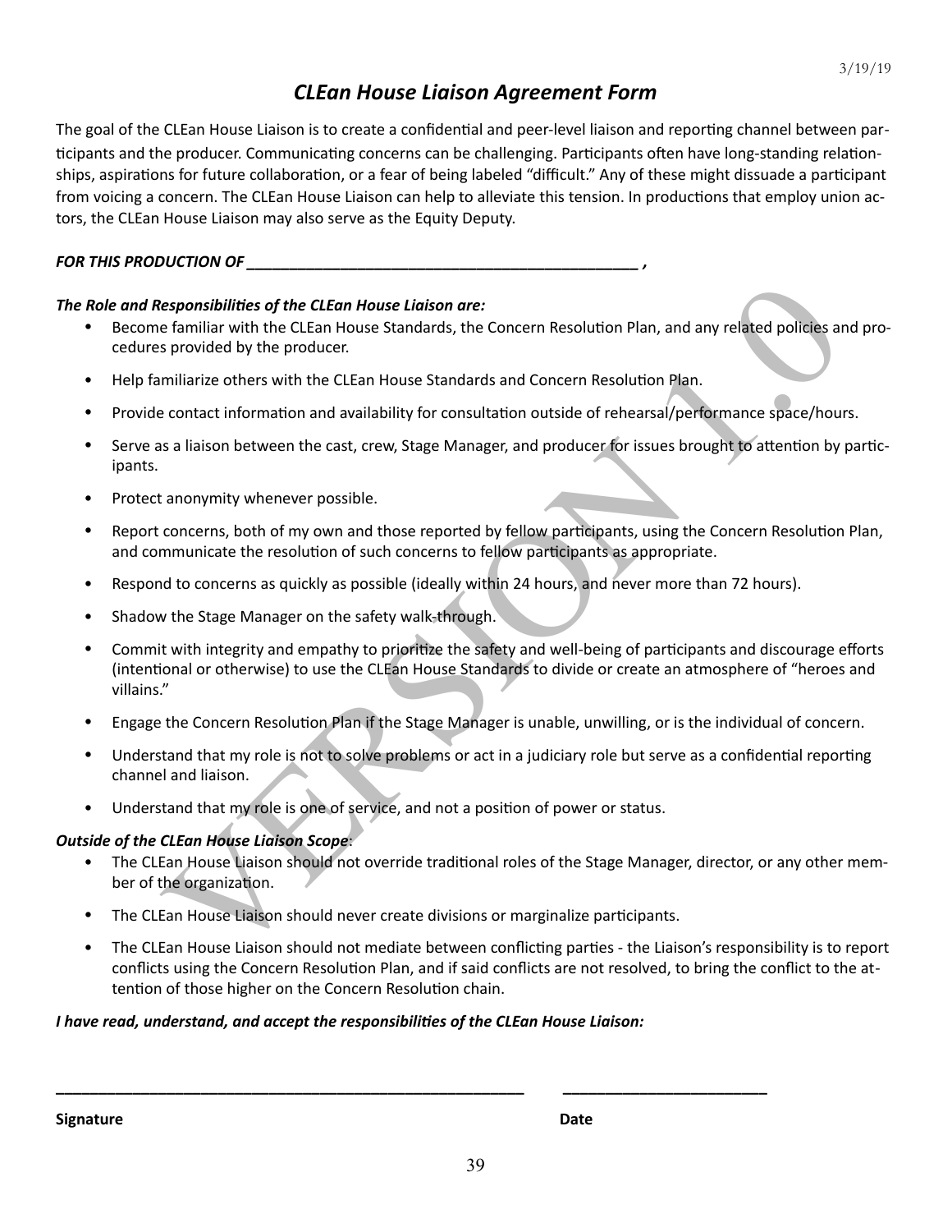3/19/19

# *CLEan House Liaison Agreement Form*

The goal of the CLEan House Liaison is to create a confidential and peer-level liaison and reporting channel between participants and the producer. Communicating concerns can be challenging. Participants often have long-standing relationships, aspirations for future collaboration, or a fear of being labeled "difficult." Any of these might dissuade a participant from voicing a concern. The CLEan House Liaison can help to alleviate this tension. In productions that employ union actors, the CLEan House Liaison may also serve as the Equity Deputy.

***FOR THIS PRODUCTION OF _______________________________________________ ,***

***The Role and Responsibilities of the CLEan House Liaison are:***

- Become familiar with the CLEan House Standards, the Concern Resolution Plan, and any related policies and procedures provided by the producer.
- Help familiarize others with the CLEan House Standards and Concern Resolution Plan.
- Provide contact information and availability for consultation outside of rehearsal/performance space/hours.
- Serve as a liaison between the cast, crew, Stage Manager, and producer for issues brought to attention by participants.
- Protect anonymity whenever possible.
- Report concerns, both of my own and those reported by fellow participants, using the Concern Resolution Plan, and communicate the resolution of such concerns to fellow participants as appropriate.
- Respond to concerns as quickly as possible (ideally within 24 hours, and never more than 72 hours).
- Shadow the Stage Manager on the safety walk-through.
- Commit with integrity and empathy to prioritize the safety and well-being of participants and discourage efforts (intentional or otherwise) to use the CLEan House Standards to divide or create an atmosphere of "heroes and villains."
- Engage the Concern Resolution Plan if the Stage Manager is unable, unwilling, or is the individual of concern.
- Understand that my role is not to solve problems or act in a judiciary role but serve as a confidential reporting channel and liaison.
- Understand that my role is one of service, and not a position of power or status.

***Outside of the CLEan House Liaison Scope***:

- The CLEan House Liaison should not override traditional roles of the Stage Manager, director, or any other member of the organization.
- The CLEan House Liaison should never create divisions or marginalize participants.
- The CLEan House Liaison should not mediate between conflicting parties - the Liaison's responsibility is to report conflicts using the Concern Resolution Plan, and if said conflicts are not resolved, to bring the conflict to the attention of those higher on the Concern Resolution chain.

***I have read, understand, and accept the responsibilities of the CLEan House Liaison:***

_________________________________________________________ ________________________

**Signature** **Date**